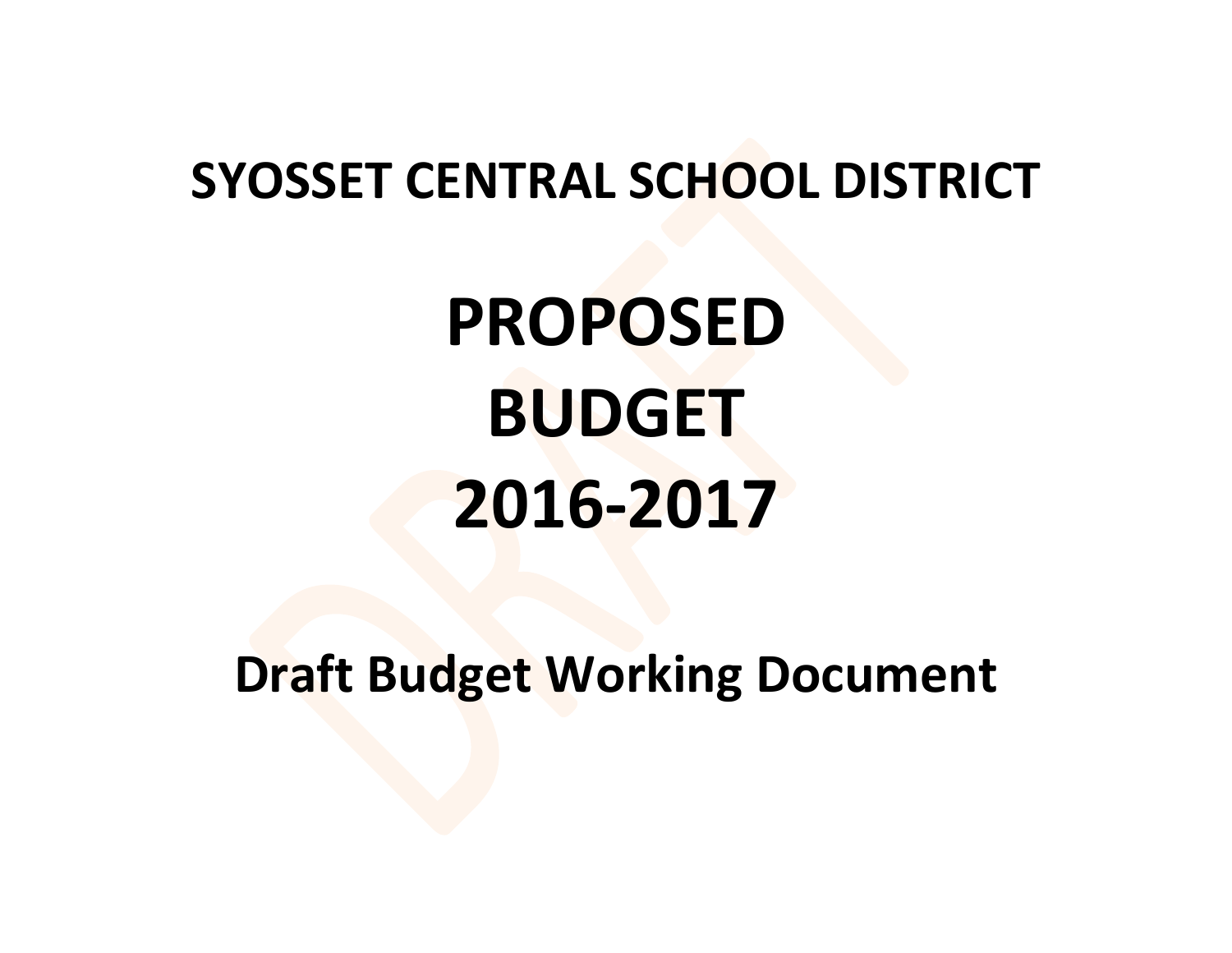# SYOSSET CENTRAL SCHOOL DISTRICT

# PROPOSED BUDGET 2016-2017

## Draft Budget Working Document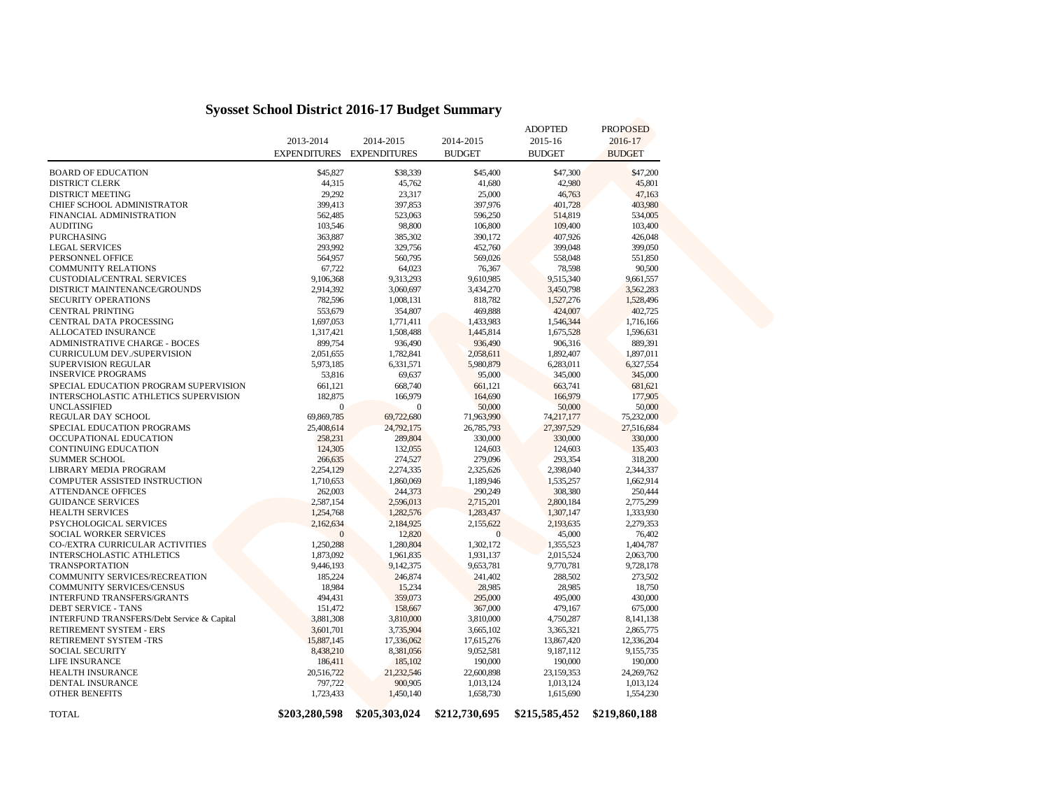# Syosset School District 2016-17 Budget Summary

|  | 2013-2014 EXPENDITURES | 2014-2015 EXPENDITURES | 2014-2015 BUDGET | ADOPTED 2015-16 BUDGET | PROPOSED 2016-17 BUDGET |
|---|---|---|---|---|---|
| BOARD OF EDUCATION | $45,827 | $38,339 | $45,400 | $47,300 | $47,200 |
| DISTRICT CLERK | 44,315 | 45,762 | 41,680 | 42,980 | 45,801 |
| DISTRICT MEETING | 29,292 | 23,317 | 25,000 | 46,763 | 47,163 |
| CHIEF SCHOOL ADMINISTRATOR | 399,413 | 397,853 | 397,976 | 401,728 | 403,980 |
| FINANCIAL ADMINISTRATION | 562,485 | 523,063 | 596,250 | 514,819 | 534,005 |
| AUDITING | 103,546 | 98,800 | 106,800 | 109,400 | 103,400 |
| PURCHASING | 363,887 | 385,302 | 390,172 | 407,926 | 426,048 |
| LEGAL SERVICES | 293,992 | 329,756 | 452,760 | 399,048 | 399,050 |
| PERSONNEL OFFICE | 564,957 | 560,795 | 569,026 | 558,048 | 551,850 |
| COMMUNITY RELATIONS | 67,722 | 64,023 | 76,367 | 78,598 | 90,500 |
| CUSTODIAL/CENTRAL SERVICES | 9,106,368 | 9,313,293 | 9,610,985 | 9,515,340 | 9,661,557 |
| DISTRICT MAINTENANCE/GROUNDS | 2,914,392 | 3,060,697 | 3,434,270 | 3,450,798 | 3,562,283 |
| SECURITY OPERATIONS | 782,596 | 1,008,131 | 818,782 | 1,527,276 | 1,528,496 |
| CENTRAL PRINTING | 553,679 | 354,807 | 469,888 | 424,007 | 402,725 |
| CENTRAL DATA PROCESSING | 1,697,053 | 1,771,411 | 1,433,983 | 1,546,344 | 1,716,166 |
| ALLOCATED INSURANCE | 1,317,421 | 1,508,488 | 1,445,814 | 1,675,528 | 1,596,631 |
| ADMINISTRATIVE CHARGE - BOCES | 899,754 | 936,490 | 936,490 | 906,316 | 889,391 |
| CURRICULUM DEV./SUPERVISION | 2,051,655 | 1,782,841 | 2,058,611 | 1,892,407 | 1,897,011 |
| SUPERVISION REGULAR | 5,973,185 | 6,331,571 | 5,980,879 | 6,283,011 | 6,327,554 |
| INSERVICE PROGRAMS | 53,816 | 69,637 | 95,000 | 345,000 | 345,000 |
| SPECIAL EDUCATION PROGRAM SUPERVISION | 661,121 | 668,740 | 661,121 | 663,741 | 681,621 |
| INTERSCHOLASTIC ATHLETICS SUPERVISION | 182,875 | 166,979 | 164,690 | 166,979 | 177,905 |
| UNCLASSIFIED | 0 | 0 | 50,000 | 50,000 | 50,000 |
| REGULAR DAY SCHOOL | 69,869,785 | 69,722,680 | 71,963,990 | 74,217,177 | 75,232,000 |
| SPECIAL EDUCATION PROGRAMS | 25,408,614 | 24,792,175 | 26,785,793 | 27,397,529 | 27,516,684 |
| OCCUPATIONAL EDUCATION | 258,231 | 289,804 | 330,000 | 330,000 | 330,000 |
| CONTINUING EDUCATION | 124,305 | 132,055 | 124,603 | 124,603 | 135,403 |
| SUMMER SCHOOL | 266,635 | 274,527 | 279,096 | 293,354 | 318,200 |
| LIBRARY MEDIA PROGRAM | 2,254,129 | 2,274,335 | 2,325,626 | 2,398,040 | 2,344,337 |
| COMPUTER ASSISTED INSTRUCTION | 1,710,653 | 1,860,069 | 1,189,946 | 1,535,257 | 1,662,914 |
| ATTENDANCE OFFICES | 262,003 | 244,373 | 290,249 | 308,380 | 250,444 |
| GUIDANCE SERVICES | 2,587,154 | 2,596,013 | 2,715,201 | 2,800,184 | 2,775,299 |
| HEALTH SERVICES | 1,254,768 | 1,282,576 | 1,283,437 | 1,307,147 | 1,333,930 |
| PSYCHOLOGICAL SERVICES | 2,162,634 | 2,184,925 | 2,155,622 | 2,193,635 | 2,279,353 |
| SOCIAL WORKER SERVICES | 0 | 12,820 | 0 | 45,000 | 76,402 |
| CO-/EXTRA CURRICULAR ACTIVITIES | 1,250,288 | 1,280,804 | 1,302,172 | 1,355,523 | 1,404,787 |
| INTERSCHOLASTIC ATHLETICS | 1,873,092 | 1,961,835 | 1,931,137 | 2,015,524 | 2,063,700 |
| TRANSPORTATION | 9,446,193 | 9,142,375 | 9,653,781 | 9,770,781 | 9,728,178 |
| COMMUNITY SERVICES/RECREATION | 185,224 | 246,874 | 241,402 | 288,502 | 273,502 |
| COMMUNITY SERVICES/CENSUS | 18,984 | 15,234 | 28,985 | 28,985 | 18,750 |
| INTERFUND TRANSFERS/GRANTS | 494,431 | 359,073 | 295,000 | 495,000 | 430,000 |
| DEBT SERVICE - TANS | 151,472 | 158,667 | 367,000 | 479,167 | 675,000 |
| INTERFUND TRANSFERS/Debt Service & Capital | 3,881,308 | 3,810,000 | 3,810,000 | 4,750,287 | 8,141,138 |
| RETIREMENT SYSTEM - ERS | 3,601,701 | 3,735,904 | 3,665,102 | 3,365,321 | 2,865,775 |
| RETIREMENT SYSTEM -TRS | 15,887,145 | 17,336,062 | 17,615,276 | 13,867,420 | 12,336,204 |
| SOCIAL SECURITY | 8,438,210 | 8,381,056 | 9,052,581 | 9,187,112 | 9,155,735 |
| LIFE INSURANCE | 186,411 | 185,102 | 190,000 | 190,000 | 190,000 |
| HEALTH INSURANCE | 20,516,722 | 21,232,546 | 22,600,898 | 23,159,353 | 24,269,762 |
| DENTAL INSURANCE | 797,722 | 900,905 | 1,013,124 | 1,013,124 | 1,013,124 |
| OTHER BENEFITS | 1,723,433 | 1,450,140 | 1,658,730 | 1,615,690 | 1,554,230 |
| TOTAL | **$203,280,598** | **$205,303,024** | **$212,730,695** | **$215,585,452** | **$219,860,188** |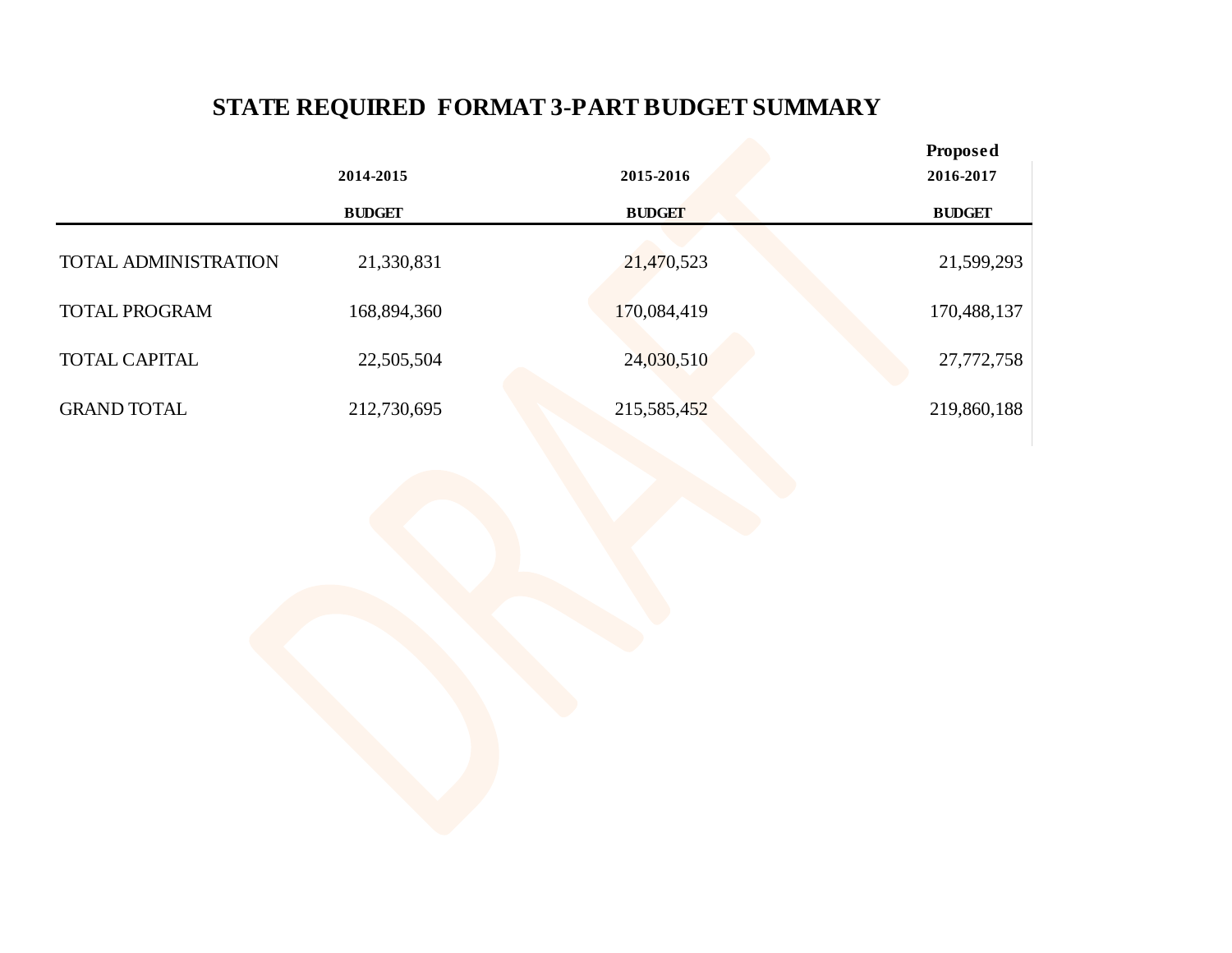# STATE REQUIRED FORMAT 3-PART BUDGET SUMMARY

| | 2014-2015 BUDGET | 2015-2016 BUDGET | Proposed 2016-2017 BUDGET |
|---|---|---|---|
| TOTAL ADMINISTRATION | 21,330,831 | 21,470,523 | 21,599,293 |
| TOTAL PROGRAM | 168,894,360 | 170,084,419 | 170,488,137 |
| TOTAL CAPITAL | 22,505,504 | 24,030,510 | 27,772,758 |
| GRAND TOTAL | 212,730,695 | 215,585,452 | 219,860,188 |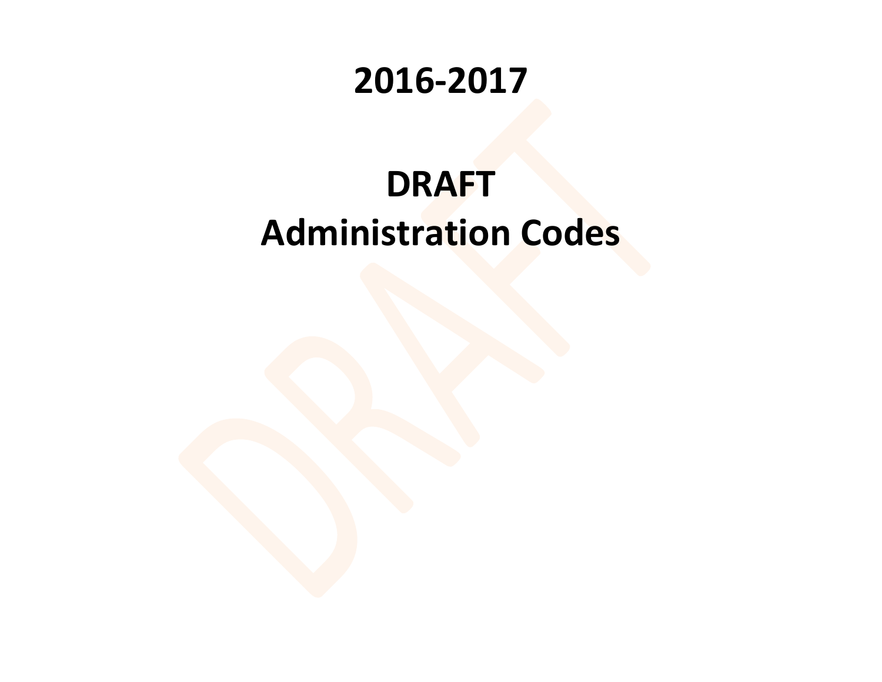# 2016-2017

# DRAFT
# Administration Codes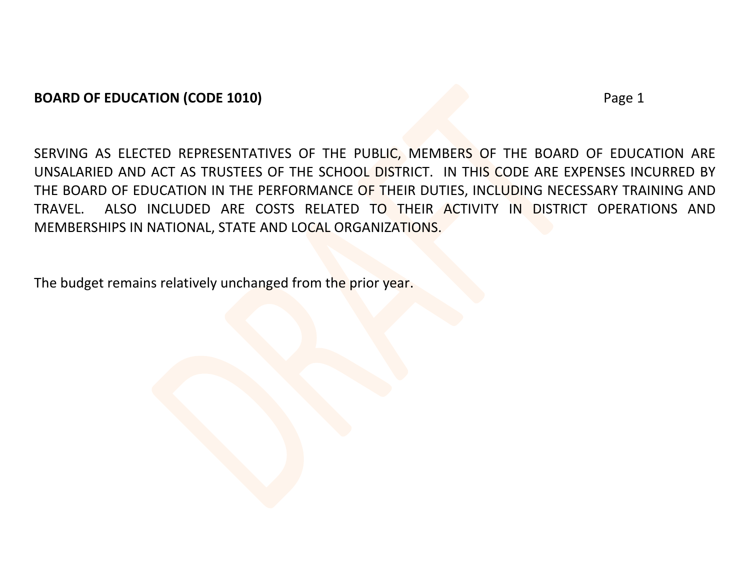**BOARD OF EDUCATION (CODE 1010)**

SERVING AS ELECTED REPRESENTATIVES OF THE PUBLIC, MEMBERS OF THE BOARD OF EDUCATION ARE UNSALARIED AND ACT AS TRUSTEES OF THE SCHOOL DISTRICT. IN THIS CODE ARE EXPENSES INCURRED BY THE BOARD OF EDUCATION IN THE PERFORMANCE OF THEIR DUTIES, INCLUDING NECESSARY TRAINING AND TRAVEL. ALSO INCLUDED ARE COSTS RELATED TO THEIR ACTIVITY IN DISTRICT OPERATIONS AND MEMBERSHIPS IN NATIONAL, STATE AND LOCAL ORGANIZATIONS.

The budget remains relatively unchanged from the prior year.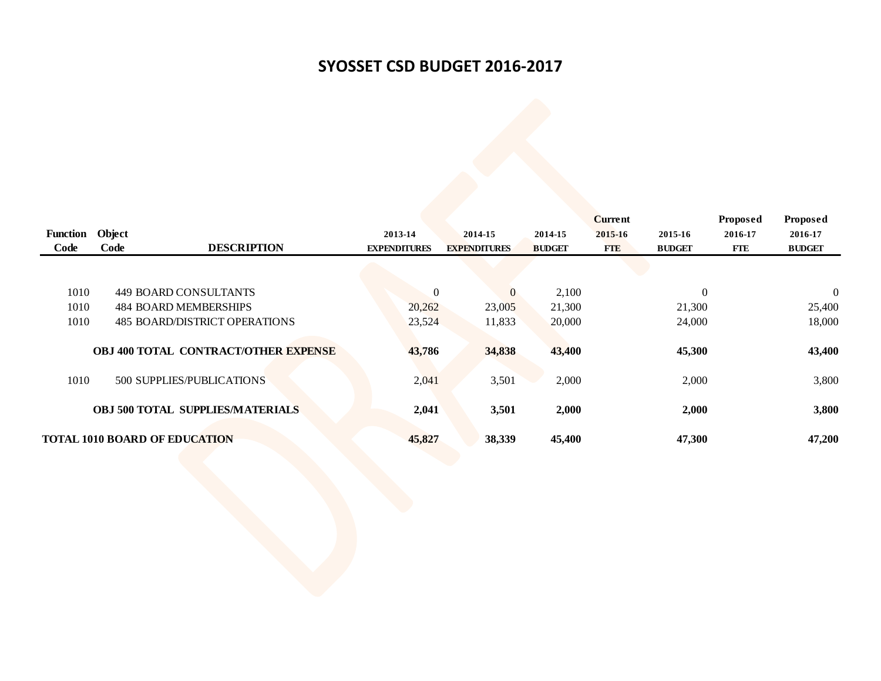# SYOSSET CSD BUDGET 2016-2017

| Function Code | Object Code | DESCRIPTION | 2013-14 EXPENDITURES | 2014-15 EXPENDITURES | 2014-15 BUDGET | Current 2015-16 FTE | 2015-16 BUDGET | Proposed 2016-17 FTE | Proposed 2016-17 BUDGET |
|---|---|---|---|---|---|---|---|---|---|
| 1010 | 449 | BOARD CONSULTANTS | 0 | 0 | 2,100 | | 0 | | 0 |
| 1010 | 484 | BOARD MEMBERSHIPS | 20,262 | 23,005 | 21,300 | | 21,300 | | 25,400 |
| 1010 | 485 | BOARD/DISTRICT OPERATIONS | 23,524 | 11,833 | 20,000 | | 24,000 | | 18,000 |
| | | **OBJ 400 TOTAL CONTRACT/OTHER EXPENSE** | **43,786** | **34,838** | **43,400** | | **45,300** | | **43,400** |
| 1010 | 500 | SUPPLIES/PUBLICATIONS | 2,041 | 3,501 | 2,000 | | 2,000 | | 3,800 |
| | | **OBJ 500 TOTAL SUPPLIES/MATERIALS** | **2,041** | **3,501** | **2,000** | | **2,000** | | **3,800** |
| | | **TOTAL 1010 BOARD OF EDUCATION** | **45,827** | **38,339** | **45,400** | | **47,300** | | **47,200** |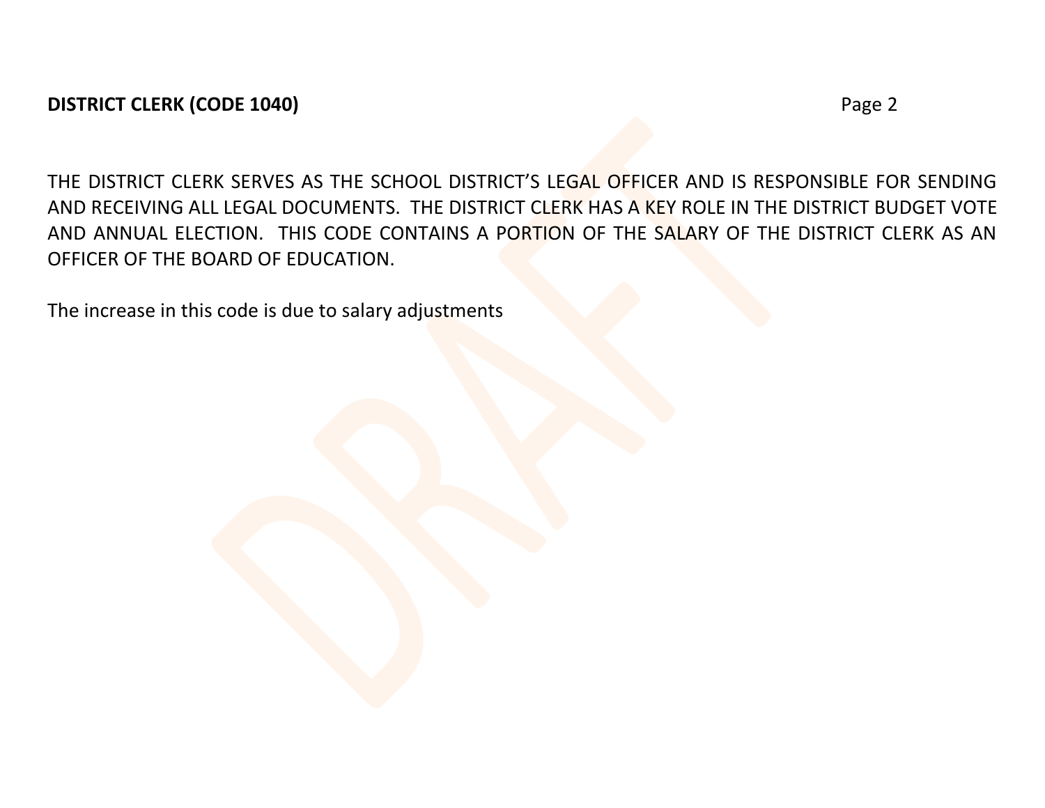**DISTRICT CLERK (CODE 1040)**

THE DISTRICT CLERK SERVES AS THE SCHOOL DISTRICT'S LEGAL OFFICER AND IS RESPONSIBLE FOR SENDING AND RECEIVING ALL LEGAL DOCUMENTS. THE DISTRICT CLERK HAS A KEY ROLE IN THE DISTRICT BUDGET VOTE AND ANNUAL ELECTION. THIS CODE CONTAINS A PORTION OF THE SALARY OF THE DISTRICT CLERK AS AN OFFICER OF THE BOARD OF EDUCATION.

The increase in this code is due to salary adjustments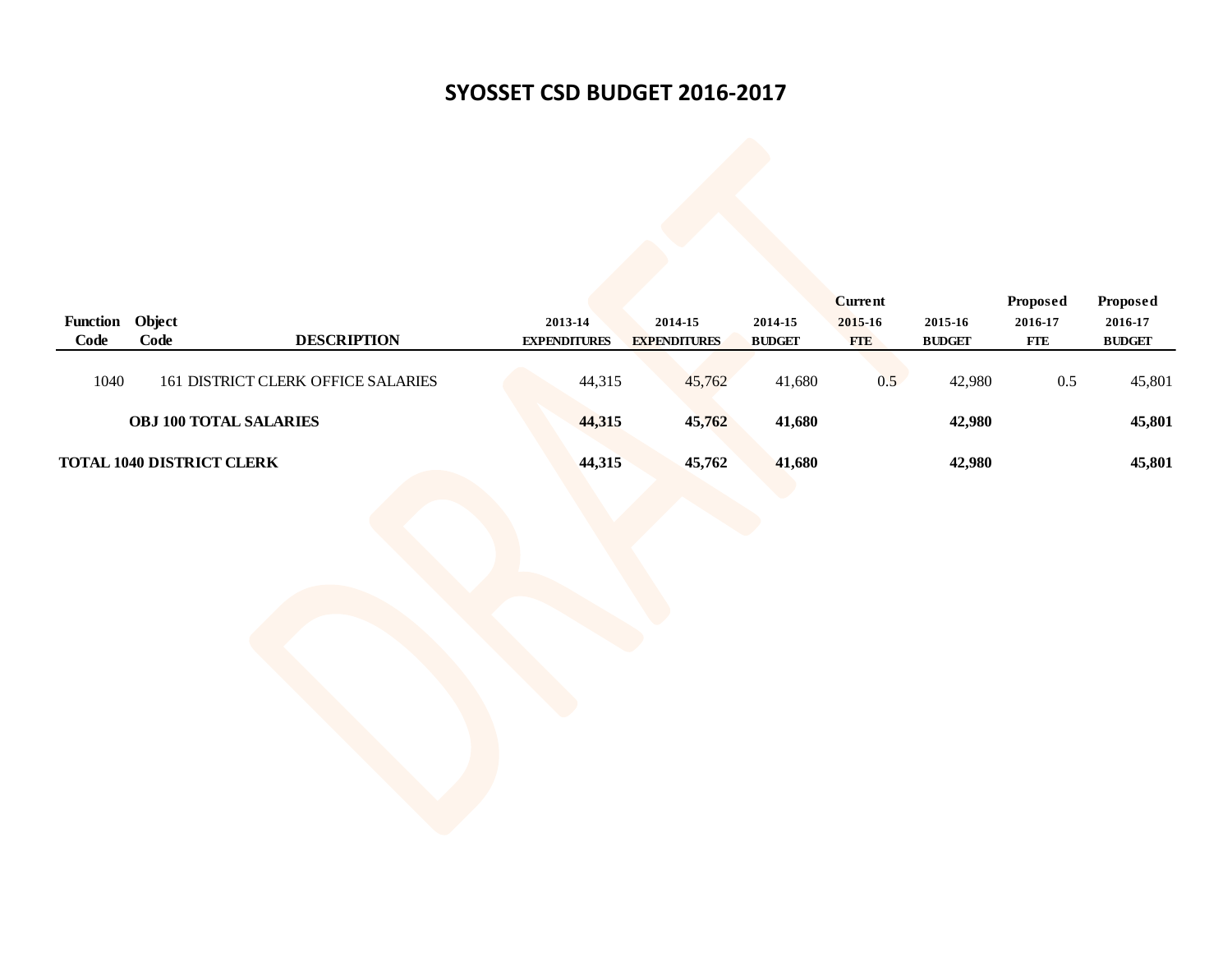# SYOSSET CSD BUDGET 2016-2017

| Function Code | Object Code | DESCRIPTION | 2013-14 EXPENDITURES | 2014-15 EXPENDITURES | 2014-15 BUDGET | Current 2015-16 FTE | 2015-16 BUDGET | Proposed 2016-17 FTE | Proposed 2016-17 BUDGET |
|---|---|---|---|---|---|---|---|---|---|
| 1040 | 161 | DISTRICT CLERK OFFICE SALARIES | 44,315 | 45,762 | 41,680 | 0.5 | 42,980 | 0.5 | 45,801 |
| | | **OBJ 100 TOTAL SALARIES** | **44,315** | **45,762** | **41,680** | | **42,980** | | **45,801** |
| **TOTAL 1040 DISTRICT CLERK** | | | **44,315** | **45,762** | **41,680** | | **42,980** | | **45,801** |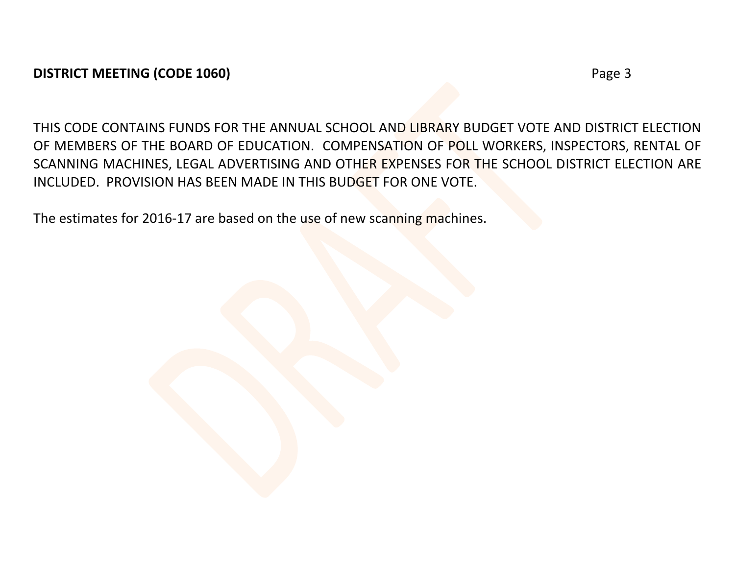**DISTRICT MEETING (CODE 1060)**

THIS CODE CONTAINS FUNDS FOR THE ANNUAL SCHOOL AND LIBRARY BUDGET VOTE AND DISTRICT ELECTION OF MEMBERS OF THE BOARD OF EDUCATION. COMPENSATION OF POLL WORKERS, INSPECTORS, RENTAL OF SCANNING MACHINES, LEGAL ADVERTISING AND OTHER EXPENSES FOR THE SCHOOL DISTRICT ELECTION ARE INCLUDED. PROVISION HAS BEEN MADE IN THIS BUDGET FOR ONE VOTE.

The estimates for 2016-17 are based on the use of new scanning machines.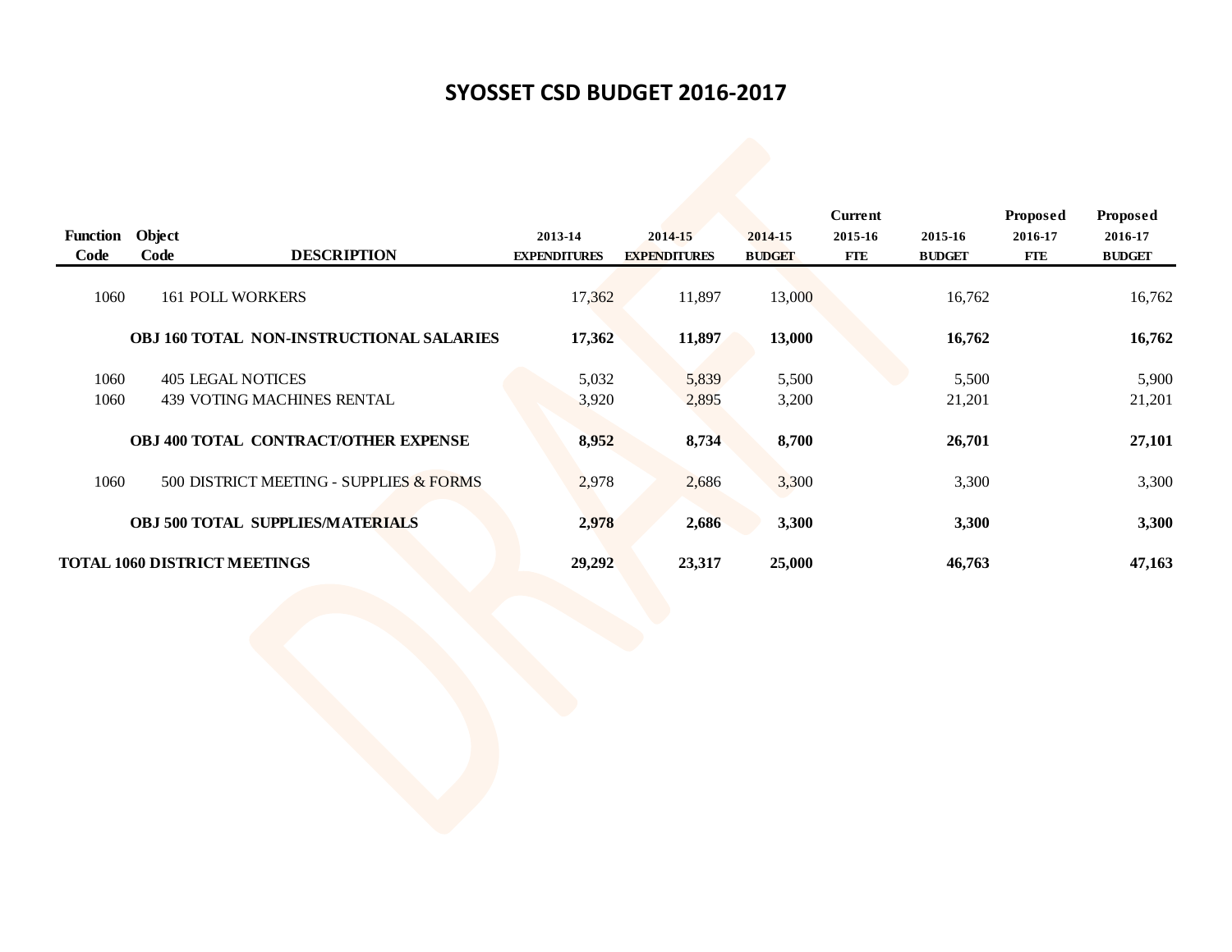# SYOSSET CSD BUDGET 2016-2017

| Function Code | Object Code | DESCRIPTION | 2013-14 EXPENDITURES | 2014-15 EXPENDITURES | 2014-15 BUDGET | Current 2015-16 FTE | 2015-16 BUDGET | Proposed 2016-17 FTE | Proposed 2016-17 BUDGET |
|---|---|---|---|---|---|---|---|---|---|
| 1060 | 161 | POLL WORKERS | 17,362 | 11,897 | 13,000 | | 16,762 | | 16,762 |
| | | **OBJ 160 TOTAL NON-INSTRUCTIONAL SALARIES** | **17,362** | **11,897** | **13,000** | | **16,762** | | **16,762** |
| 1060 | 405 | LEGAL NOTICES | 5,032 | 5,839 | 5,500 | | 5,500 | | 5,900 |
| 1060 | 439 | VOTING MACHINES RENTAL | 3,920 | 2,895 | 3,200 | | 21,201 | | 21,201 |
| | | **OBJ 400 TOTAL CONTRACT/OTHER EXPENSE** | **8,952** | **8,734** | **8,700** | | **26,701** | | **27,101** |
| 1060 | 500 | DISTRICT MEETING - SUPPLIES & FORMS | 2,978 | 2,686 | 3,300 | | 3,300 | | 3,300 |
| | | **OBJ 500 TOTAL SUPPLIES/MATERIALS** | **2,978** | **2,686** | **3,300** | | **3,300** | | **3,300** |
| **TOTAL 1060 DISTRICT MEETINGS** | | | **29,292** | **23,317** | **25,000** | | **46,763** | | **47,163** |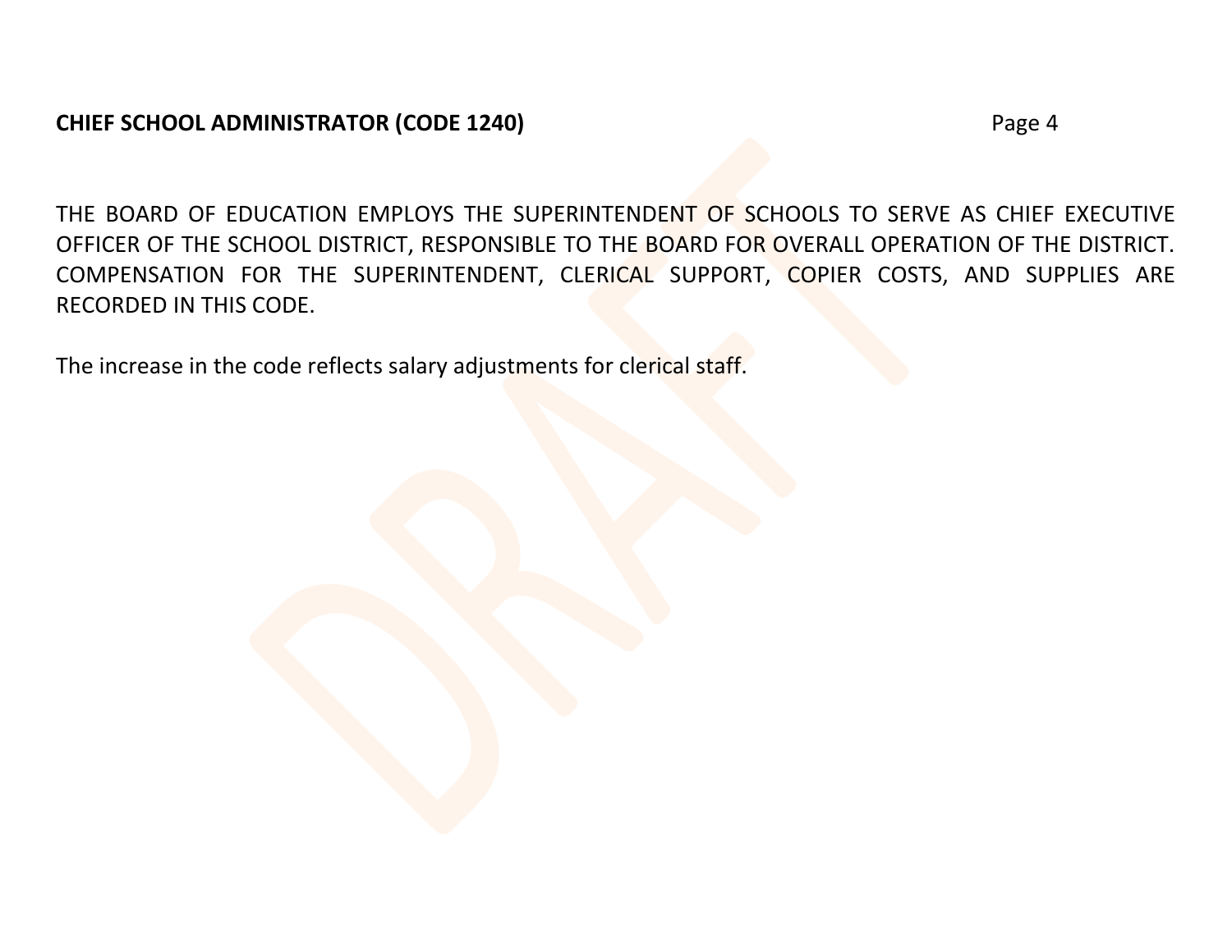**CHIEF SCHOOL ADMINISTRATOR (CODE 1240)**

THE BOARD OF EDUCATION EMPLOYS THE SUPERINTENDENT OF SCHOOLS TO SERVE AS CHIEF EXECUTIVE OFFICER OF THE SCHOOL DISTRICT, RESPONSIBLE TO THE BOARD FOR OVERALL OPERATION OF THE DISTRICT. COMPENSATION FOR THE SUPERINTENDENT, CLERICAL SUPPORT, COPIER COSTS, AND SUPPLIES ARE RECORDED IN THIS CODE.

The increase in the code reflects salary adjustments for clerical staff.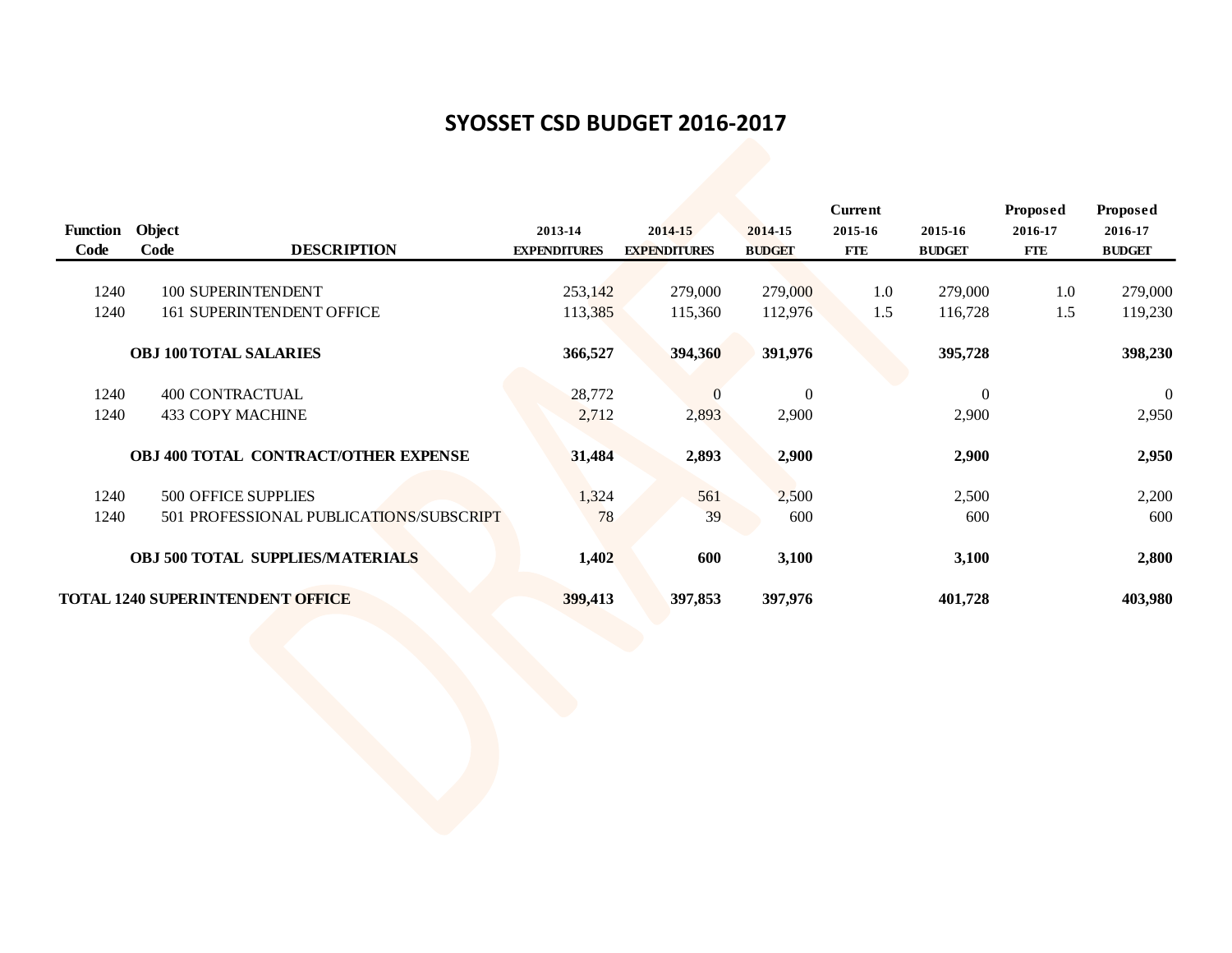# SYOSSET CSD BUDGET 2016-2017

| Function Code | Object Code | DESCRIPTION | 2013-14 EXPENDITURES | 2014-15 EXPENDITURES | 2014-15 BUDGET | Current 2015-16 FTE | 2015-16 BUDGET | Proposed 2016-17 FTE | Proposed 2016-17 BUDGET |
|---|---|---|---|---|---|---|---|---|---|
| 1240 | 100 | SUPERINTENDENT | 253,142 | 279,000 | 279,000 | 1.0 | 279,000 | 1.0 | 279,000 |
| 1240 | 161 | SUPERINTENDENT OFFICE | 113,385 | 115,360 | 112,976 | 1.5 | 116,728 | 1.5 | 119,230 |
| | **OBJ 100** | **TOTAL SALARIES** | **366,527** | **394,360** | **391,976** | | **395,728** | | **398,230** |
| 1240 | 400 | CONTRACTUAL | 28,772 | 0 | 0 | | 0 | | 0 |
| 1240 | 433 | COPY MACHINE | 2,712 | 2,893 | 2,900 | | 2,900 | | 2,950 |
| | **OBJ 400** | **TOTAL CONTRACT/OTHER EXPENSE** | **31,484** | **2,893** | **2,900** | | **2,900** | | **2,950** |
| 1240 | 500 | OFFICE SUPPLIES | 1,324 | 561 | 2,500 | | 2,500 | | 2,200 |
| 1240 | 501 | PROFESSIONAL PUBLICATIONS/SUBSCRIPT | 78 | 39 | 600 | | 600 | | 600 |
| | **OBJ 500** | **TOTAL SUPPLIES/MATERIALS** | **1,402** | **600** | **3,100** | | **3,100** | | **2,800** |
| **TOTAL 1240 SUPERINTENDENT OFFICE** | | | **399,413** | **397,853** | **397,976** | | **401,728** | | **403,980** |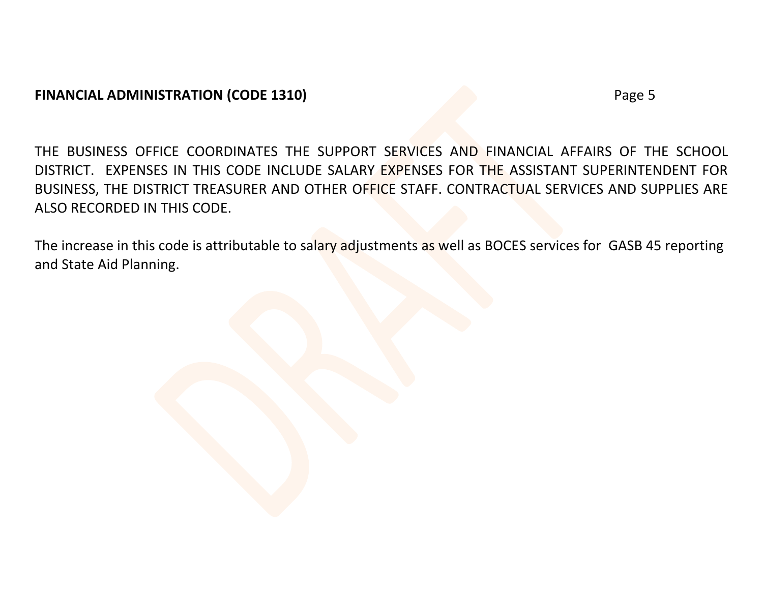**FINANCIAL ADMINISTRATION (CODE 1310)**

THE BUSINESS OFFICE COORDINATES THE SUPPORT SERVICES AND FINANCIAL AFFAIRS OF THE SCHOOL DISTRICT. EXPENSES IN THIS CODE INCLUDE SALARY EXPENSES FOR THE ASSISTANT SUPERINTENDENT FOR BUSINESS, THE DISTRICT TREASURER AND OTHER OFFICE STAFF. CONTRACTUAL SERVICES AND SUPPLIES ARE ALSO RECORDED IN THIS CODE.

The increase in this code is attributable to salary adjustments as well as BOCES services for GASB 45 reporting and State Aid Planning.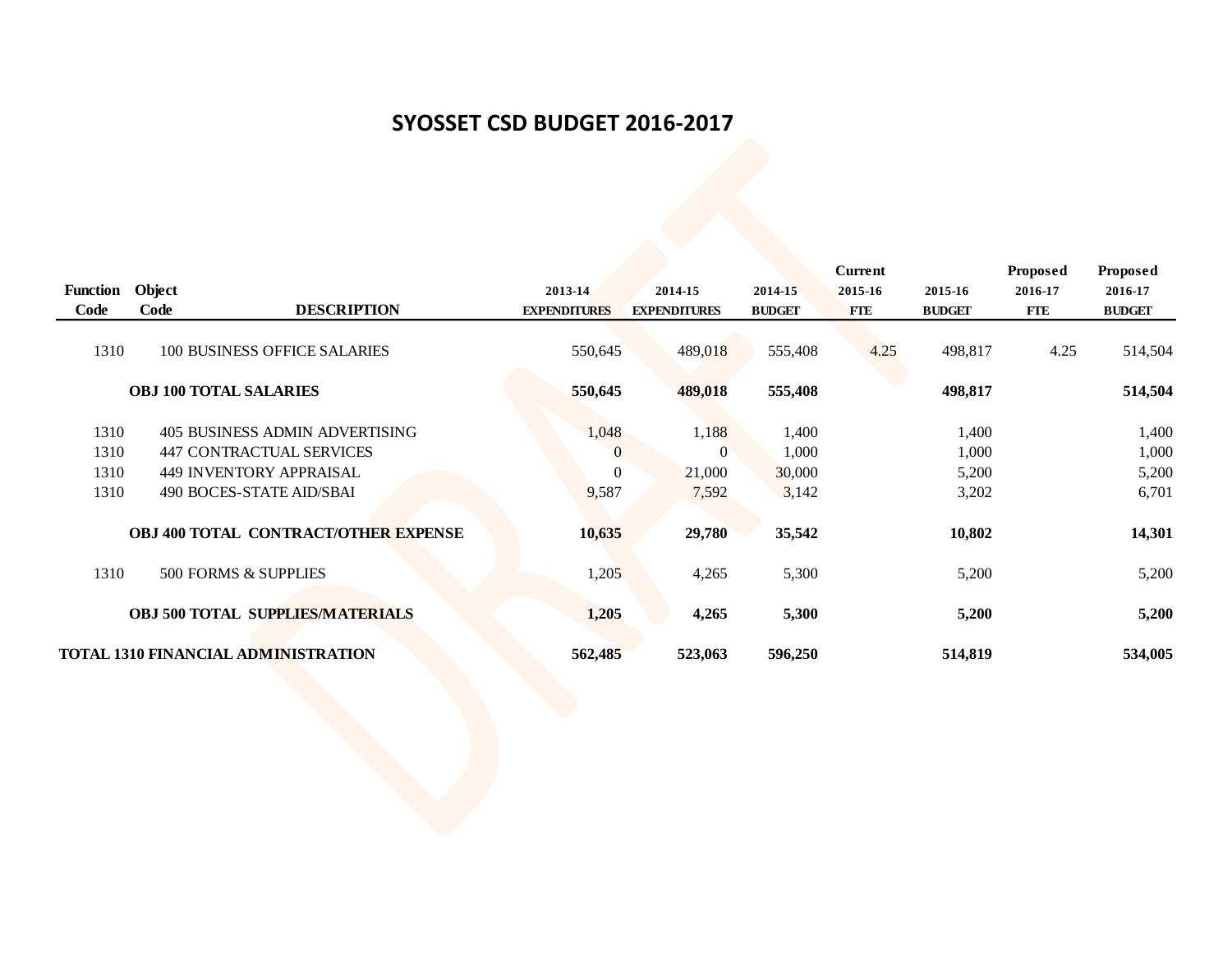# SYOSSET CSD BUDGET 2016-2017

| Function Code | Object Code | DESCRIPTION | 2013-14 EXPENDITURES | 2014-15 EXPENDITURES | 2014-15 BUDGET | Current 2015-16 FTE | 2015-16 BUDGET | Proposed 2016-17 FTE | Proposed 2016-17 BUDGET |
|---|---|---|---|---|---|---|---|---|---|
| 1310 | 100 | BUSINESS OFFICE SALARIES | 550,645 | 489,018 | 555,408 | 4.25 | 498,817 | 4.25 | 514,504 |
| | **OBJ 100 TOTAL SALARIES** | | **550,645** | **489,018** | **555,408** | | **498,817** | | **514,504** |
| 1310 | 405 | BUSINESS ADMIN ADVERTISING | 1,048 | 1,188 | 1,400 | | 1,400 | | 1,400 |
| 1310 | 447 | CONTRACTUAL SERVICES | 0 | 0 | 1,000 | | 1,000 | | 1,000 |
| 1310 | 449 | INVENTORY APPRAISAL | 0 | 21,000 | 30,000 | | 5,200 | | 5,200 |
| 1310 | 490 | BOCES-STATE AID/SBAI | 9,587 | 7,592 | 3,142 | | 3,202 | | 6,701 |
| | **OBJ 400 TOTAL CONTRACT/OTHER EXPENSE** | | **10,635** | **29,780** | **35,542** | | **10,802** | | **14,301** |
| 1310 | 500 | FORMS & SUPPLIES | 1,205 | 4,265 | 5,300 | | 5,200 | | 5,200 |
| | **OBJ 500 TOTAL SUPPLIES/MATERIALS** | | **1,205** | **4,265** | **5,300** | | **5,200** | | **5,200** |
| **TOTAL 1310 FINANCIAL ADMINISTRATION** | | | **562,485** | **523,063** | **596,250** | | **514,819** | | **534,005** |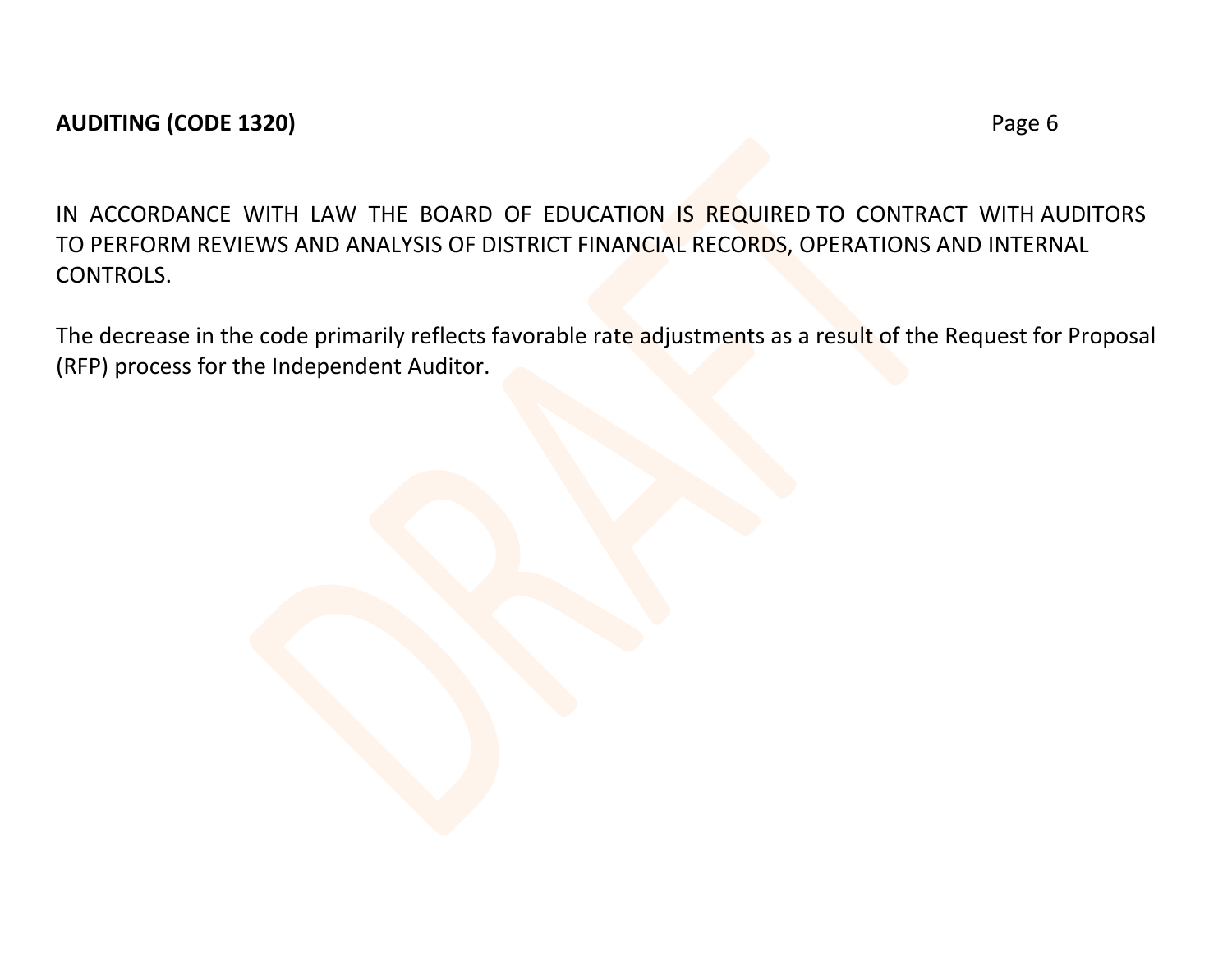**AUDITING (CODE 1320)**

IN ACCORDANCE WITH LAW THE BOARD OF EDUCATION IS REQUIRED TO CONTRACT WITH AUDITORS TO PERFORM REVIEWS AND ANALYSIS OF DISTRICT FINANCIAL RECORDS, OPERATIONS AND INTERNAL CONTROLS.

The decrease in the code primarily reflects favorable rate adjustments as a result of the Request for Proposal (RFP) process for the Independent Auditor.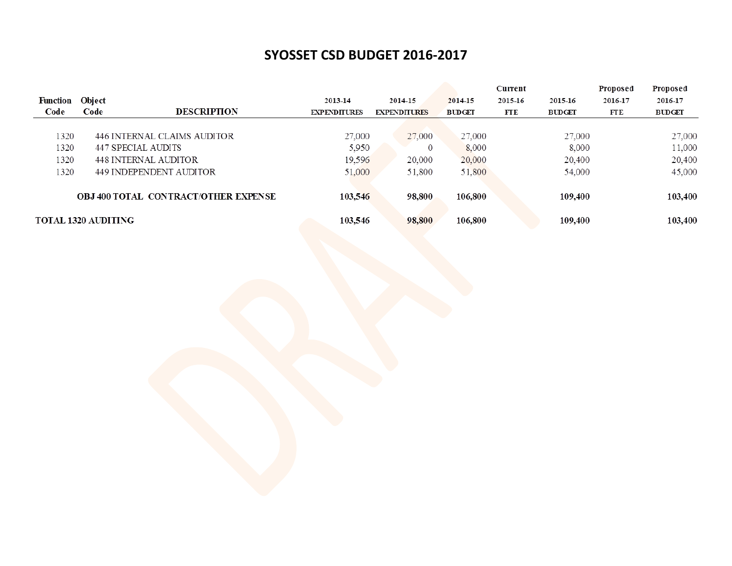# SYOSSET CSD BUDGET 2016-2017

| Function Code | Object Code | DESCRIPTION | 2013-14 EXPENDITURES | 2014-15 EXPENDITURES | 2014-15 BUDGET | Current 2015-16 FTE | 2015-16 BUDGET | Proposed 2016-17 FTE | Proposed 2016-17 BUDGET |
|---|---|---|---|---|---|---|---|---|---|
| 1320 | 446 | INTERNAL CLAIMS AUDITOR | 27,000 | 27,000 | 27,000 | | 27,000 | | 27,000 |
| 1320 | 447 | SPECIAL AUDITS | 5,950 | 0 | 8,000 | | 8,000 | | 11,000 |
| 1320 | 448 | INTERNAL AUDITOR | 19,596 | 20,000 | 20,000 | | 20,400 | | 20,400 |
| 1320 | 449 | INDEPENDENT AUDITOR | 51,000 | 51,800 | 51,800 | | 54,000 | | 45,000 |
| | | **OBJ 400 TOTAL CONTRACT/OTHER EXPENSE** | **103,546** | **98,800** | **106,800** | | **109,400** | | **103,400** |
| **TOTAL 1320 AUDITING** | | | **103,546** | **98,800** | **106,800** | | **109,400** | | **103,400** |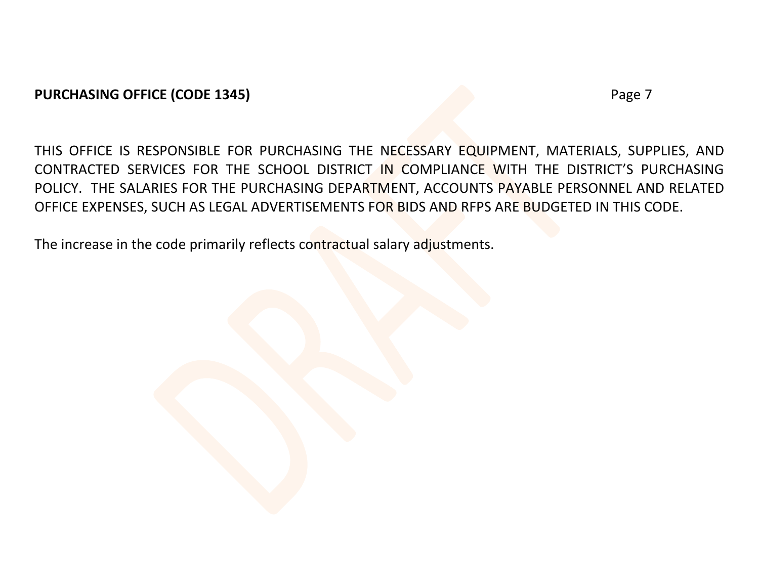**PURCHASING OFFICE (CODE 1345)**

THIS OFFICE IS RESPONSIBLE FOR PURCHASING THE NECESSARY EQUIPMENT, MATERIALS, SUPPLIES, AND CONTRACTED SERVICES FOR THE SCHOOL DISTRICT IN COMPLIANCE WITH THE DISTRICT'S PURCHASING POLICY. THE SALARIES FOR THE PURCHASING DEPARTMENT, ACCOUNTS PAYABLE PERSONNEL AND RELATED OFFICE EXPENSES, SUCH AS LEGAL ADVERTISEMENTS FOR BIDS AND RFPS ARE BUDGETED IN THIS CODE.

The increase in the code primarily reflects contractual salary adjustments.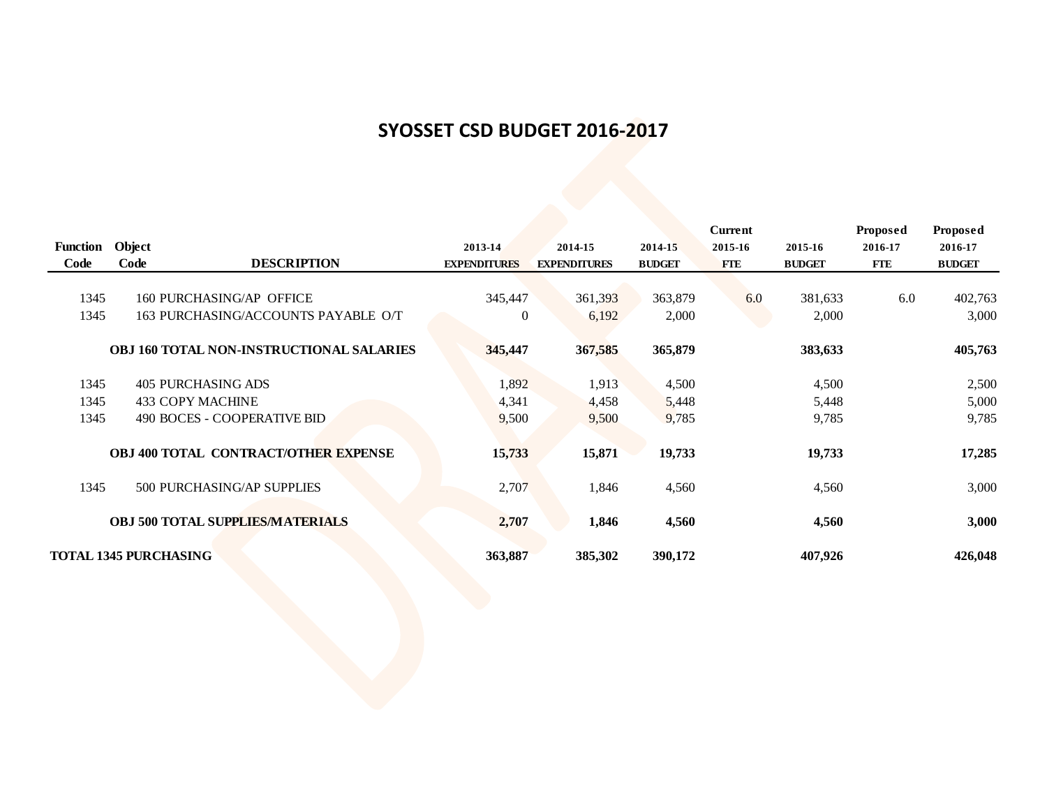# SYOSSET CSD BUDGET 2016-2017

| Function Code | Object Code | DESCRIPTION | 2013-14 EXPENDITURES | 2014-15 EXPENDITURES | 2014-15 BUDGET | Current 2015-16 FTE | 2015-16 BUDGET | Proposed 2016-17 FTE | Proposed 2016-17 BUDGET |
|---|---|---|---|---|---|---|---|---|---|
| 1345 | 160 | PURCHASING/AP OFFICE | 345,447 | 361,393 | 363,879 | 6.0 | 381,633 | 6.0 | 402,763 |
| 1345 | 163 | PURCHASING/ACCOUNTS PAYABLE O/T | 0 | 6,192 | 2,000 | | 2,000 | | 3,000 |
| | **OBJ 160 TOTAL NON-INSTRUCTIONAL SALARIES** | | **345,447** | **367,585** | **365,879** | | **383,633** | | **405,763** |
| 1345 | 405 | PURCHASING ADS | 1,892 | 1,913 | 4,500 | | 4,500 | | 2,500 |
| 1345 | 433 | COPY MACHINE | 4,341 | 4,458 | 5,448 | | 5,448 | | 5,000 |
| 1345 | 490 | BOCES - COOPERATIVE BID | 9,500 | 9,500 | 9,785 | | 9,785 | | 9,785 |
| | **OBJ 400 TOTAL CONTRACT/OTHER EXPENSE** | | **15,733** | **15,871** | **19,733** | | **19,733** | | **17,285** |
| 1345 | 500 | PURCHASING/AP SUPPLIES | 2,707 | 1,846 | 4,560 | | 4,560 | | 3,000 |
| | **OBJ 500 TOTAL SUPPLIES/MATERIALS** | | **2,707** | **1,846** | **4,560** | | **4,560** | | **3,000** |
| **TOTAL 1345 PURCHASING** | | | **363,887** | **385,302** | **390,172** | | **407,926** | | **426,048** |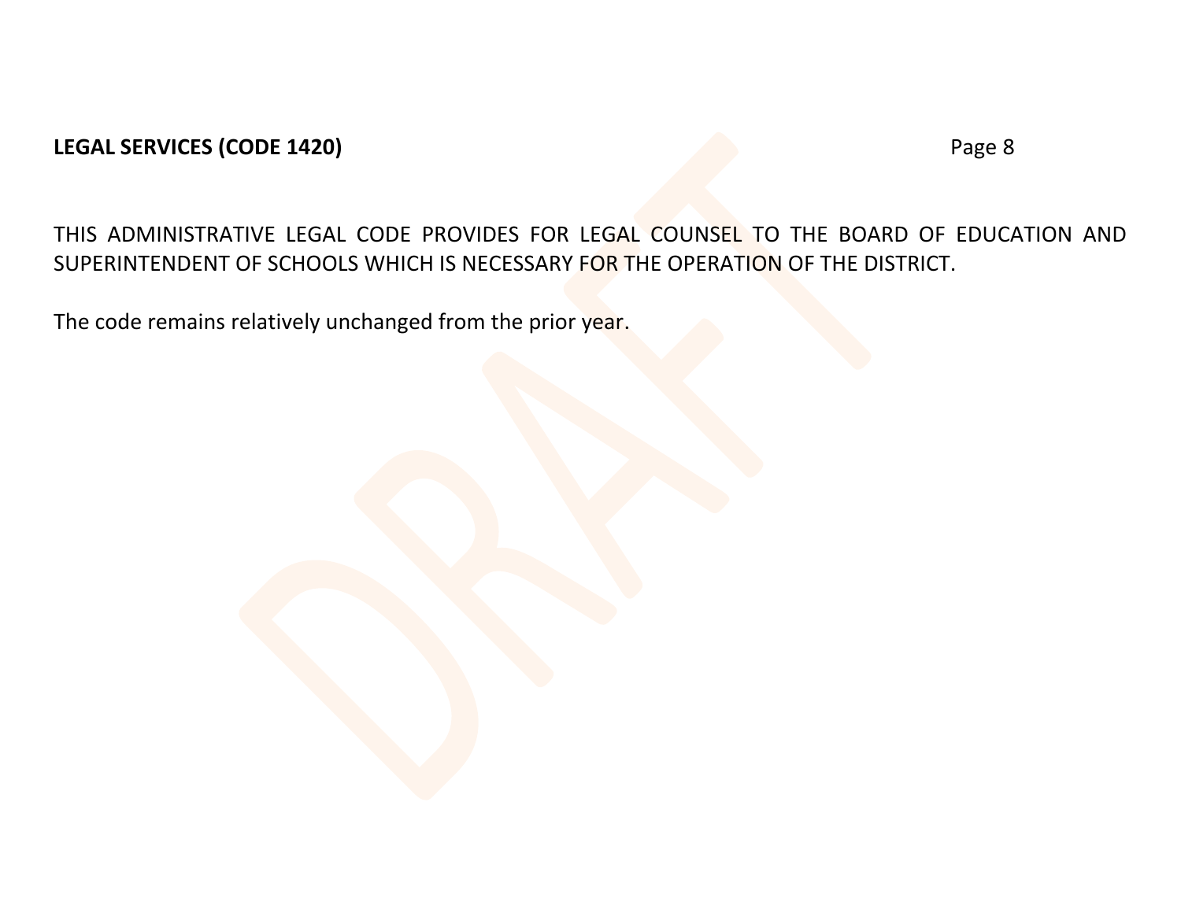**LEGAL SERVICES (CODE 1420)**

THIS ADMINISTRATIVE LEGAL CODE PROVIDES FOR LEGAL COUNSEL TO THE BOARD OF EDUCATION AND SUPERINTENDENT OF SCHOOLS WHICH IS NECESSARY FOR THE OPERATION OF THE DISTRICT.

The code remains relatively unchanged from the prior year.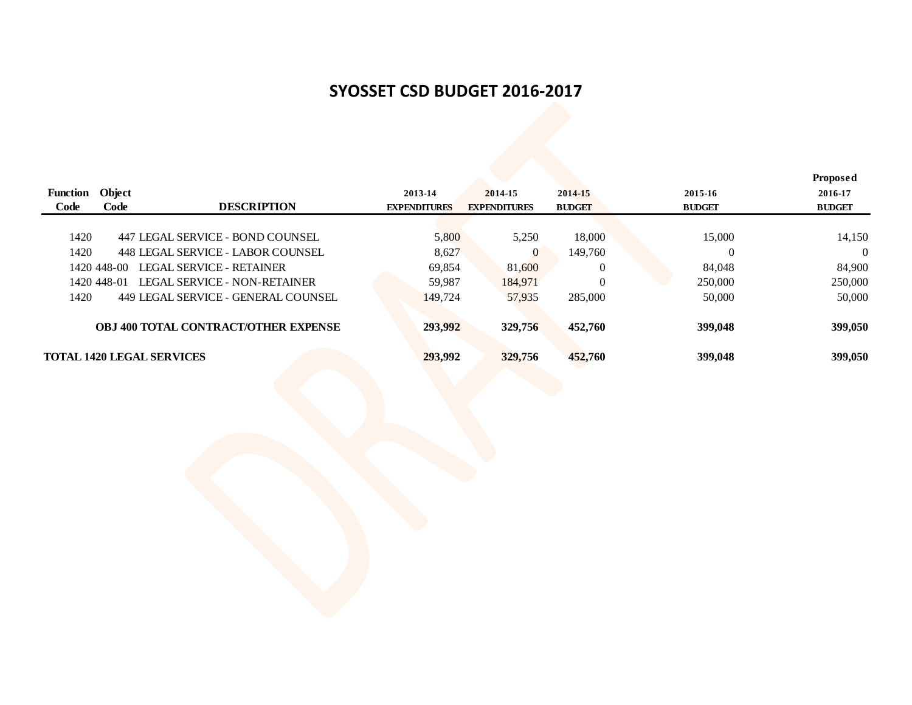# SYOSSET CSD BUDGET 2016-2017

| Function Code | Object Code | DESCRIPTION | 2013-14 EXPENDITURES | 2014-15 EXPENDITURES | 2014-15 BUDGET | 2015-16 BUDGET | Proposed 2016-17 BUDGET |
|---|---|---|---|---|---|---|---|
| 1420 | 447 | LEGAL SERVICE - BOND COUNSEL | 5,800 | 5,250 | 18,000 | 15,000 | 14,150 |
| 1420 | 448 | LEGAL SERVICE - LABOR COUNSEL | 8,627 | 0 | 149,760 | 0 | 0 |
| 1420 | 448-00 | LEGAL SERVICE - RETAINER | 69,854 | 81,600 | 0 | 84,048 | 84,900 |
| 1420 | 448-01 | LEGAL SERVICE - NON-RETAINER | 59,987 | 184,971 | 0 | 250,000 | 250,000 |
| 1420 | 449 | LEGAL SERVICE - GENERAL COUNSEL | 149,724 | 57,935 | 285,000 | 50,000 | 50,000 |
| | | **OBJ 400 TOTAL CONTRACT/OTHER EXPENSE** | **293,992** | **329,756** | **452,760** | **399,048** | **399,050** |
| **TOTAL 1420 LEGAL SERVICES** | | | **293,992** | **329,756** | **452,760** | **399,048** | **399,050** |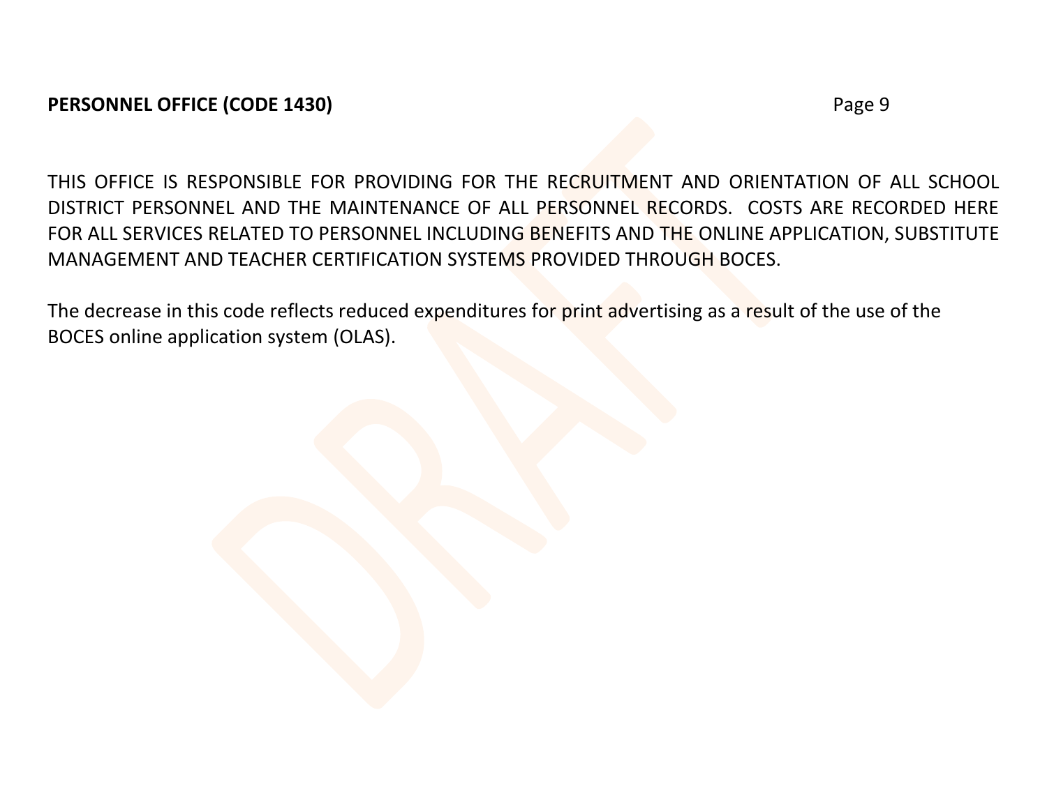**PERSONNEL OFFICE (CODE 1430)**

THIS OFFICE IS RESPONSIBLE FOR PROVIDING FOR THE RECRUITMENT AND ORIENTATION OF ALL SCHOOL DISTRICT PERSONNEL AND THE MAINTENANCE OF ALL PERSONNEL RECORDS. COSTS ARE RECORDED HERE FOR ALL SERVICES RELATED TO PERSONNEL INCLUDING BENEFITS AND THE ONLINE APPLICATION, SUBSTITUTE MANAGEMENT AND TEACHER CERTIFICATION SYSTEMS PROVIDED THROUGH BOCES.

The decrease in this code reflects reduced expenditures for print advertising as a result of the use of the BOCES online application system (OLAS).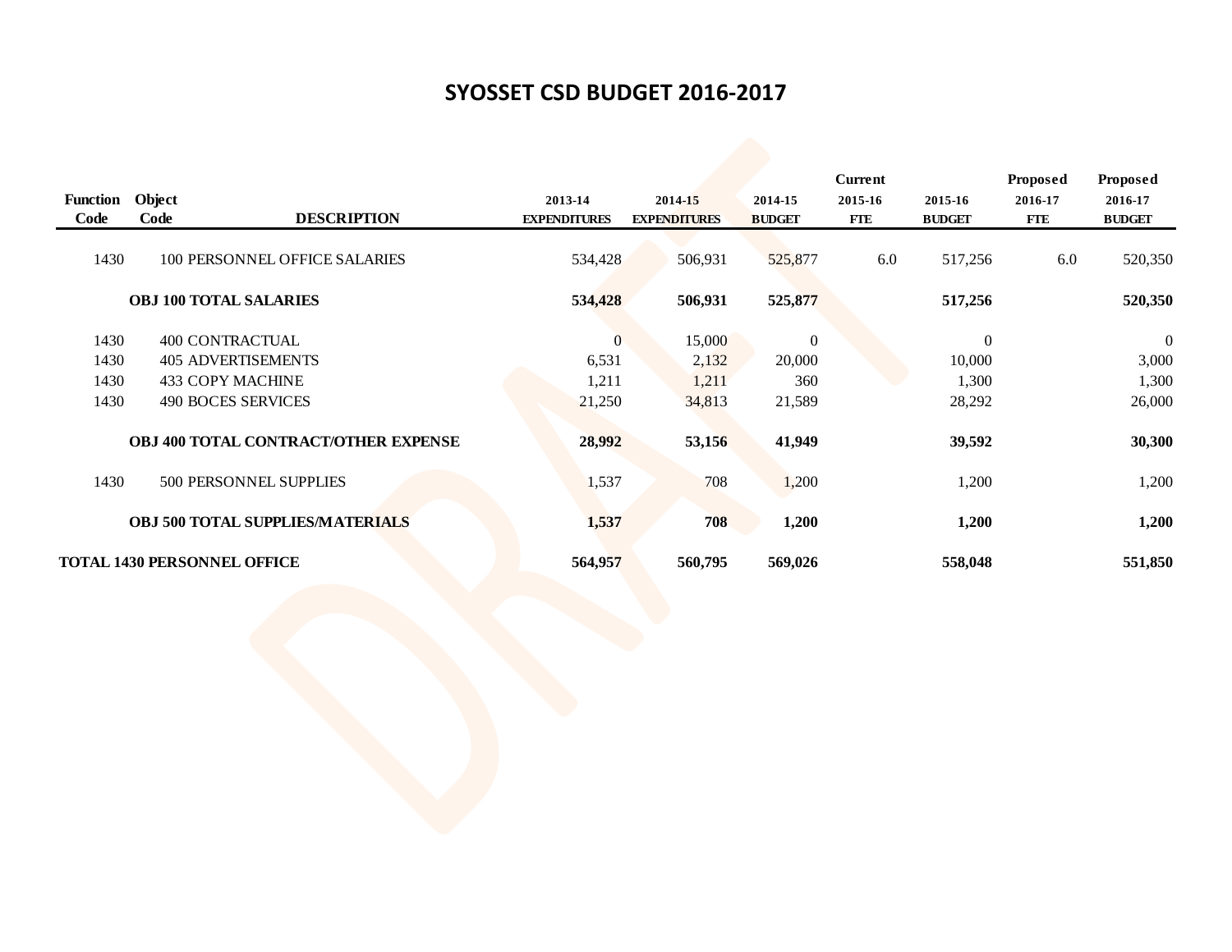# SYOSSET CSD BUDGET 2016-2017

| Function Code | Object Code | DESCRIPTION | 2013-14 EXPENDITURES | 2014-15 EXPENDITURES | 2014-15 BUDGET | Current 2015-16 FTE | 2015-16 BUDGET | Proposed 2016-17 FTE | Proposed 2016-17 BUDGET |
|---|---|---|---|---|---|---|---|---|---|
| 1430 | 100 | PERSONNEL OFFICE SALARIES | 534,428 | 506,931 | 525,877 | 6.0 | 517,256 | 6.0 | 520,350 |
| | | **OBJ 100 TOTAL SALARIES** | **534,428** | **506,931** | **525,877** | | **517,256** | | **520,350** |
| 1430 | 400 | CONTRACTUAL | 0 | 15,000 | 0 | | 0 | | 0 |
| 1430 | 405 | ADVERTISEMENTS | 6,531 | 2,132 | 20,000 | | 10,000 | | 3,000 |
| 1430 | 433 | COPY MACHINE | 1,211 | 1,211 | 360 | | 1,300 | | 1,300 |
| 1430 | 490 | BOCES SERVICES | 21,250 | 34,813 | 21,589 | | 28,292 | | 26,000 |
| | | **OBJ 400 TOTAL CONTRACT/OTHER EXPENSE** | **28,992** | **53,156** | **41,949** | | **39,592** | | **30,300** |
| 1430 | 500 | PERSONNEL SUPPLIES | 1,537 | 708 | 1,200 | | 1,200 | | 1,200 |
| | | **OBJ 500 TOTAL SUPPLIES/MATERIALS** | **1,537** | **708** | **1,200** | | **1,200** | | **1,200** |
| **TOTAL 1430 PERSONNEL OFFICE** | | | **564,957** | **560,795** | **569,026** | | **558,048** | | **551,850** |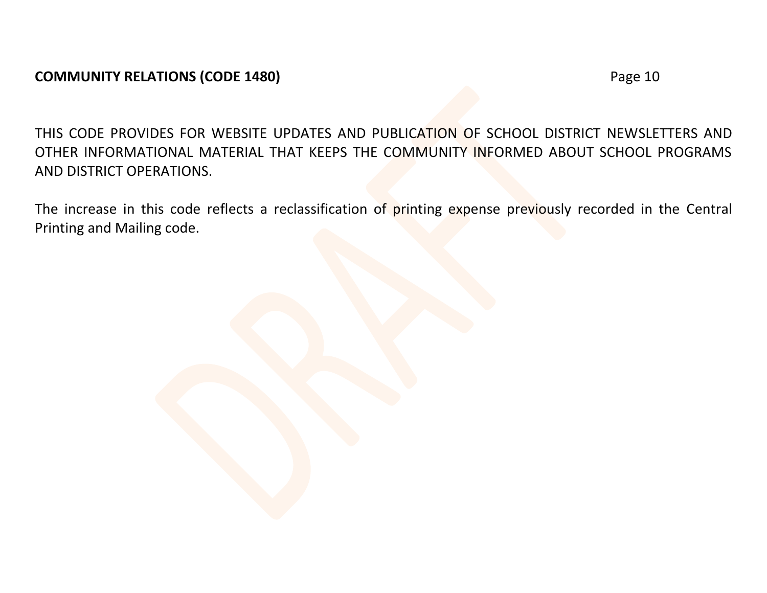**COMMUNITY RELATIONS (CODE 1480)**

THIS CODE PROVIDES FOR WEBSITE UPDATES AND PUBLICATION OF SCHOOL DISTRICT NEWSLETTERS AND OTHER INFORMATIONAL MATERIAL THAT KEEPS THE COMMUNITY INFORMED ABOUT SCHOOL PROGRAMS AND DISTRICT OPERATIONS.

The increase in this code reflects a reclassification of printing expense previously recorded in the Central Printing and Mailing code.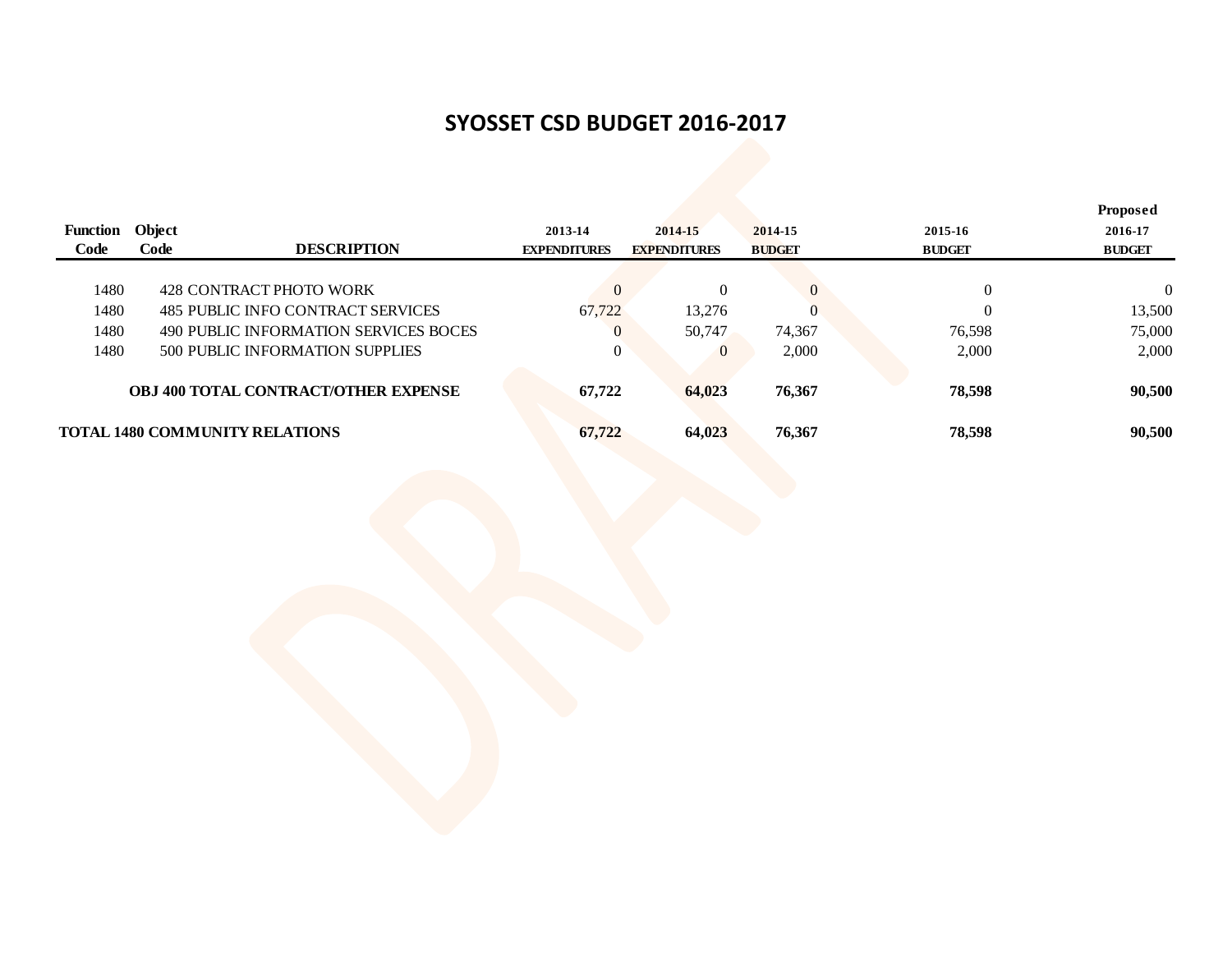# SYOSSET CSD BUDGET 2016-2017

| Function Code | Object Code | DESCRIPTION | 2013-14 EXPENDITURES | 2014-15 EXPENDITURES | 2014-15 BUDGET | 2015-16 BUDGET | Proposed 2016-17 BUDGET |
|---|---|---|---|---|---|---|---|
| 1480 | 428 | CONTRACT PHOTO WORK | 0 | 0 | 0 | 0 | 0 |
| 1480 | 485 | PUBLIC INFO CONTRACT SERVICES | 67,722 | 13,276 | 0 | 0 | 13,500 |
| 1480 | 490 | PUBLIC INFORMATION SERVICES BOCES | 0 | 50,747 | 74,367 | 76,598 | 75,000 |
| 1480 | 500 | PUBLIC INFORMATION SUPPLIES | 0 | 0 | 2,000 | 2,000 | 2,000 |
| | | **OBJ 400 TOTAL CONTRACT/OTHER EXPENSE** | **67,722** | **64,023** | **76,367** | **78,598** | **90,500** |
| **TOTAL 1480 COMMUNITY RELATIONS** | | | **67,722** | **64,023** | **76,367** | **78,598** | **90,500** |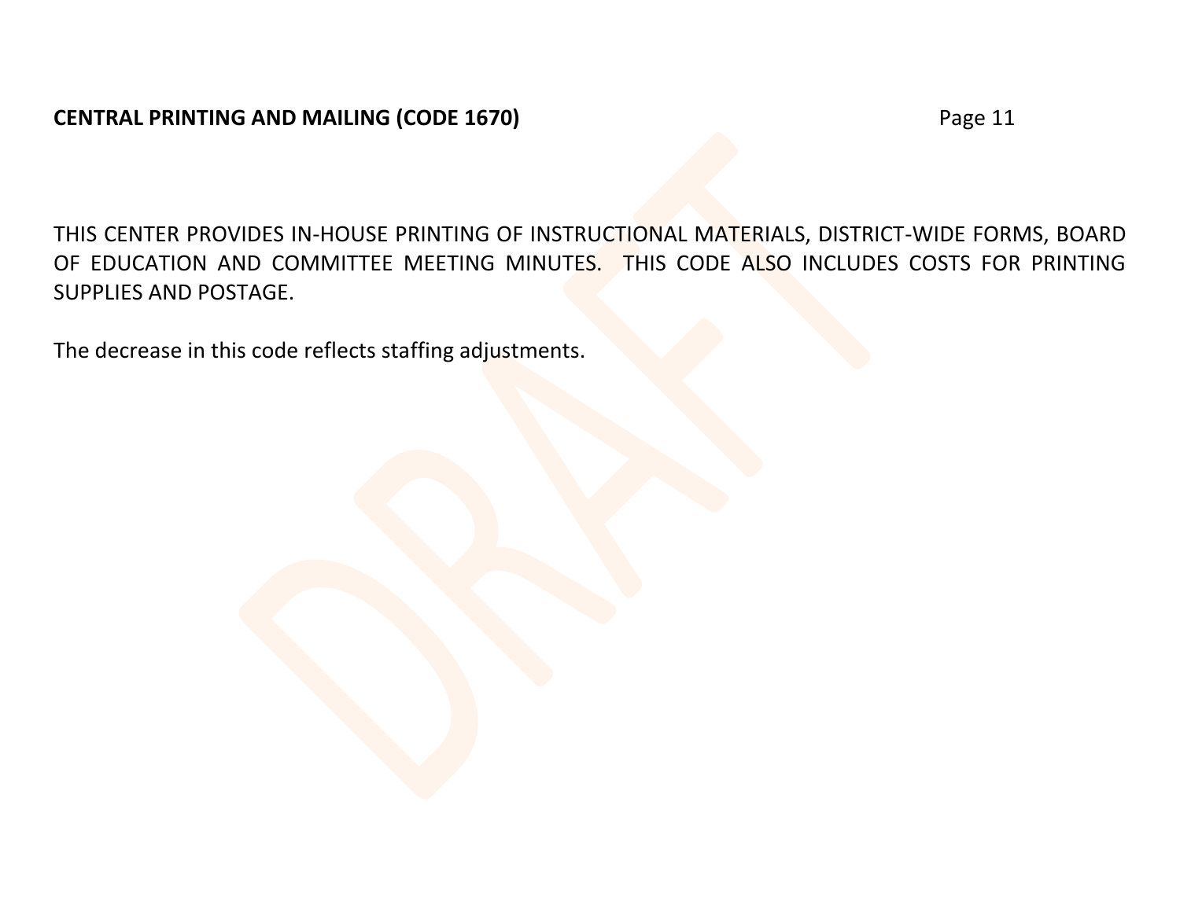**CENTRAL PRINTING AND MAILING (CODE 1670)**

THIS CENTER PROVIDES IN-HOUSE PRINTING OF INSTRUCTIONAL MATERIALS, DISTRICT-WIDE FORMS, BOARD OF EDUCATION AND COMMITTEE MEETING MINUTES. THIS CODE ALSO INCLUDES COSTS FOR PRINTING SUPPLIES AND POSTAGE.

The decrease in this code reflects staffing adjustments.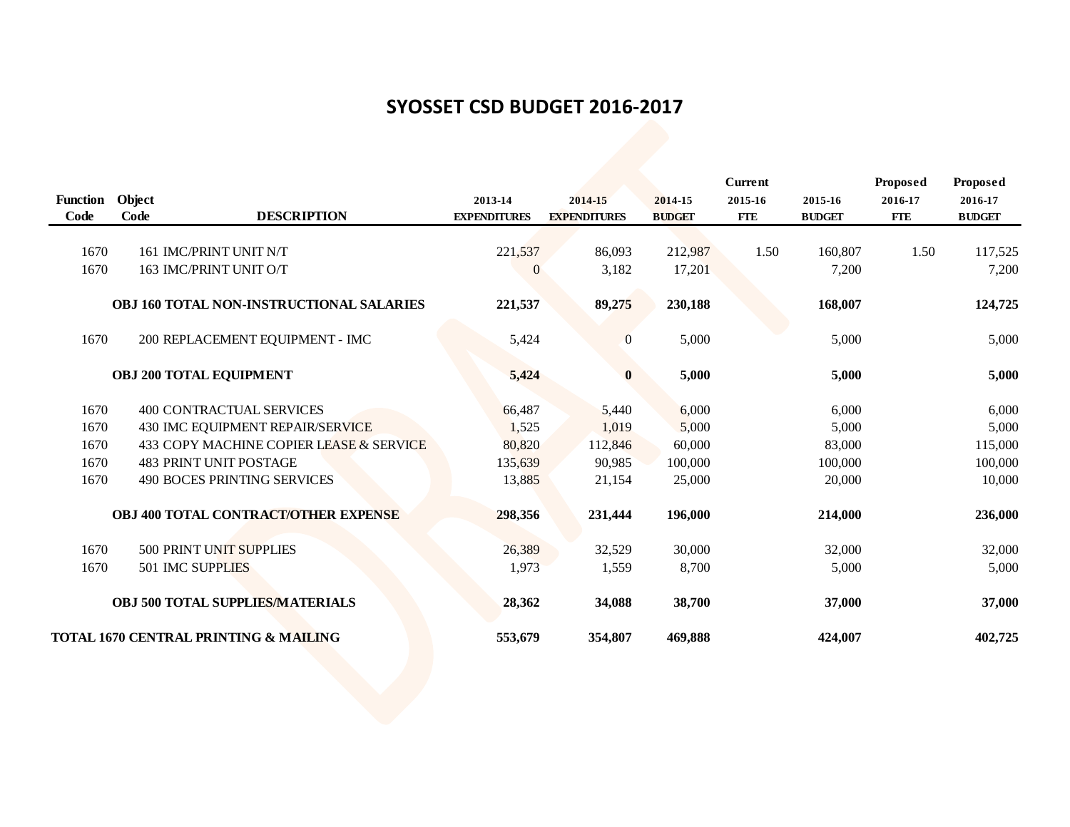# SYOSSET CSD BUDGET 2016-2017

| Function Code | Object Code | DESCRIPTION | 2013-14 EXPENDITURES | 2014-15 EXPENDITURES | 2014-15 BUDGET | Current 2015-16 FTE | 2015-16 BUDGET | Proposed 2016-17 FTE | Proposed 2016-17 BUDGET |
|---|---|---|---|---|---|---|---|---|---|
| 1670 | 161 | IMC/PRINT UNIT N/T | 221,537 | 86,093 | 212,987 | 1.50 | 160,807 | 1.50 | 117,525 |
| 1670 | 163 | IMC/PRINT UNIT O/T | 0 | 3,182 | 17,201 | | 7,200 | | 7,200 |
| | | **OBJ 160 TOTAL NON-INSTRUCTIONAL SALARIES** | **221,537** | **89,275** | **230,188** | | **168,007** | | **124,725** |
| 1670 | 200 | REPLACEMENT EQUIPMENT - IMC | 5,424 | 0 | 5,000 | | 5,000 | | 5,000 |
| | | **OBJ 200 TOTAL EQUIPMENT** | **5,424** | **0** | **5,000** | | **5,000** | | **5,000** |
| 1670 | 400 | CONTRACTUAL SERVICES | 66,487 | 5,440 | 6,000 | | 6,000 | | 6,000 |
| 1670 | 430 | IMC EQUIPMENT REPAIR/SERVICE | 1,525 | 1,019 | 5,000 | | 5,000 | | 5,000 |
| 1670 | 433 | COPY MACHINE COPIER LEASE & SERVICE | 80,820 | 112,846 | 60,000 | | 83,000 | | 115,000 |
| 1670 | 483 | PRINT UNIT POSTAGE | 135,639 | 90,985 | 100,000 | | 100,000 | | 100,000 |
| 1670 | 490 | BOCES PRINTING SERVICES | 13,885 | 21,154 | 25,000 | | 20,000 | | 10,000 |
| | | **OBJ 400 TOTAL CONTRACT/OTHER EXPENSE** | **298,356** | **231,444** | **196,000** | | **214,000** | | **236,000** |
| 1670 | 500 | PRINT UNIT SUPPLIES | 26,389 | 32,529 | 30,000 | | 32,000 | | 32,000 |
| 1670 | 501 | IMC SUPPLIES | 1,973 | 1,559 | 8,700 | | 5,000 | | 5,000 |
| | | **OBJ 500 TOTAL SUPPLIES/MATERIALS** | **28,362** | **34,088** | **38,700** | | **37,000** | | **37,000** |
| **TOTAL 1670 CENTRAL PRINTING & MAILING** | | | **553,679** | **354,807** | **469,888** | | **424,007** | | **402,725** |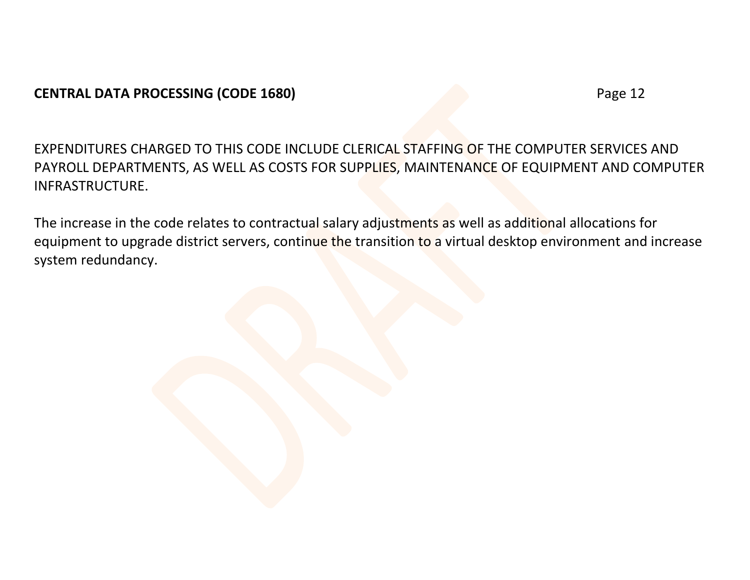**CENTRAL DATA PROCESSING (CODE 1680)**

EXPENDITURES CHARGED TO THIS CODE INCLUDE CLERICAL STAFFING OF THE COMPUTER SERVICES AND PAYROLL DEPARTMENTS, AS WELL AS COSTS FOR SUPPLIES, MAINTENANCE OF EQUIPMENT AND COMPUTER INFRASTRUCTURE.

The increase in the code relates to contractual salary adjustments as well as additional allocations for equipment to upgrade district servers, continue the transition to a virtual desktop environment and increase system redundancy.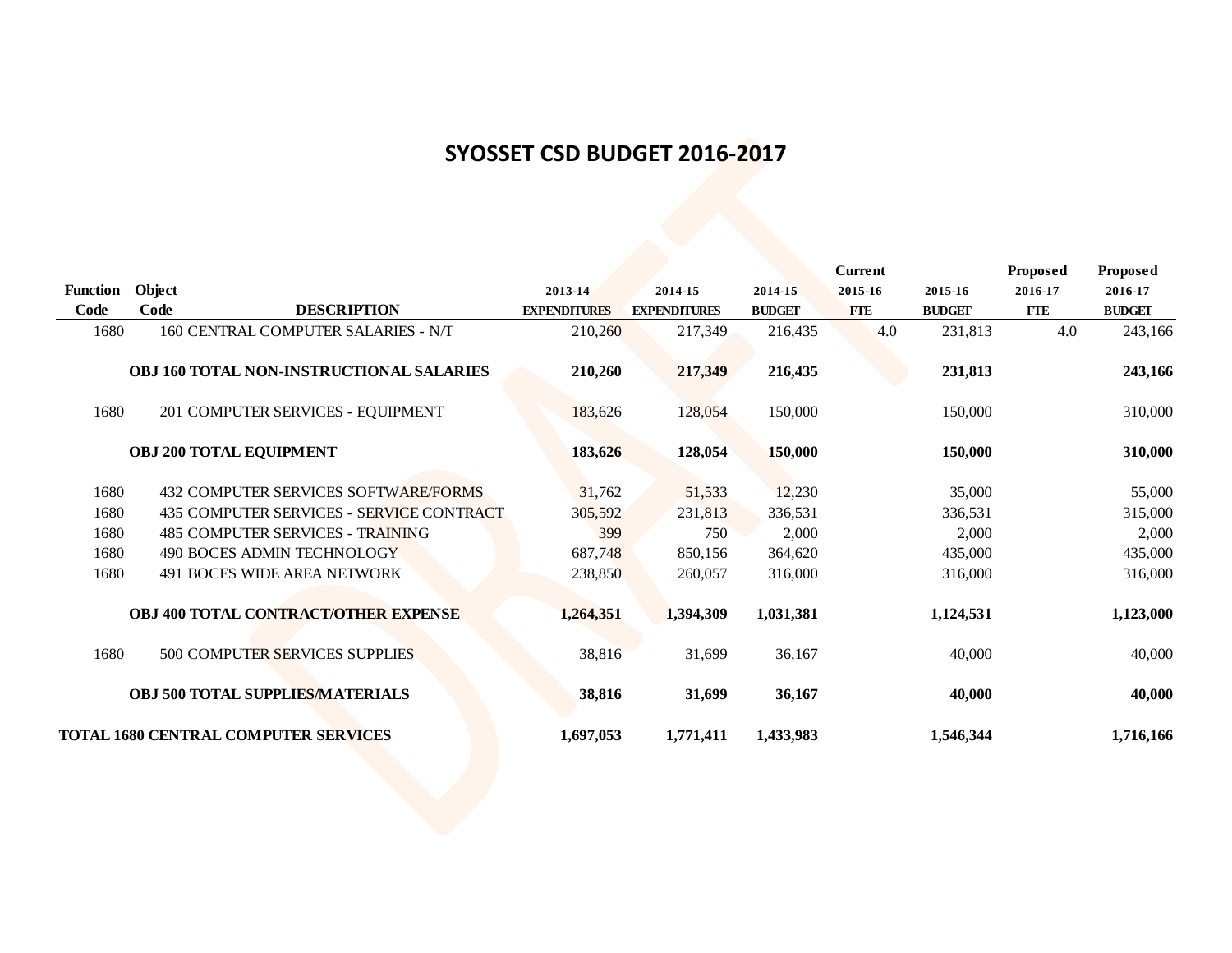# SYOSSET CSD BUDGET 2016-2017

| Function Code | Object Code | DESCRIPTION | 2013-14 EXPENDITURES | 2014-15 EXPENDITURES | 2014-15 BUDGET | Current 2015-16 FTE | 2015-16 BUDGET | Proposed 2016-17 FTE | Proposed 2016-17 BUDGET |
|---|---|---|---|---|---|---|---|---|---|
| 1680 | 160 | CENTRAL COMPUTER SALARIES - N/T | 210,260 | 217,349 | 216,435 | 4.0 | 231,813 | 4.0 | 243,166 |
| | | **OBJ 160 TOTAL NON-INSTRUCTIONAL SALARIES** | **210,260** | **217,349** | **216,435** | | **231,813** | | **243,166** |
| 1680 | 201 | COMPUTER SERVICES - EQUIPMENT | 183,626 | 128,054 | 150,000 | | 150,000 | | 310,000 |
| | | **OBJ 200 TOTAL EQUIPMENT** | **183,626** | **128,054** | **150,000** | | **150,000** | | **310,000** |
| 1680 | 432 | COMPUTER SERVICES SOFTWARE/FORMS | 31,762 | 51,533 | 12,230 | | 35,000 | | 55,000 |
| 1680 | 435 | COMPUTER SERVICES - SERVICE CONTRACT | 305,592 | 231,813 | 336,531 | | 336,531 | | 315,000 |
| 1680 | 485 | COMPUTER SERVICES - TRAINING | 399 | 750 | 2,000 | | 2,000 | | 2,000 |
| 1680 | 490 | BOCES ADMIN TECHNOLOGY | 687,748 | 850,156 | 364,620 | | 435,000 | | 435,000 |
| 1680 | 491 | BOCES WIDE AREA NETWORK | 238,850 | 260,057 | 316,000 | | 316,000 | | 316,000 |
| | | **OBJ 400 TOTAL CONTRACT/OTHER EXPENSE** | **1,264,351** | **1,394,309** | **1,031,381** | | **1,124,531** | | **1,123,000** |
| 1680 | 500 | COMPUTER SERVICES SUPPLIES | 38,816 | 31,699 | 36,167 | | 40,000 | | 40,000 |
| | | **OBJ 500 TOTAL SUPPLIES/MATERIALS** | **38,816** | **31,699** | **36,167** | | **40,000** | | **40,000** |
| **TOTAL 1680 CENTRAL COMPUTER SERVICES** | | | **1,697,053** | **1,771,411** | **1,433,983** | | **1,546,344** | | **1,716,166** |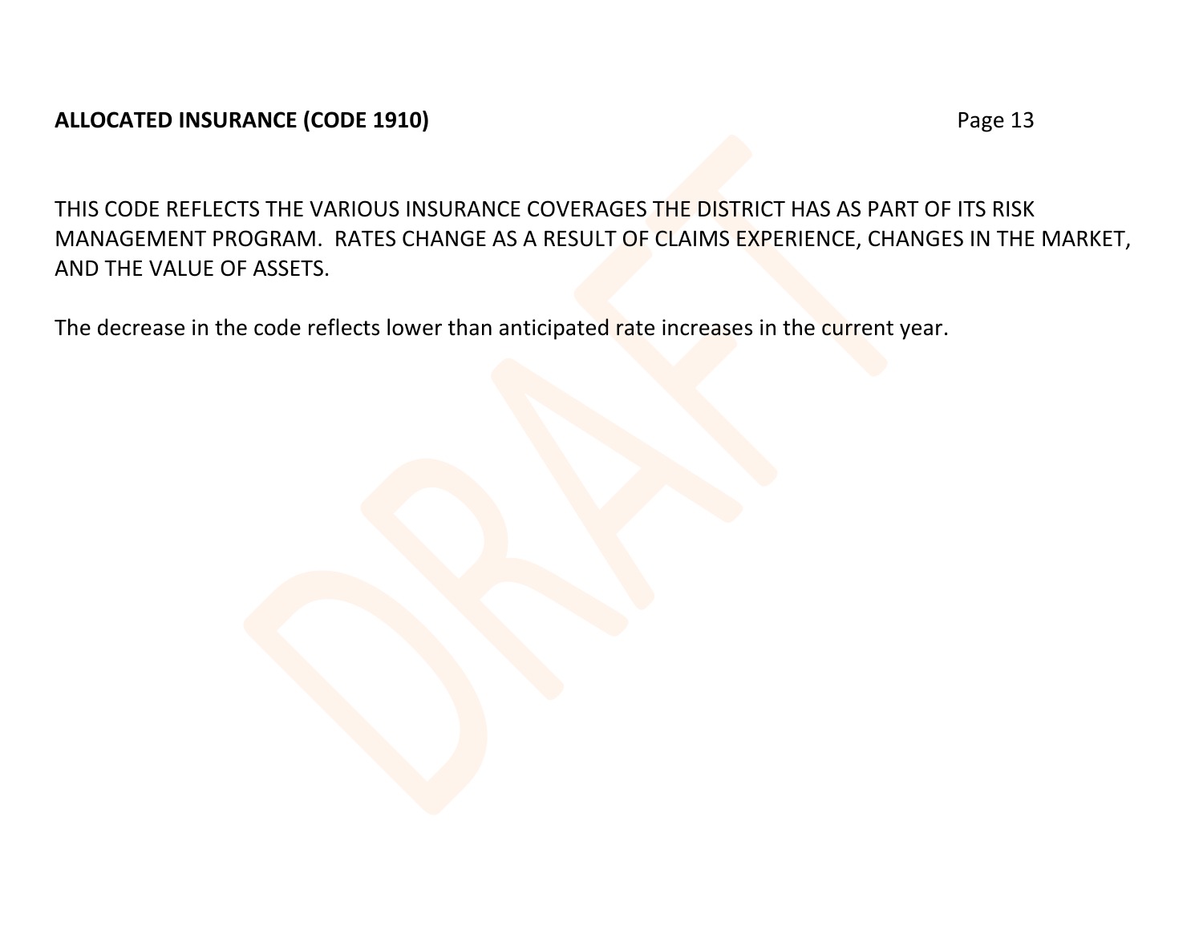## ALLOCATED INSURANCE (CODE 1910)

THIS CODE REFLECTS THE VARIOUS INSURANCE COVERAGES THE DISTRICT HAS AS PART OF ITS RISK MANAGEMENT PROGRAM.  RATES CHANGE AS A RESULT OF CLAIMS EXPERIENCE, CHANGES IN THE MARKET, AND THE VALUE OF ASSETS.

The decrease in the code reflects lower than anticipated rate increases in the current year.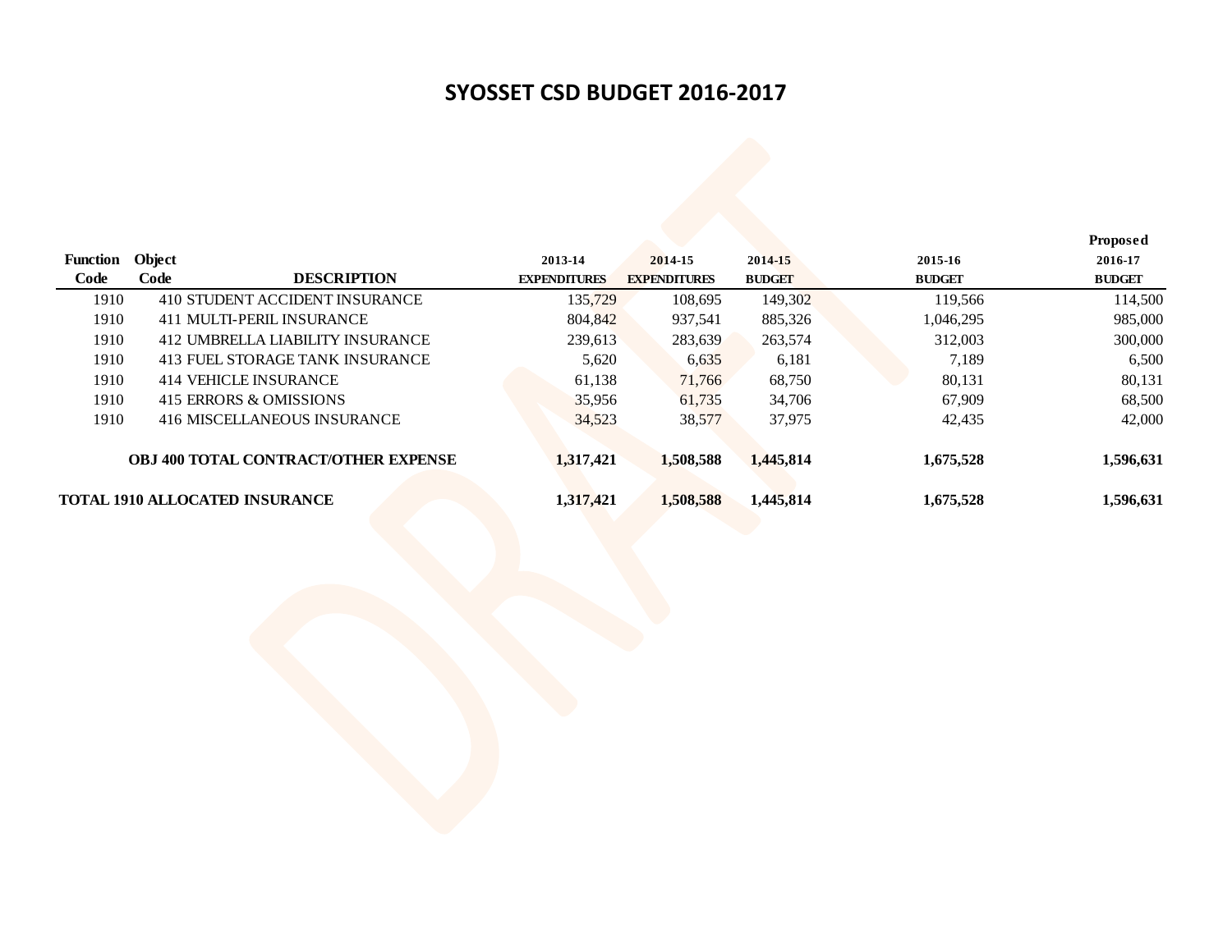# SYOSSET CSD BUDGET 2016-2017

| Function Code | Object Code | DESCRIPTION | 2013-14 EXPENDITURES | 2014-15 EXPENDITURES | 2014-15 BUDGET | 2015-16 BUDGET | Proposed 2016-17 BUDGET |
|---|---|---|---|---|---|---|---|
| 1910 | 410 | STUDENT ACCIDENT INSURANCE | 135,729 | 108,695 | 149,302 | 119,566 | 114,500 |
| 1910 | 411 | MULTI-PERIL INSURANCE | 804,842 | 937,541 | 885,326 | 1,046,295 | 985,000 |
| 1910 | 412 | UMBRELLA LIABILITY INSURANCE | 239,613 | 283,639 | 263,574 | 312,003 | 300,000 |
| 1910 | 413 | FUEL STORAGE TANK INSURANCE | 5,620 | 6,635 | 6,181 | 7,189 | 6,500 |
| 1910 | 414 | VEHICLE INSURANCE | 61,138 | 71,766 | 68,750 | 80,131 | 80,131 |
| 1910 | 415 | ERRORS & OMISSIONS | 35,956 | 61,735 | 34,706 | 67,909 | 68,500 |
| 1910 | 416 | MISCELLANEOUS INSURANCE | 34,523 | 38,577 | 37,975 | 42,435 | 42,000 |
| | | **OBJ 400 TOTAL CONTRACT/OTHER EXPENSE** | **1,317,421** | **1,508,588** | **1,445,814** | **1,675,528** | **1,596,631** |
| **TOTAL 1910 ALLOCATED INSURANCE** | | | **1,317,421** | **1,508,588** | **1,445,814** | **1,675,528** | **1,596,631** |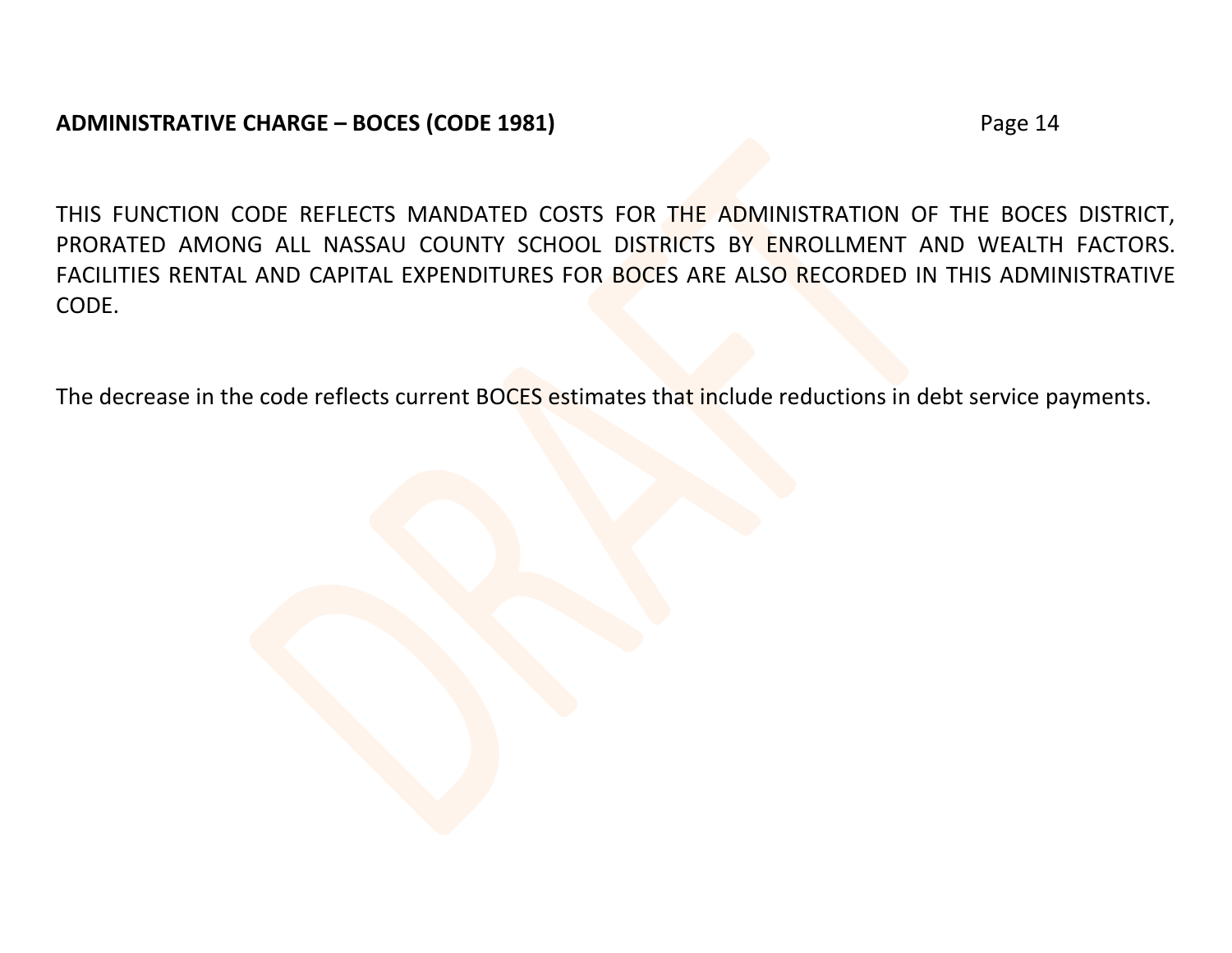**ADMINISTRATIVE CHARGE – BOCES (CODE 1981)**

THIS FUNCTION CODE REFLECTS MANDATED COSTS FOR THE ADMINISTRATION OF THE BOCES DISTRICT, PRORATED AMONG ALL NASSAU COUNTY SCHOOL DISTRICTS BY ENROLLMENT AND WEALTH FACTORS. FACILITIES RENTAL AND CAPITAL EXPENDITURES FOR BOCES ARE ALSO RECORDED IN THIS ADMINISTRATIVE CODE.

The decrease in the code reflects current BOCES estimates that include reductions in debt service payments.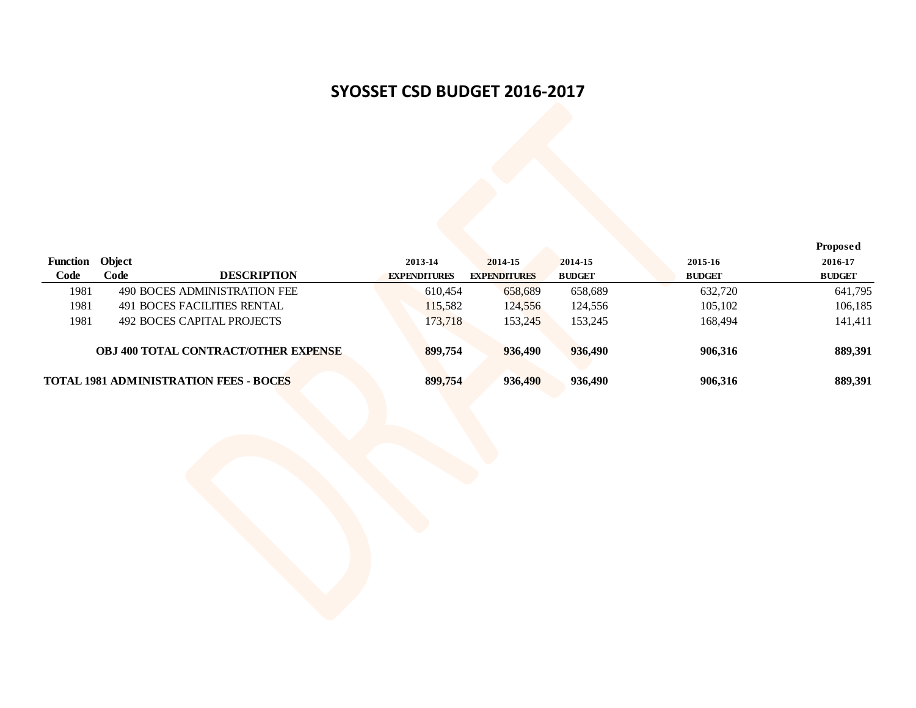# SYOSSET CSD BUDGET 2016-2017

| Function Code | Object Code | DESCRIPTION | 2013-14 EXPENDITURES | 2014-15 EXPENDITURES | 2014-15 BUDGET | 2015-16 BUDGET | Proposed 2016-17 BUDGET |
|---|---|---|---|---|---|---|---|
| 1981 | 490 | BOCES ADMINISTRATION FEE | 610,454 | 658,689 | 658,689 | 632,720 | 641,795 |
| 1981 | 491 | BOCES FACILITIES RENTAL | 115,582 | 124,556 | 124,556 | 105,102 | 106,185 |
| 1981 | 492 | BOCES CAPITAL PROJECTS | 173,718 | 153,245 | 153,245 | 168,494 | 141,411 |
| | | **OBJ 400 TOTAL CONTRACT/OTHER EXPENSE** | **899,754** | **936,490** | **936,490** | **906,316** | **889,391** |
| **TOTAL 1981 ADMINISTRATION FEES - BOCES** | | | **899,754** | **936,490** | **936,490** | **906,316** | **889,391** |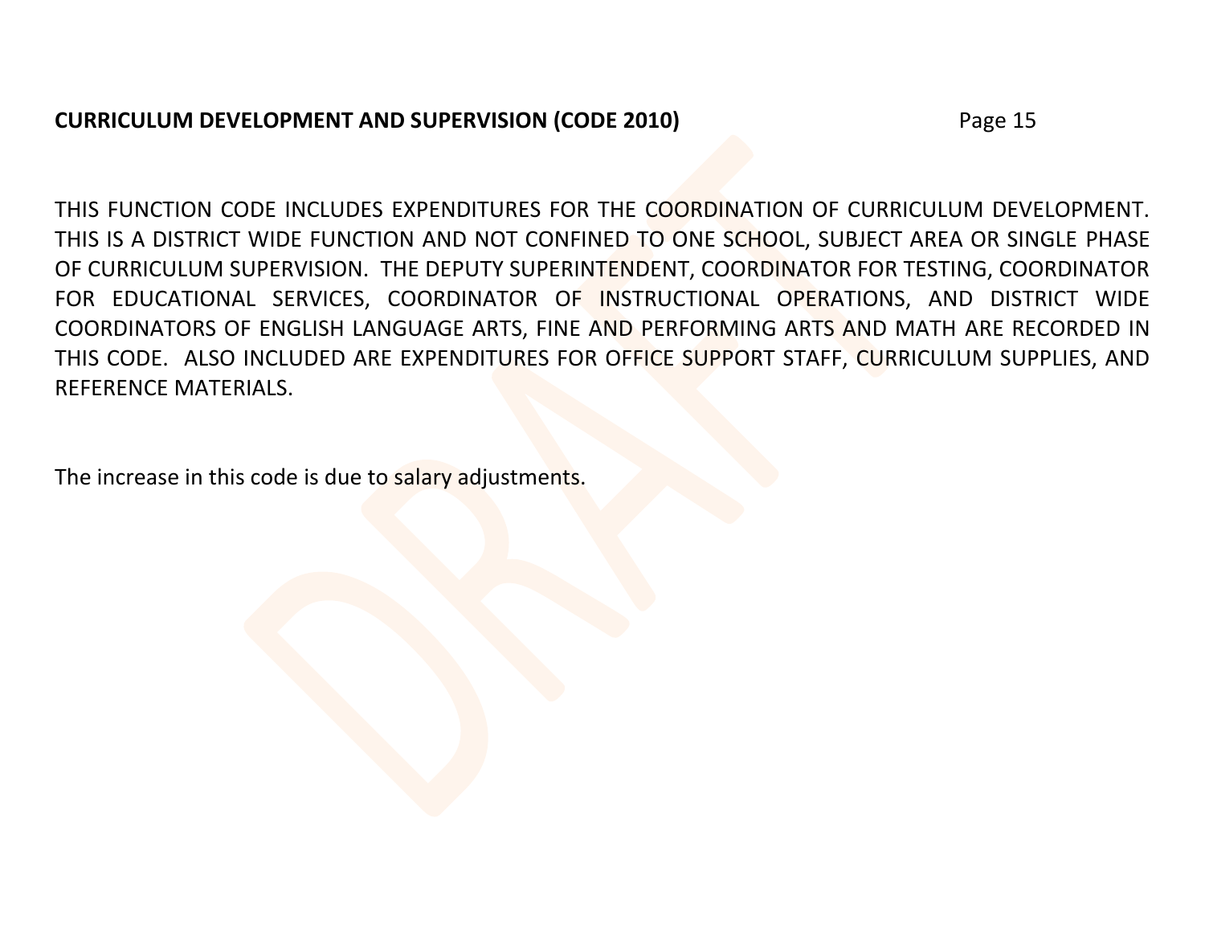## CURRICULUM DEVELOPMENT AND SUPERVISION (CODE 2010)

THIS FUNCTION CODE INCLUDES EXPENDITURES FOR THE COORDINATION OF CURRICULUM DEVELOPMENT. THIS IS A DISTRICT WIDE FUNCTION AND NOT CONFINED TO ONE SCHOOL, SUBJECT AREA OR SINGLE PHASE OF CURRICULUM SUPERVISION. THE DEPUTY SUPERINTENDENT, COORDINATOR FOR TESTING, COORDINATOR FOR EDUCATIONAL SERVICES, COORDINATOR OF INSTRUCTIONAL OPERATIONS, AND DISTRICT WIDE COORDINATORS OF ENGLISH LANGUAGE ARTS, FINE AND PERFORMING ARTS AND MATH ARE RECORDED IN THIS CODE. ALSO INCLUDED ARE EXPENDITURES FOR OFFICE SUPPORT STAFF, CURRICULUM SUPPLIES, AND REFERENCE MATERIALS.

The increase in this code is due to salary adjustments.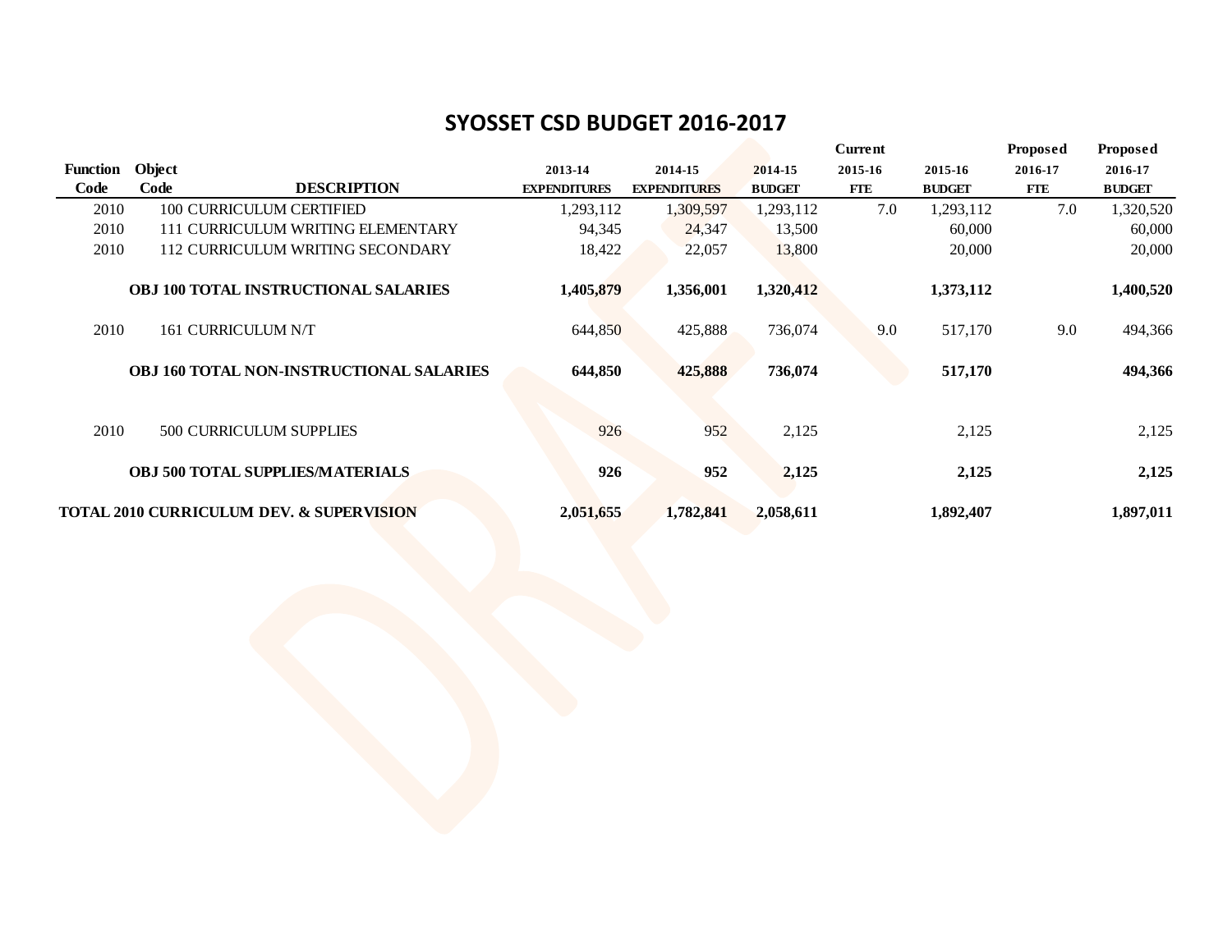# SYOSSET CSD BUDGET 2016-2017

| Function Code | Object Code | DESCRIPTION | 2013-14 EXPENDITURES | 2014-15 EXPENDITURES | 2014-15 BUDGET | Current 2015-16 FTE | 2015-16 BUDGET | Proposed 2016-17 FTE | Proposed 2016-17 BUDGET |
|---|---|---|---|---|---|---|---|---|---|
| 2010 | 100 | CURRICULUM CERTIFIED | 1,293,112 | 1,309,597 | 1,293,112 | 7.0 | 1,293,112 | 7.0 | 1,320,520 |
| 2010 | 111 | CURRICULUM WRITING ELEMENTARY | 94,345 | 24,347 | 13,500 | | 60,000 | | 60,000 |
| 2010 | 112 | CURRICULUM WRITING SECONDARY | 18,422 | 22,057 | 13,800 | | 20,000 | | 20,000 |
| | | **OBJ 100 TOTAL INSTRUCTIONAL SALARIES** | **1,405,879** | **1,356,001** | **1,320,412** | | **1,373,112** | | **1,400,520** |
| 2010 | 161 | CURRICULUM N/T | 644,850 | 425,888 | 736,074 | 9.0 | 517,170 | 9.0 | 494,366 |
| | | **OBJ 160 TOTAL NON-INSTRUCTIONAL SALARIES** | **644,850** | **425,888** | **736,074** | | **517,170** | | **494,366** |
| 2010 | 500 | CURRICULUM SUPPLIES | 926 | 952 | 2,125 | | 2,125 | | 2,125 |
| | | **OBJ 500 TOTAL SUPPLIES/MATERIALS** | **926** | **952** | **2,125** | | **2,125** | | **2,125** |
| **TOTAL 2010 CURRICULUM DEV. & SUPERVISION** | | | **2,051,655** | **1,782,841** | **2,058,611** | | **1,892,407** | | **1,897,011** |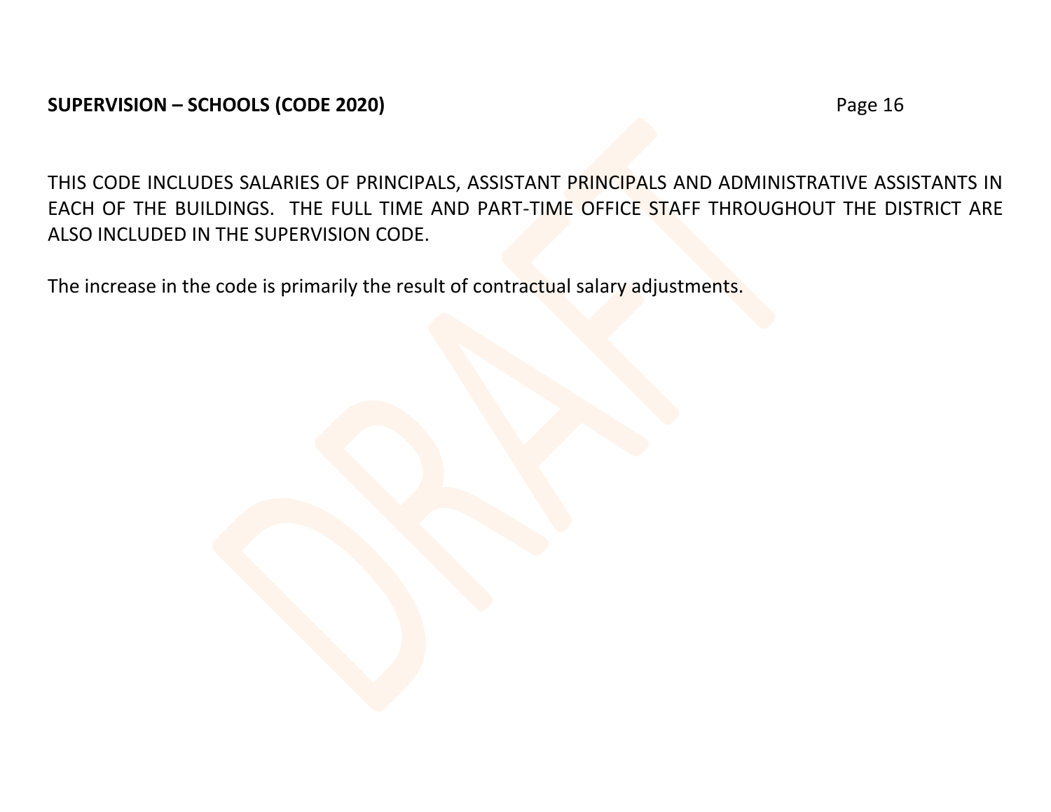## SUPERVISION – SCHOOLS (CODE 2020)

THIS CODE INCLUDES SALARIES OF PRINCIPALS, ASSISTANT PRINCIPALS AND ADMINISTRATIVE ASSISTANTS IN EACH OF THE BUILDINGS. THE FULL TIME AND PART-TIME OFFICE STAFF THROUGHOUT THE DISTRICT ARE ALSO INCLUDED IN THE SUPERVISION CODE.

The increase in the code is primarily the result of contractual salary adjustments.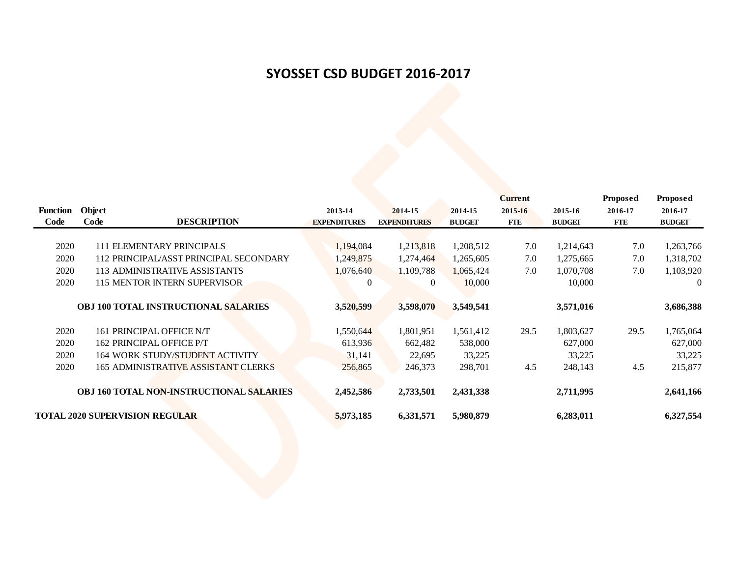# SYOSSET CSD BUDGET 2016-2017

| Function Code | Object Code | DESCRIPTION | 2013-14 EXPENDITURES | 2014-15 EXPENDITURES | 2014-15 BUDGET | Current 2015-16 FTE | 2015-16 BUDGET | Proposed 2016-17 FTE | Proposed 2016-17 BUDGET |
|---|---|---|---|---|---|---|---|---|---|
| 2020 | 111 | ELEMENTARY PRINCIPALS | 1,194,084 | 1,213,818 | 1,208,512 | 7.0 | 1,214,643 | 7.0 | 1,263,766 |
| 2020 | 112 | PRINCIPAL/ASST PRINCIPAL SECONDARY | 1,249,875 | 1,274,464 | 1,265,605 | 7.0 | 1,275,665 | 7.0 | 1,318,702 |
| 2020 | 113 | ADMINISTRATIVE ASSISTANTS | 1,076,640 | 1,109,788 | 1,065,424 | 7.0 | 1,070,708 | 7.0 | 1,103,920 |
| 2020 | 115 | MENTOR INTERN SUPERVISOR | 0 | 0 | 10,000 | | 10,000 | | 0 |
| | | **OBJ 100 TOTAL INSTRUCTIONAL SALARIES** | **3,520,599** | **3,598,070** | **3,549,541** | | **3,571,016** | | **3,686,388** |
| 2020 | 161 | PRINCIPAL OFFICE N/T | 1,550,644 | 1,801,951 | 1,561,412 | 29.5 | 1,803,627 | 29.5 | 1,765,064 |
| 2020 | 162 | PRINCIPAL OFFICE P/T | 613,936 | 662,482 | 538,000 | | 627,000 | | 627,000 |
| 2020 | 164 | WORK STUDY/STUDENT ACTIVITY | 31,141 | 22,695 | 33,225 | | 33,225 | | 33,225 |
| 2020 | 165 | ADMINISTRATIVE ASSISTANT CLERKS | 256,865 | 246,373 | 298,701 | 4.5 | 248,143 | 4.5 | 215,877 |
| | | **OBJ 160 TOTAL NON-INSTRUCTIONAL SALARIES** | **2,452,586** | **2,733,501** | **2,431,338** | | **2,711,995** | | **2,641,166** |
| **TOTAL 2020 SUPERVISION REGULAR** | | | **5,973,185** | **6,331,571** | **5,980,879** | | **6,283,011** | | **6,327,554** |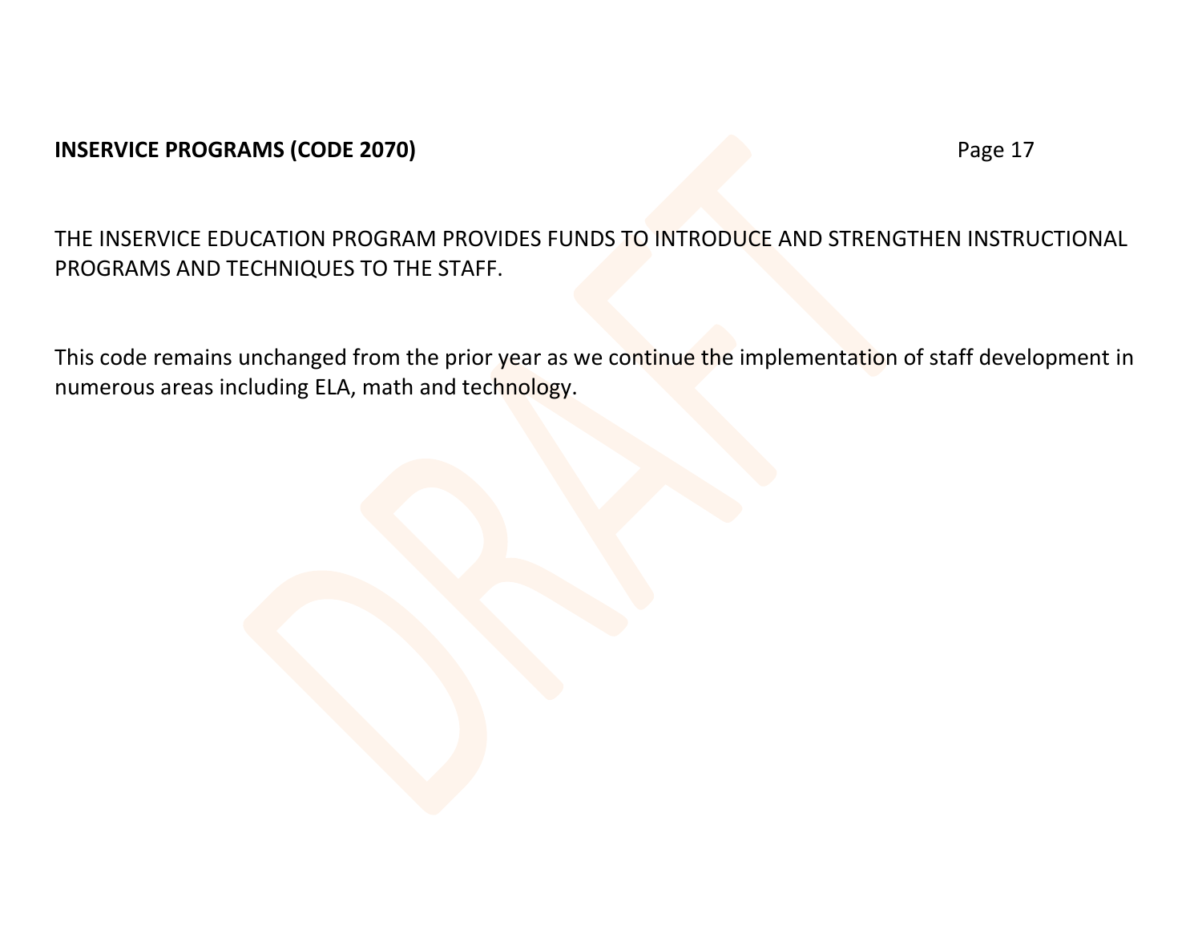**INSERVICE PROGRAMS (CODE 2070)**

THE INSERVICE EDUCATION PROGRAM PROVIDES FUNDS TO INTRODUCE AND STRENGTHEN INSTRUCTIONAL PROGRAMS AND TECHNIQUES TO THE STAFF.

This code remains unchanged from the prior year as we continue the implementation of staff development in numerous areas including ELA, math and technology.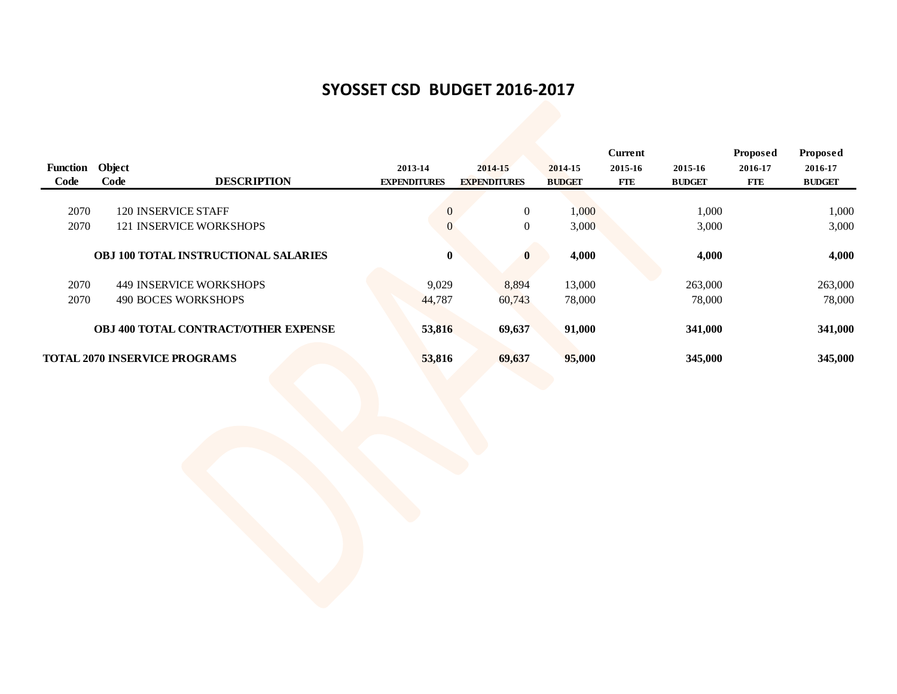## SYOSSET CSD BUDGET 2016-2017

| Function Code | Object Code | DESCRIPTION | 2013-14 EXPENDITURES | 2014-15 EXPENDITURES | 2014-15 BUDGET | Current 2015-16 FTE | 2015-16 BUDGET | Proposed 2016-17 FTE | Proposed 2016-17 BUDGET |
|---|---|---|---|---|---|---|---|---|---|
| 2070 | 120 | INSERVICE STAFF | 0 | 0 | 1,000 | | 1,000 | | 1,000 |
| 2070 | 121 | INSERVICE WORKSHOPS | 0 | 0 | 3,000 | | 3,000 | | 3,000 |
| | | **OBJ 100 TOTAL INSTRUCTIONAL SALARIES** | **0** | **0** | **4,000** | | **4,000** | | **4,000** |
| 2070 | 449 | INSERVICE WORKSHOPS | 9,029 | 8,894 | 13,000 | | 263,000 | | 263,000 |
| 2070 | 490 | BOCES WORKSHOPS | 44,787 | 60,743 | 78,000 | | 78,000 | | 78,000 |
| | | **OBJ 400 TOTAL CONTRACT/OTHER EXPENSE** | **53,816** | **69,637** | **91,000** | | **341,000** | | **341,000** |
| **TOTAL 2070 INSERVICE PROGRAMS** | | | **53,816** | **69,637** | **95,000** | | **345,000** | | **345,000** |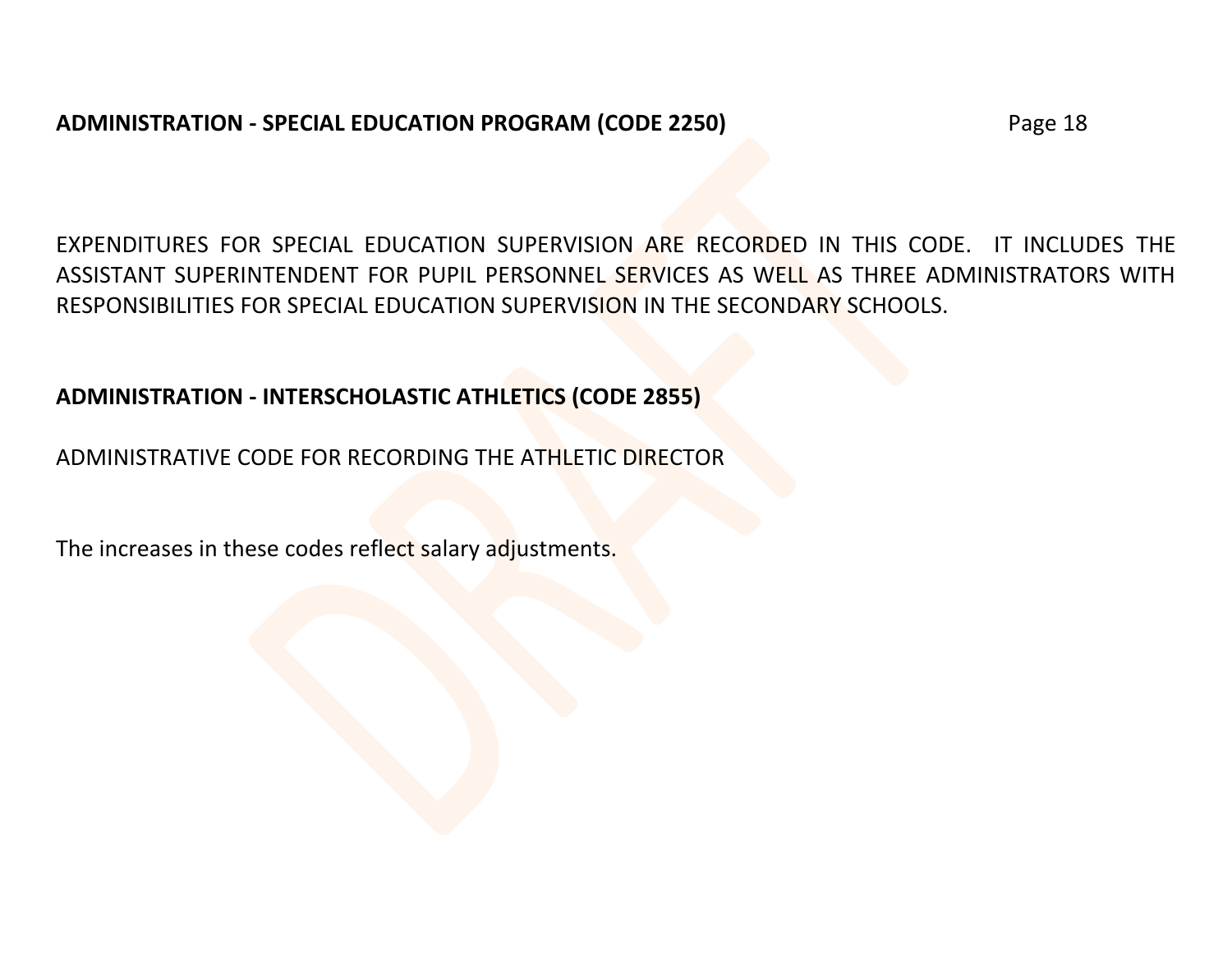## ADMINISTRATION - SPECIAL EDUCATION PROGRAM (CODE 2250)

EXPENDITURES FOR SPECIAL EDUCATION SUPERVISION ARE RECORDED IN THIS CODE. IT INCLUDES THE ASSISTANT SUPERINTENDENT FOR PUPIL PERSONNEL SERVICES AS WELL AS THREE ADMINISTRATORS WITH RESPONSIBILITIES FOR SPECIAL EDUCATION SUPERVISION IN THE SECONDARY SCHOOLS.

## ADMINISTRATION - INTERSCHOLASTIC ATHLETICS (CODE 2855)

ADMINISTRATIVE CODE FOR RECORDING THE ATHLETIC DIRECTOR

The increases in these codes reflect salary adjustments.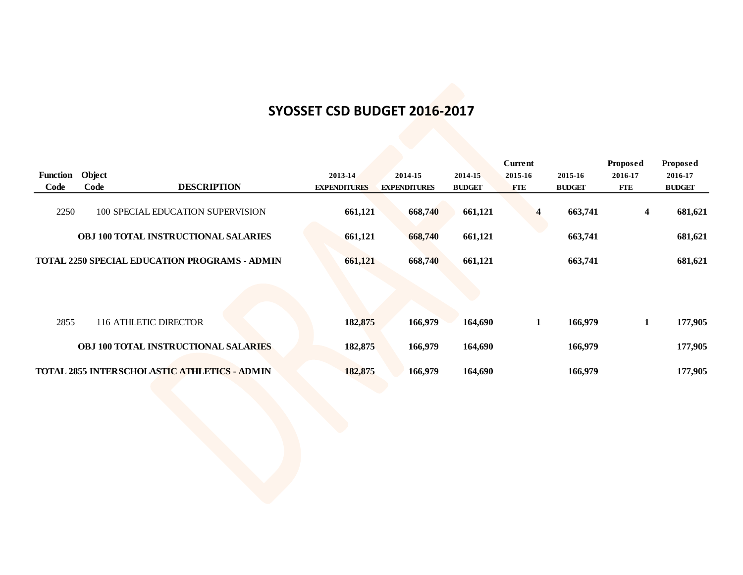# SYOSSET CSD BUDGET 2016-2017

| Function Code | Object Code | DESCRIPTION | 2013-14 EXPENDITURES | 2014-15 EXPENDITURES | 2014-15 BUDGET | Current 2015-16 FTE | 2015-16 BUDGET | Proposed 2016-17 FTE | Proposed 2016-17 BUDGET |
|---|---|---|---|---|---|---|---|---|---|
| 2250 | 100 | SPECIAL EDUCATION SUPERVISION | **661,121** | **668,740** | **661,121** | **4** | **663,741** | **4** | **681,621** |
| | | **OBJ 100 TOTAL INSTRUCTIONAL SALARIES** | **661,121** | **668,740** | **661,121** | | **663,741** | | **681,621** |
| | | **TOTAL 2250 SPECIAL EDUCATION PROGRAMS - ADMIN** | **661,121** | **668,740** | **661,121** | | **663,741** | | **681,621** |
| 2855 | 116 | ATHLETIC DIRECTOR | **182,875** | **166,979** | **164,690** | **1** | **166,979** | **1** | **177,905** |
| | | **OBJ 100 TOTAL INSTRUCTIONAL SALARIES** | **182,875** | **166,979** | **164,690** | | **166,979** | | **177,905** |
| | | **TOTAL 2855 INTERSCHOLASTIC ATHLETICS - ADMIN** | **182,875** | **166,979** | **164,690** | | **166,979** | | **177,905** |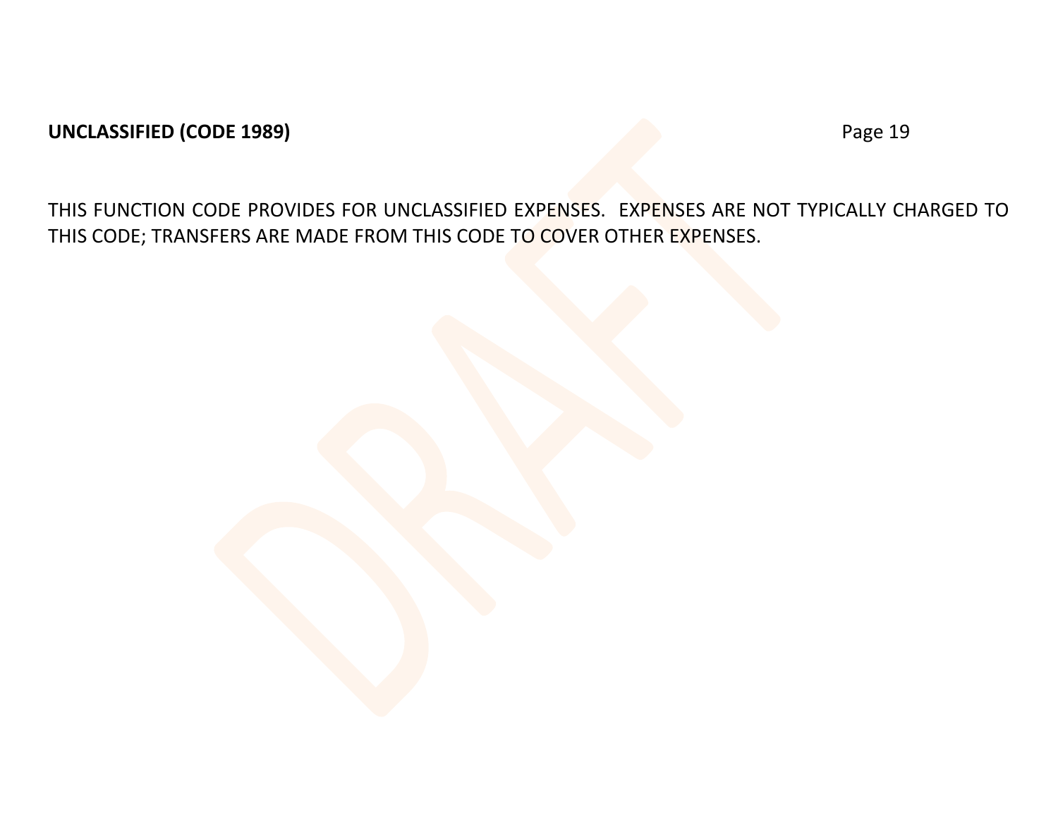**UNCLASSIFIED (CODE 1989)**

THIS FUNCTION CODE PROVIDES FOR UNCLASSIFIED EXPENSES. EXPENSES ARE NOT TYPICALLY CHARGED TO THIS CODE; TRANSFERS ARE MADE FROM THIS CODE TO COVER OTHER EXPENSES.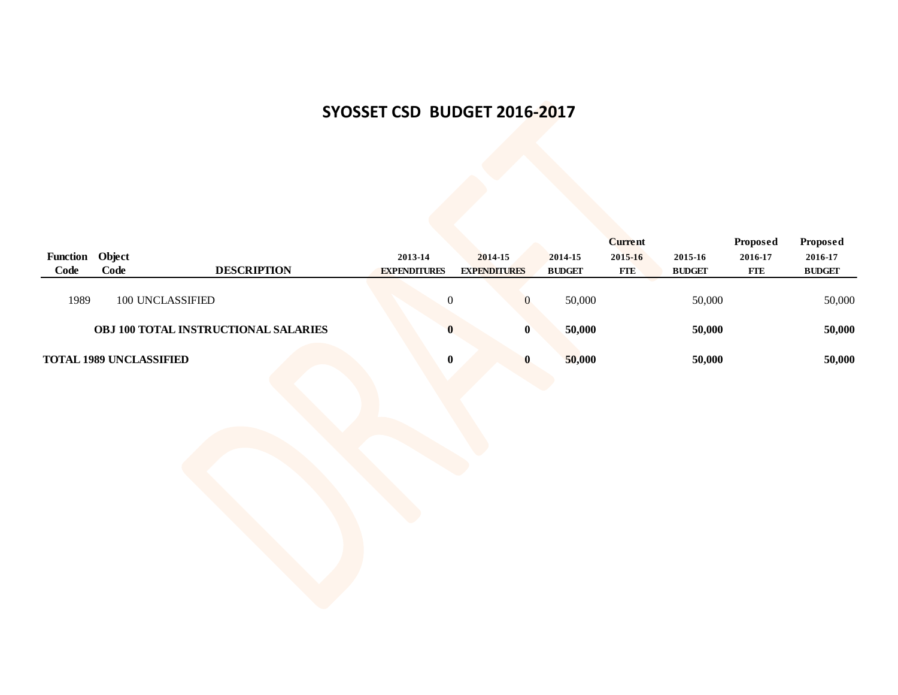## SYOSSET CSD BUDGET 2016-2017

| Function Code | Object Code | DESCRIPTION | 2013-14 EXPENDITURES | 2014-15 EXPENDITURES | 2014-15 BUDGET | Current 2015-16 FTE | 2015-16 BUDGET | Proposed 2016-17 FTE | Proposed 2016-17 BUDGET |
|---|---|---|---|---|---|---|---|---|---|
| 1989 | 100 | UNCLASSIFIED | 0 | 0 | 50,000 | | 50,000 | | 50,000 |
| | | **OBJ 100 TOTAL INSTRUCTIONAL SALARIES** | **0** | **0** | **50,000** | | **50,000** | | **50,000** |
| **TOTAL 1989 UNCLASSIFIED** | | | **0** | **0** | **50,000** | | **50,000** | | **50,000** |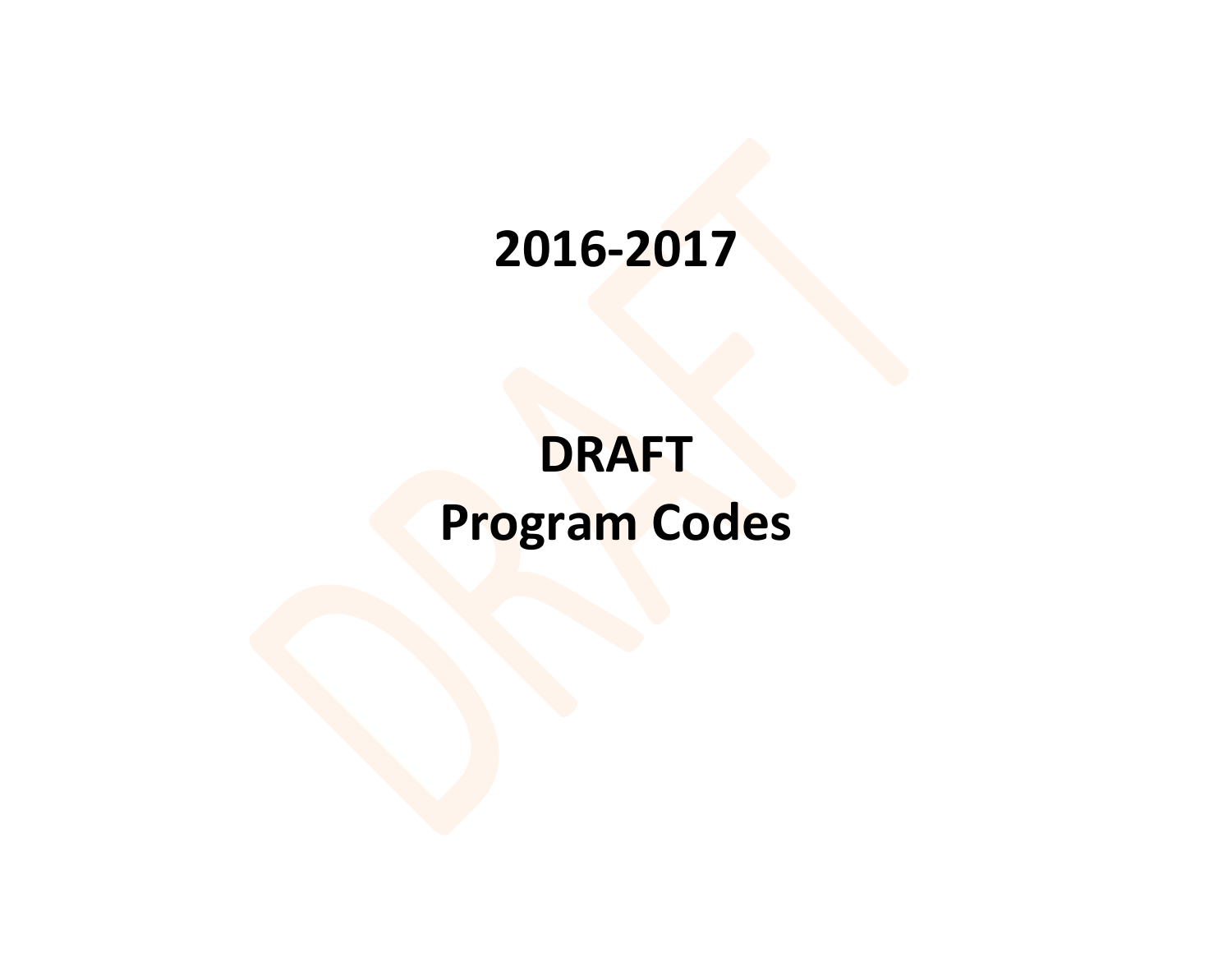# 2016-2017

# DRAFT
# Program Codes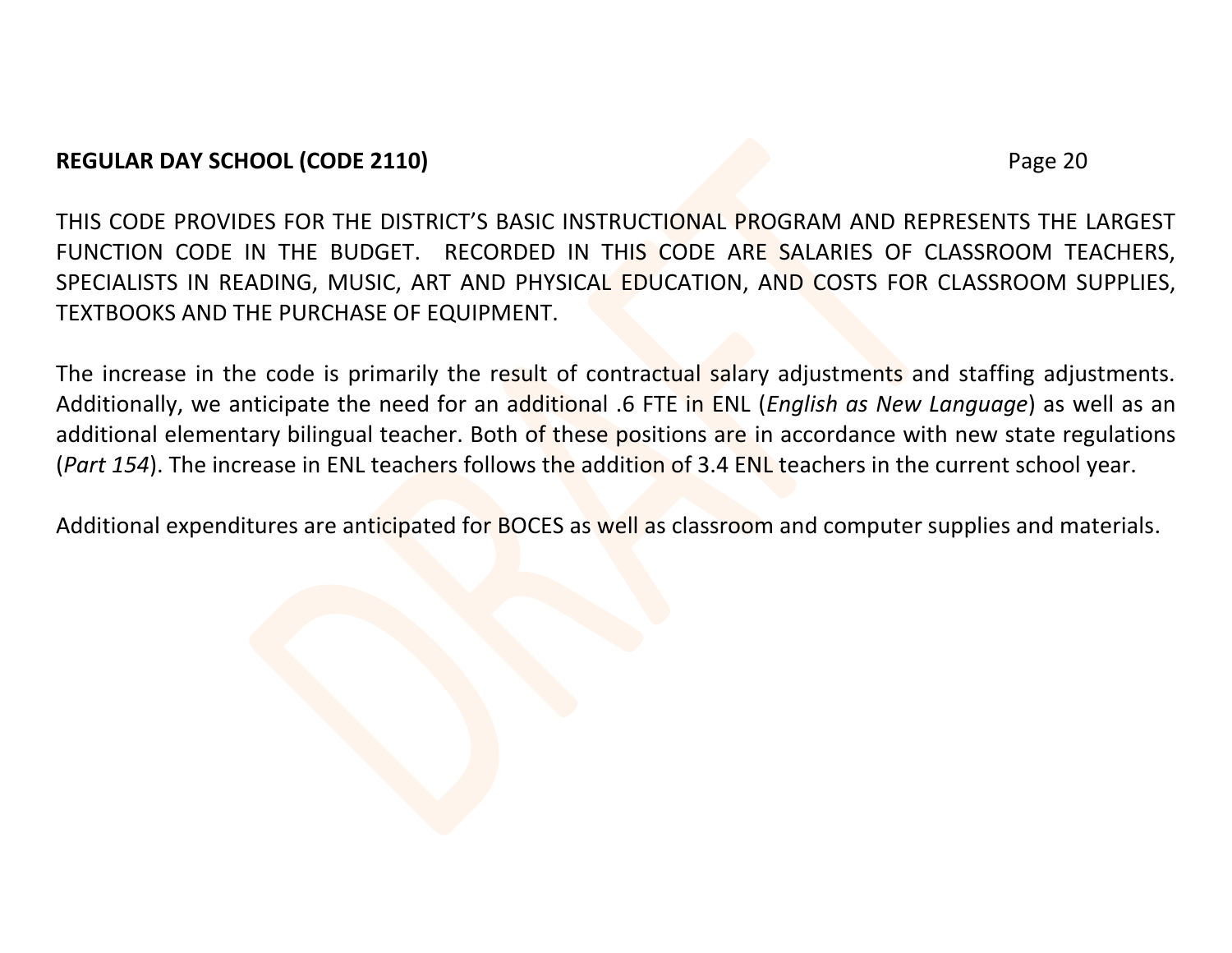## REGULAR DAY SCHOOL (CODE 2110)

THIS CODE PROVIDES FOR THE DISTRICT'S BASIC INSTRUCTIONAL PROGRAM AND REPRESENTS THE LARGEST FUNCTION CODE IN THE BUDGET. RECORDED IN THIS CODE ARE SALARIES OF CLASSROOM TEACHERS, SPECIALISTS IN READING, MUSIC, ART AND PHYSICAL EDUCATION, AND COSTS FOR CLASSROOM SUPPLIES, TEXTBOOKS AND THE PURCHASE OF EQUIPMENT.

The increase in the code is primarily the result of contractual salary adjustments and staffing adjustments. Additionally, we anticipate the need for an additional .6 FTE in ENL (*English as New Language*) as well as an additional elementary bilingual teacher. Both of these positions are in accordance with new state regulations (*Part 154*). The increase in ENL teachers follows the addition of 3.4 ENL teachers in the current school year.

Additional expenditures are anticipated for BOCES as well as classroom and computer supplies and materials.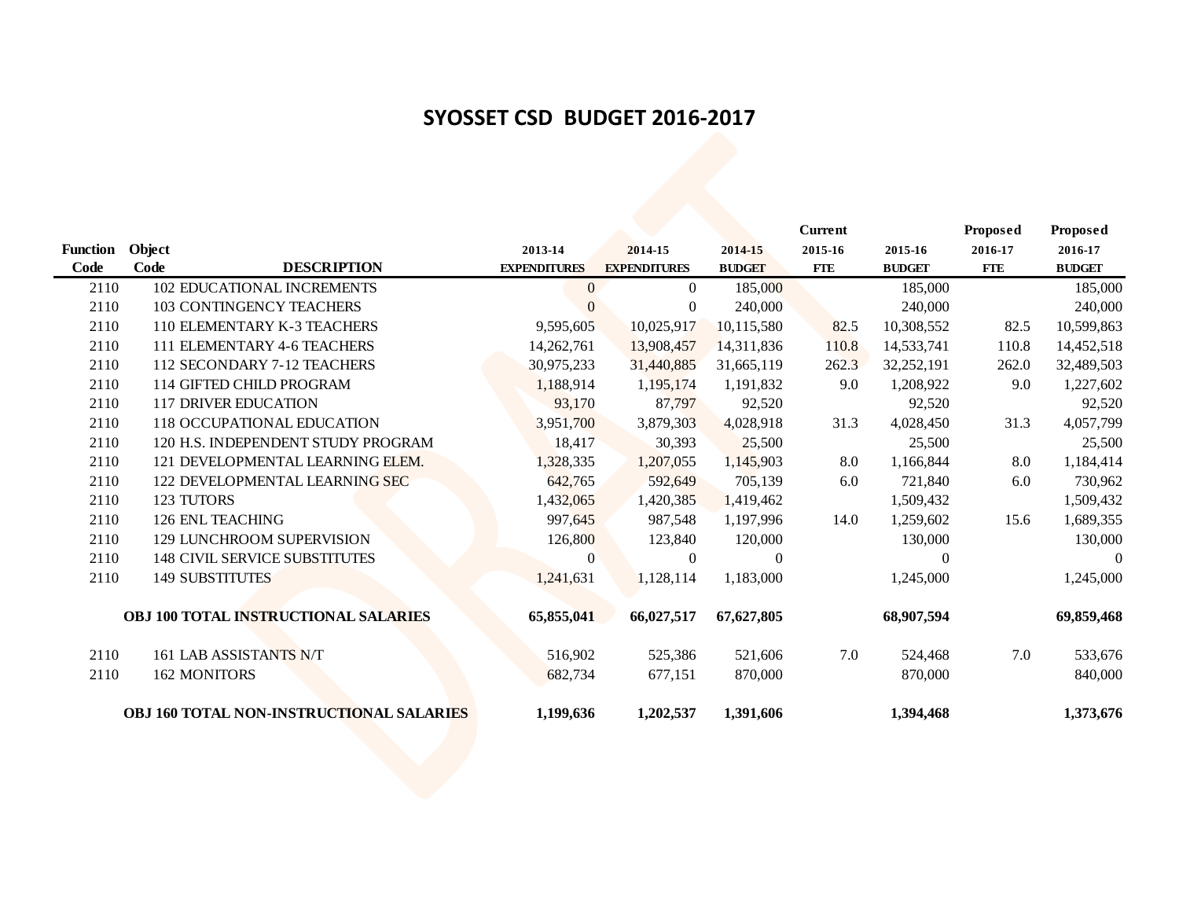## SYOSSET CSD BUDGET 2016-2017

| Function Code | Object Code | DESCRIPTION | 2013-14 EXPENDITURES | 2014-15 EXPENDITURES | 2014-15 BUDGET | Current 2015-16 FTE | 2015-16 BUDGET | Proposed 2016-17 FTE | Proposed 2016-17 BUDGET |
|---|---|---|---|---|---|---|---|---|---|
| 2110 | 102 | EDUCATIONAL INCREMENTS | 0 | 0 | 185,000 | | 185,000 | | 185,000 |
| 2110 | 103 | CONTINGENCY TEACHERS | 0 | 0 | 240,000 | | 240,000 | | 240,000 |
| 2110 | 110 | ELEMENTARY K-3 TEACHERS | 9,595,605 | 10,025,917 | 10,115,580 | 82.5 | 10,308,552 | 82.5 | 10,599,863 |
| 2110 | 111 | ELEMENTARY 4-6 TEACHERS | 14,262,761 | 13,908,457 | 14,311,836 | 110.8 | 14,533,741 | 110.8 | 14,452,518 |
| 2110 | 112 | SECONDARY 7-12 TEACHERS | 30,975,233 | 31,440,885 | 31,665,119 | 262.3 | 32,252,191 | 262.0 | 32,489,503 |
| 2110 | 114 | GIFTED CHILD PROGRAM | 1,188,914 | 1,195,174 | 1,191,832 | 9.0 | 1,208,922 | 9.0 | 1,227,602 |
| 2110 | 117 | DRIVER EDUCATION | 93,170 | 87,797 | 92,520 | | 92,520 | | 92,520 |
| 2110 | 118 | OCCUPATIONAL EDUCATION | 3,951,700 | 3,879,303 | 4,028,918 | 31.3 | 4,028,450 | 31.3 | 4,057,799 |
| 2110 | 120 | H.S. INDEPENDENT STUDY PROGRAM | 18,417 | 30,393 | 25,500 | | 25,500 | | 25,500 |
| 2110 | 121 | DEVELOPMENTAL LEARNING ELEM. | 1,328,335 | 1,207,055 | 1,145,903 | 8.0 | 1,166,844 | 8.0 | 1,184,414 |
| 2110 | 122 | DEVELOPMENTAL LEARNING SEC | 642,765 | 592,649 | 705,139 | 6.0 | 721,840 | 6.0 | 730,962 |
| 2110 | 123 | TUTORS | 1,432,065 | 1,420,385 | 1,419,462 | | 1,509,432 | | 1,509,432 |
| 2110 | 126 | ENL TEACHING | 997,645 | 987,548 | 1,197,996 | 14.0 | 1,259,602 | 15.6 | 1,689,355 |
| 2110 | 129 | LUNCHROOM SUPERVISION | 126,800 | 123,840 | 120,000 | | 130,000 | | 130,000 |
| 2110 | 148 | CIVIL SERVICE SUBSTITUTES | 0 | 0 | 0 | | 0 | | 0 |
| 2110 | 149 | SUBSTITUTES | 1,241,631 | 1,128,114 | 1,183,000 | | 1,245,000 | | 1,245,000 |
| | | **OBJ 100 TOTAL INSTRUCTIONAL SALARIES** | **65,855,041** | **66,027,517** | **67,627,805** | | **68,907,594** | | **69,859,468** |
| 2110 | 161 | LAB ASSISTANTS N/T | 516,902 | 525,386 | 521,606 | 7.0 | 524,468 | 7.0 | 533,676 |
| 2110 | 162 | MONITORS | 682,734 | 677,151 | 870,000 | | 870,000 | | 840,000 |
| | | **OBJ 160 TOTAL NON-INSTRUCTIONAL SALARIES** | **1,199,636** | **1,202,537** | **1,391,606** | | **1,394,468** | | **1,373,676** |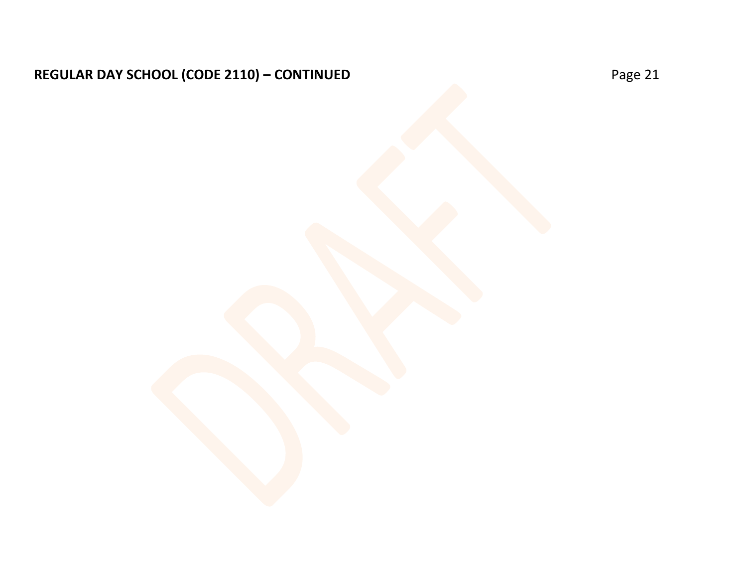**REGULAR DAY SCHOOL (CODE 2110) – CONTINUED**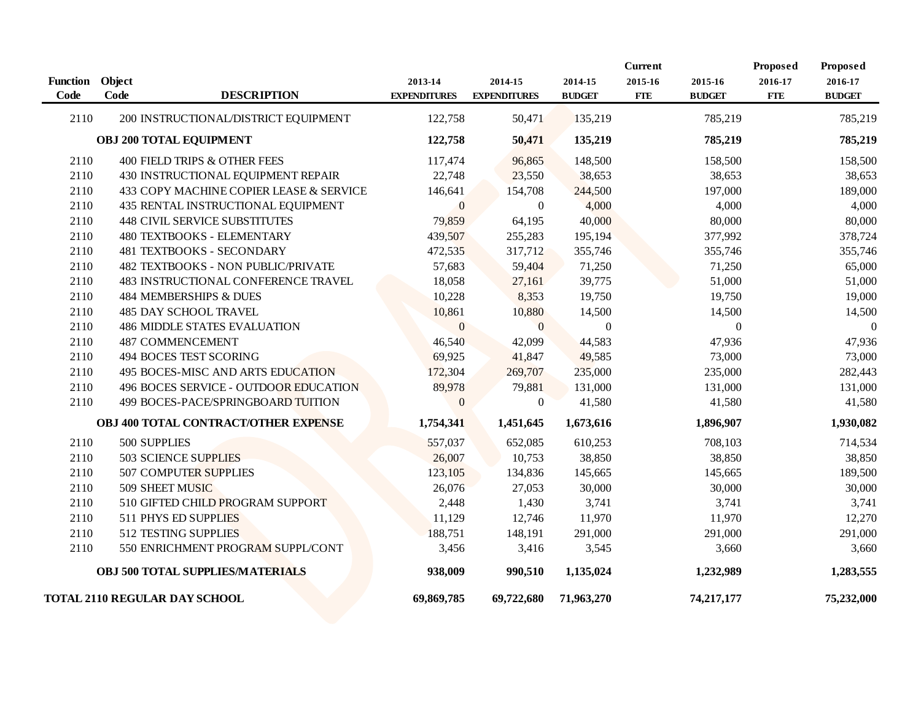| Function Code | Object Code | DESCRIPTION | 2013-14 EXPENDITURES | 2014-15 EXPENDITURES | 2014-15 BUDGET | Current 2015-16 FTE | 2015-16 BUDGET | Proposed 2016-17 FTE | Proposed 2016-17 BUDGET |
|---|---|---|---|---|---|---|---|---|---|
| 2110 | 200 | INSTRUCTIONAL/DISTRICT EQUIPMENT | 122,758 | 50,471 | 135,219 | | 785,219 | | 785,219 |
| | | **OBJ 200 TOTAL EQUIPMENT** | **122,758** | **50,471** | **135,219** | | **785,219** | | **785,219** |
| 2110 | 400 | FIELD TRIPS & OTHER FEES | 117,474 | 96,865 | 148,500 | | 158,500 | | 158,500 |
| 2110 | 430 | INSTRUCTIONAL EQUIPMENT REPAIR | 22,748 | 23,550 | 38,653 | | 38,653 | | 38,653 |
| 2110 | 433 | COPY MACHINE COPIER LEASE & SERVICE | 146,641 | 154,708 | 244,500 | | 197,000 | | 189,000 |
| 2110 | 435 | RENTAL INSTRUCTIONAL EQUIPMENT | 0 | 0 | 4,000 | | 4,000 | | 4,000 |
| 2110 | 448 | CIVIL SERVICE SUBSTITUTES | 79,859 | 64,195 | 40,000 | | 80,000 | | 80,000 |
| 2110 | 480 | TEXTBOOKS - ELEMENTARY | 439,507 | 255,283 | 195,194 | | 377,992 | | 378,724 |
| 2110 | 481 | TEXTBOOKS - SECONDARY | 472,535 | 317,712 | 355,746 | | 355,746 | | 355,746 |
| 2110 | 482 | TEXTBOOKS - NON PUBLIC/PRIVATE | 57,683 | 59,404 | 71,250 | | 71,250 | | 65,000 |
| 2110 | 483 | INSTRUCTIONAL CONFERENCE TRAVEL | 18,058 | 27,161 | 39,775 | | 51,000 | | 51,000 |
| 2110 | 484 | MEMBERSHIPS & DUES | 10,228 | 8,353 | 19,750 | | 19,750 | | 19,000 |
| 2110 | 485 | DAY SCHOOL TRAVEL | 10,861 | 10,880 | 14,500 | | 14,500 | | 14,500 |
| 2110 | 486 | MIDDLE STATES EVALUATION | 0 | 0 | 0 | | 0 | | 0 |
| 2110 | 487 | COMMENCEMENT | 46,540 | 42,099 | 44,583 | | 47,936 | | 47,936 |
| 2110 | 494 | BOCES TEST SCORING | 69,925 | 41,847 | 49,585 | | 73,000 | | 73,000 |
| 2110 | 495 | BOCES-MISC AND ARTS EDUCATION | 172,304 | 269,707 | 235,000 | | 235,000 | | 282,443 |
| 2110 | 496 | BOCES SERVICE - OUTDOOR EDUCATION | 89,978 | 79,881 | 131,000 | | 131,000 | | 131,000 |
| 2110 | 499 | BOCES-PACE/SPRINGBOARD TUITION | 0 | 0 | 41,580 | | 41,580 | | 41,580 |
| | | **OBJ 400 TOTAL CONTRACT/OTHER EXPENSE** | **1,754,341** | **1,451,645** | **1,673,616** | | **1,896,907** | | **1,930,082** |
| 2110 | 500 | SUPPLIES | 557,037 | 652,085 | 610,253 | | 708,103 | | 714,534 |
| 2110 | 503 | SCIENCE SUPPLIES | 26,007 | 10,753 | 38,850 | | 38,850 | | 38,850 |
| 2110 | 507 | COMPUTER SUPPLIES | 123,105 | 134,836 | 145,665 | | 145,665 | | 189,500 |
| 2110 | 509 | SHEET MUSIC | 26,076 | 27,053 | 30,000 | | 30,000 | | 30,000 |
| 2110 | 510 | GIFTED CHILD PROGRAM SUPPORT | 2,448 | 1,430 | 3,741 | | 3,741 | | 3,741 |
| 2110 | 511 | PHYS ED SUPPLIES | 11,129 | 12,746 | 11,970 | | 11,970 | | 12,270 |
| 2110 | 512 | TESTING SUPPLIES | 188,751 | 148,191 | 291,000 | | 291,000 | | 291,000 |
| 2110 | 550 | ENRICHMENT PROGRAM SUPPL/CONT | 3,456 | 3,416 | 3,545 | | 3,660 | | 3,660 |
| | | **OBJ 500 TOTAL SUPPLIES/MATERIALS** | **938,009** | **990,510** | **1,135,024** | | **1,232,989** | | **1,283,555** |
| **TOTAL 2110 REGULAR DAY SCHOOL** | | | **69,869,785** | **69,722,680** | **71,963,270** | | **74,217,177** | | **75,232,000** |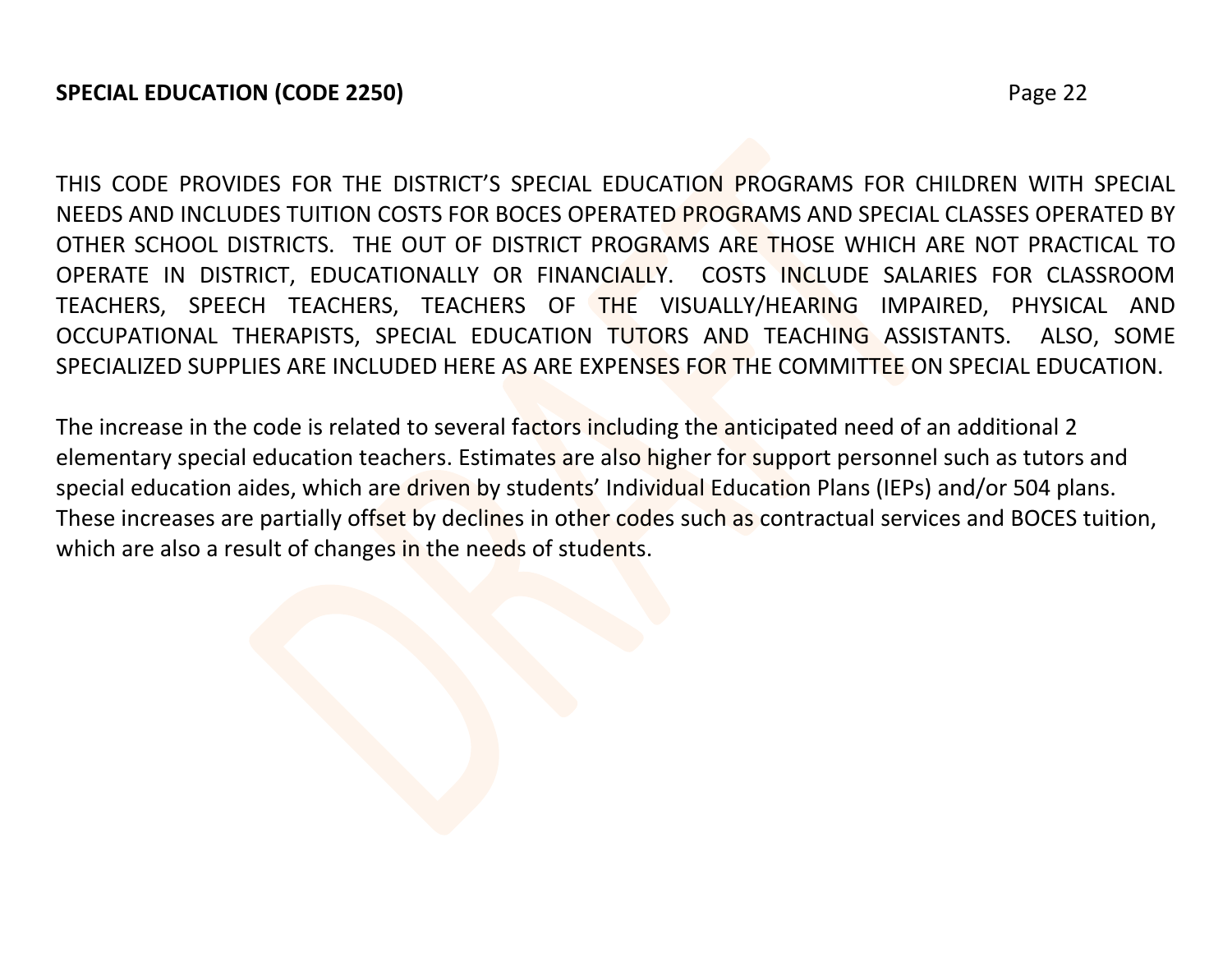**SPECIAL EDUCATION (CODE 2250)**

THIS CODE PROVIDES FOR THE DISTRICT'S SPECIAL EDUCATION PROGRAMS FOR CHILDREN WITH SPECIAL NEEDS AND INCLUDES TUITION COSTS FOR BOCES OPERATED PROGRAMS AND SPECIAL CLASSES OPERATED BY OTHER SCHOOL DISTRICTS. THE OUT OF DISTRICT PROGRAMS ARE THOSE WHICH ARE NOT PRACTICAL TO OPERATE IN DISTRICT, EDUCATIONALLY OR FINANCIALLY. COSTS INCLUDE SALARIES FOR CLASSROOM TEACHERS, SPEECH TEACHERS, TEACHERS OF THE VISUALLY/HEARING IMPAIRED, PHYSICAL AND OCCUPATIONAL THERAPISTS, SPECIAL EDUCATION TUTORS AND TEACHING ASSISTANTS. ALSO, SOME SPECIALIZED SUPPLIES ARE INCLUDED HERE AS ARE EXPENSES FOR THE COMMITTEE ON SPECIAL EDUCATION.

The increase in the code is related to several factors including the anticipated need of an additional 2 elementary special education teachers. Estimates are also higher for support personnel such as tutors and special education aides, which are driven by students' Individual Education Plans (IEPs) and/or 504 plans. These increases are partially offset by declines in other codes such as contractual services and BOCES tuition, which are also a result of changes in the needs of students.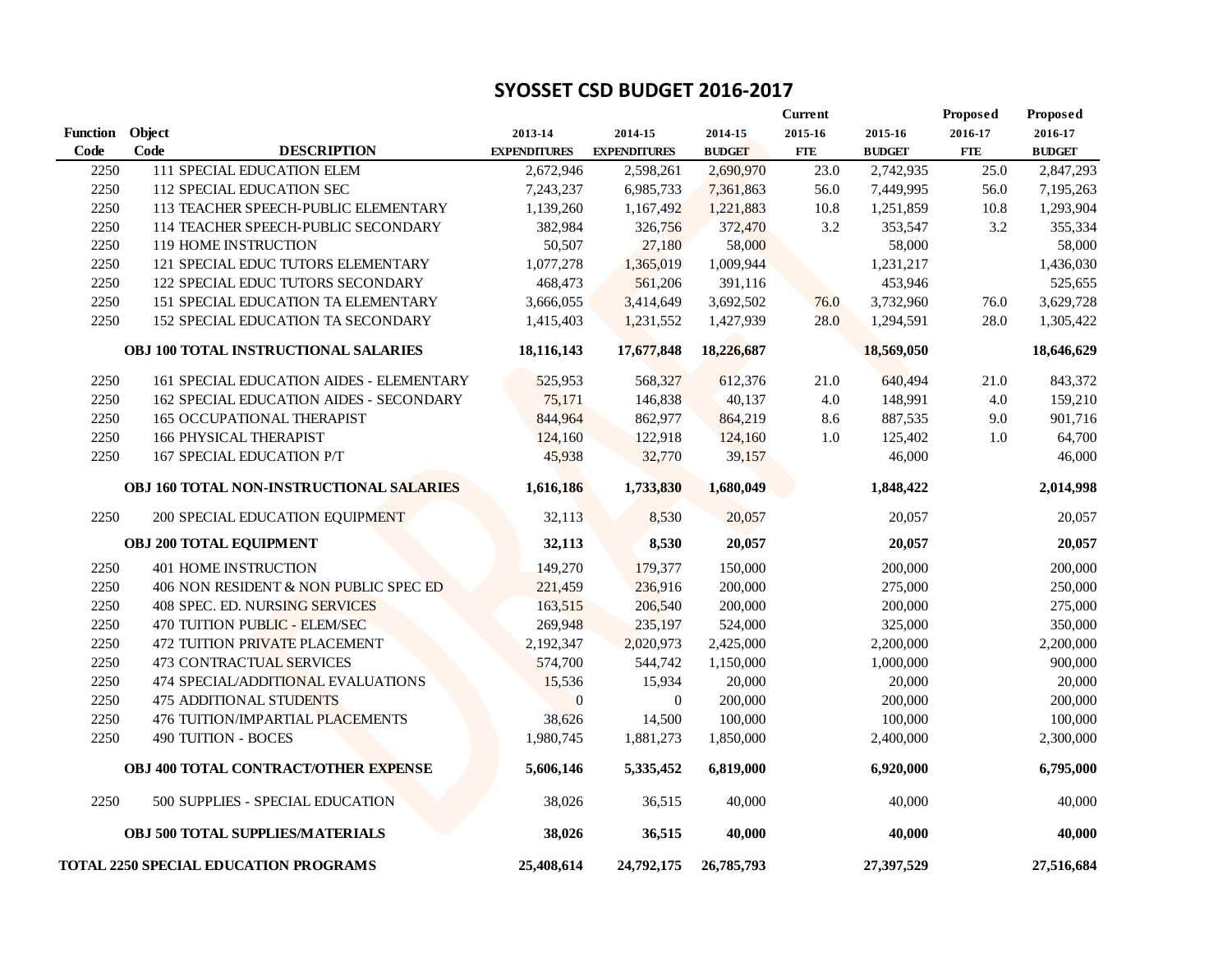# SYOSSET CSD BUDGET 2016-2017

| Function Code | Object Code | DESCRIPTION | 2013-14 EXPENDITURES | 2014-15 EXPENDITURES | 2014-15 BUDGET | Current 2015-16 FTE | 2015-16 BUDGET | Proposed 2016-17 FTE | Proposed 2016-17 BUDGET |
|---|---|---|---|---|---|---|---|---|---|
| 2250 | 111 | SPECIAL EDUCATION ELEM | 2,672,946 | 2,598,261 | 2,690,970 | 23.0 | 2,742,935 | 25.0 | 2,847,293 |
| 2250 | 112 | SPECIAL EDUCATION SEC | 7,243,237 | 6,985,733 | 7,361,863 | 56.0 | 7,449,995 | 56.0 | 7,195,263 |
| 2250 | 113 | TEACHER SPEECH-PUBLIC ELEMENTARY | 1,139,260 | 1,167,492 | 1,221,883 | 10.8 | 1,251,859 | 10.8 | 1,293,904 |
| 2250 | 114 | TEACHER SPEECH-PUBLIC SECONDARY | 382,984 | 326,756 | 372,470 | 3.2 | 353,547 | 3.2 | 355,334 |
| 2250 | 119 | HOME INSTRUCTION | 50,507 | 27,180 | 58,000 | | 58,000 | | 58,000 |
| 2250 | 121 | SPECIAL EDUC TUTORS ELEMENTARY | 1,077,278 | 1,365,019 | 1,009,944 | | 1,231,217 | | 1,436,030 |
| 2250 | 122 | SPECIAL EDUC TUTORS SECONDARY | 468,473 | 561,206 | 391,116 | | 453,946 | | 525,655 |
| 2250 | 151 | SPECIAL EDUCATION TA ELEMENTARY | 3,666,055 | 3,414,649 | 3,692,502 | 76.0 | 3,732,960 | 76.0 | 3,629,728 |
| 2250 | 152 | SPECIAL EDUCATION TA SECONDARY | 1,415,403 | 1,231,552 | 1,427,939 | 28.0 | 1,294,591 | 28.0 | 1,305,422 |
| | | **OBJ 100 TOTAL INSTRUCTIONAL SALARIES** | **18,116,143** | **17,677,848** | **18,226,687** | | **18,569,050** | | **18,646,629** |
| 2250 | 161 | SPECIAL EDUCATION AIDES - ELEMENTARY | 525,953 | 568,327 | 612,376 | 21.0 | 640,494 | 21.0 | 843,372 |
| 2250 | 162 | SPECIAL EDUCATION AIDES - SECONDARY | 75,171 | 146,838 | 40,137 | 4.0 | 148,991 | 4.0 | 159,210 |
| 2250 | 165 | OCCUPATIONAL THERAPIST | 844,964 | 862,977 | 864,219 | 8.6 | 887,535 | 9.0 | 901,716 |
| 2250 | 166 | PHYSICAL THERAPIST | 124,160 | 122,918 | 124,160 | 1.0 | 125,402 | 1.0 | 64,700 |
| 2250 | 167 | SPECIAL EDUCATION P/T | 45,938 | 32,770 | 39,157 | | 46,000 | | 46,000 |
| | | **OBJ 160 TOTAL NON-INSTRUCTIONAL SALARIES** | **1,616,186** | **1,733,830** | **1,680,049** | | **1,848,422** | | **2,014,998** |
| 2250 | 200 | SPECIAL EDUCATION EQUIPMENT | 32,113 | 8,530 | 20,057 | | 20,057 | | 20,057 |
| | | **OBJ 200 TOTAL EQUIPMENT** | **32,113** | **8,530** | **20,057** | | **20,057** | | **20,057** |
| 2250 | 401 | HOME INSTRUCTION | 149,270 | 179,377 | 150,000 | | 200,000 | | 200,000 |
| 2250 | 406 | NON RESIDENT & NON PUBLIC SPEC ED | 221,459 | 236,916 | 200,000 | | 275,000 | | 250,000 |
| 2250 | 408 | SPEC. ED. NURSING SERVICES | 163,515 | 206,540 | 200,000 | | 200,000 | | 275,000 |
| 2250 | 470 | TUITION PUBLIC - ELEM/SEC | 269,948 | 235,197 | 524,000 | | 325,000 | | 350,000 |
| 2250 | 472 | TUITION PRIVATE PLACEMENT | 2,192,347 | 2,020,973 | 2,425,000 | | 2,200,000 | | 2,200,000 |
| 2250 | 473 | CONTRACTUAL SERVICES | 574,700 | 544,742 | 1,150,000 | | 1,000,000 | | 900,000 |
| 2250 | 474 | SPECIAL/ADDITIONAL EVALUATIONS | 15,536 | 15,934 | 20,000 | | 20,000 | | 20,000 |
| 2250 | 475 | ADDITIONAL STUDENTS | 0 | 0 | 200,000 | | 200,000 | | 200,000 |
| 2250 | 476 | TUITION/IMPARTIAL PLACEMENTS | 38,626 | 14,500 | 100,000 | | 100,000 | | 100,000 |
| 2250 | 490 | TUITION - BOCES | 1,980,745 | 1,881,273 | 1,850,000 | | 2,400,000 | | 2,300,000 |
| | | **OBJ 400 TOTAL CONTRACT/OTHER EXPENSE** | **5,606,146** | **5,335,452** | **6,819,000** | | **6,920,000** | | **6,795,000** |
| 2250 | 500 | SUPPLIES - SPECIAL EDUCATION | 38,026 | 36,515 | 40,000 | | 40,000 | | 40,000 |
| | | **OBJ 500 TOTAL SUPPLIES/MATERIALS** | **38,026** | **36,515** | **40,000** | | **40,000** | | **40,000** |
| **TOTAL 2250 SPECIAL EDUCATION PROGRAMS** | | | **25,408,614** | **24,792,175** | **26,785,793** | | **27,397,529** | | **27,516,684** |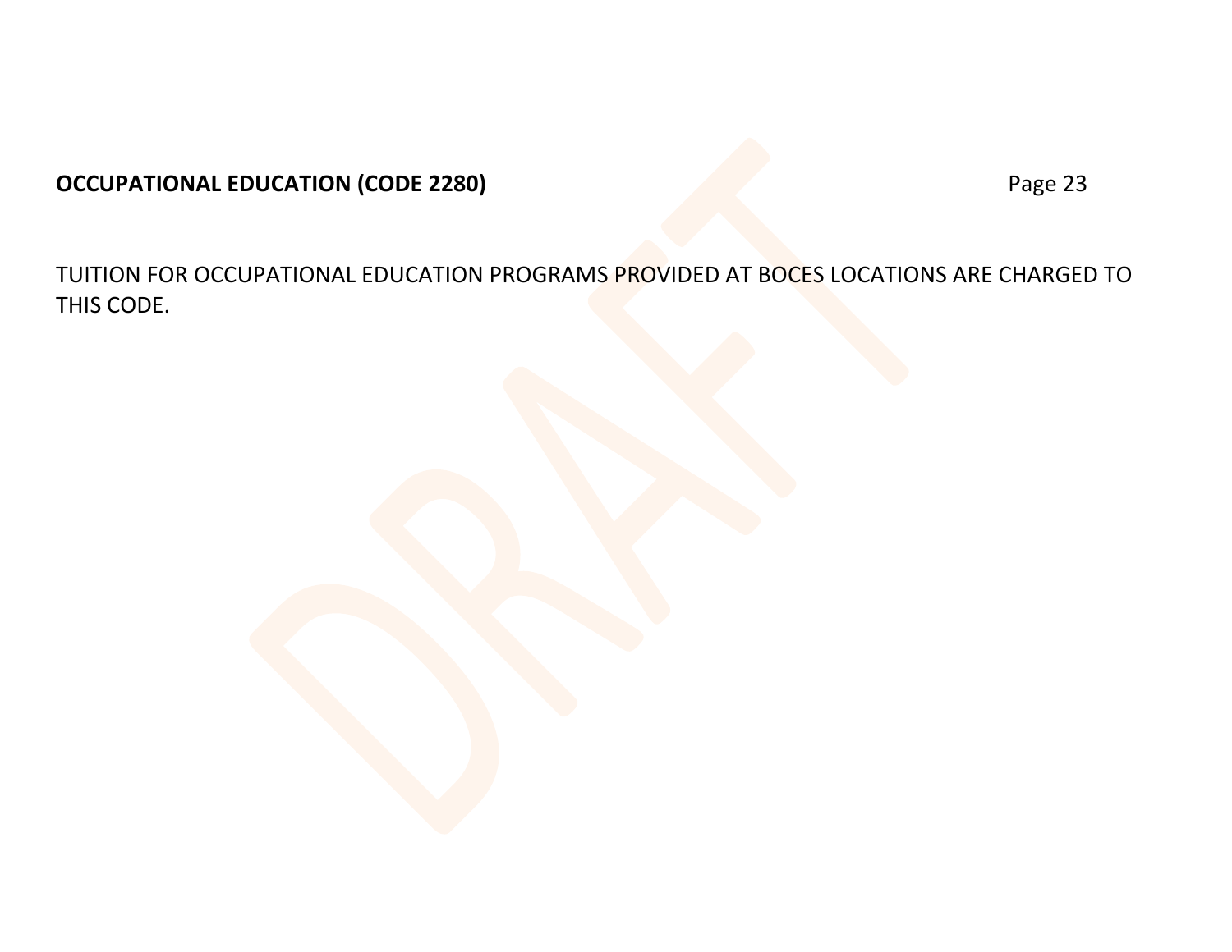**OCCUPATIONAL EDUCATION (CODE 2280)**

TUITION FOR OCCUPATIONAL EDUCATION PROGRAMS PROVIDED AT BOCES LOCATIONS ARE CHARGED TO THIS CODE.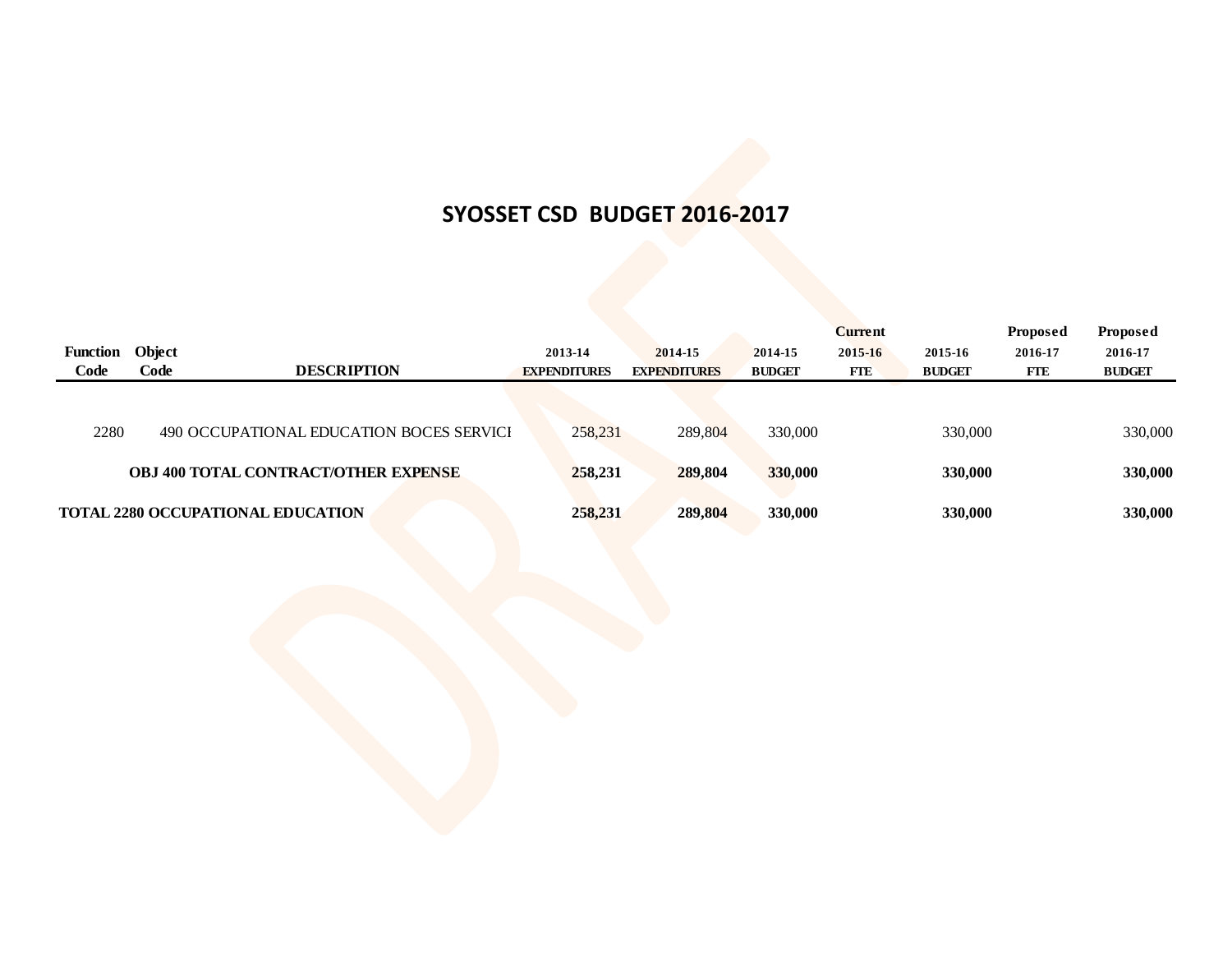# SYOSSET CSD BUDGET 2016-2017

| Function Code | Object Code | DESCRIPTION | 2013-14 EXPENDITURES | 2014-15 EXPENDITURES | 2014-15 BUDGET | Current 2015-16 FTE | 2015-16 BUDGET | Proposed 2016-17 FTE | Proposed 2016-17 BUDGET |
|---|---|---|---|---|---|---|---|---|---|
| 2280 | 490 | OCCUPATIONAL EDUCATION BOCES SERVICI | 258,231 | 289,804 | 330,000 | | 330,000 | | 330,000 |
| | | **OBJ 400 TOTAL CONTRACT/OTHER EXPENSE** | **258,231** | **289,804** | **330,000** | | **330,000** | | **330,000** |
| **TOTAL 2280 OCCUPATIONAL EDUCATION** | | | **258,231** | **289,804** | **330,000** | | **330,000** | | **330,000** |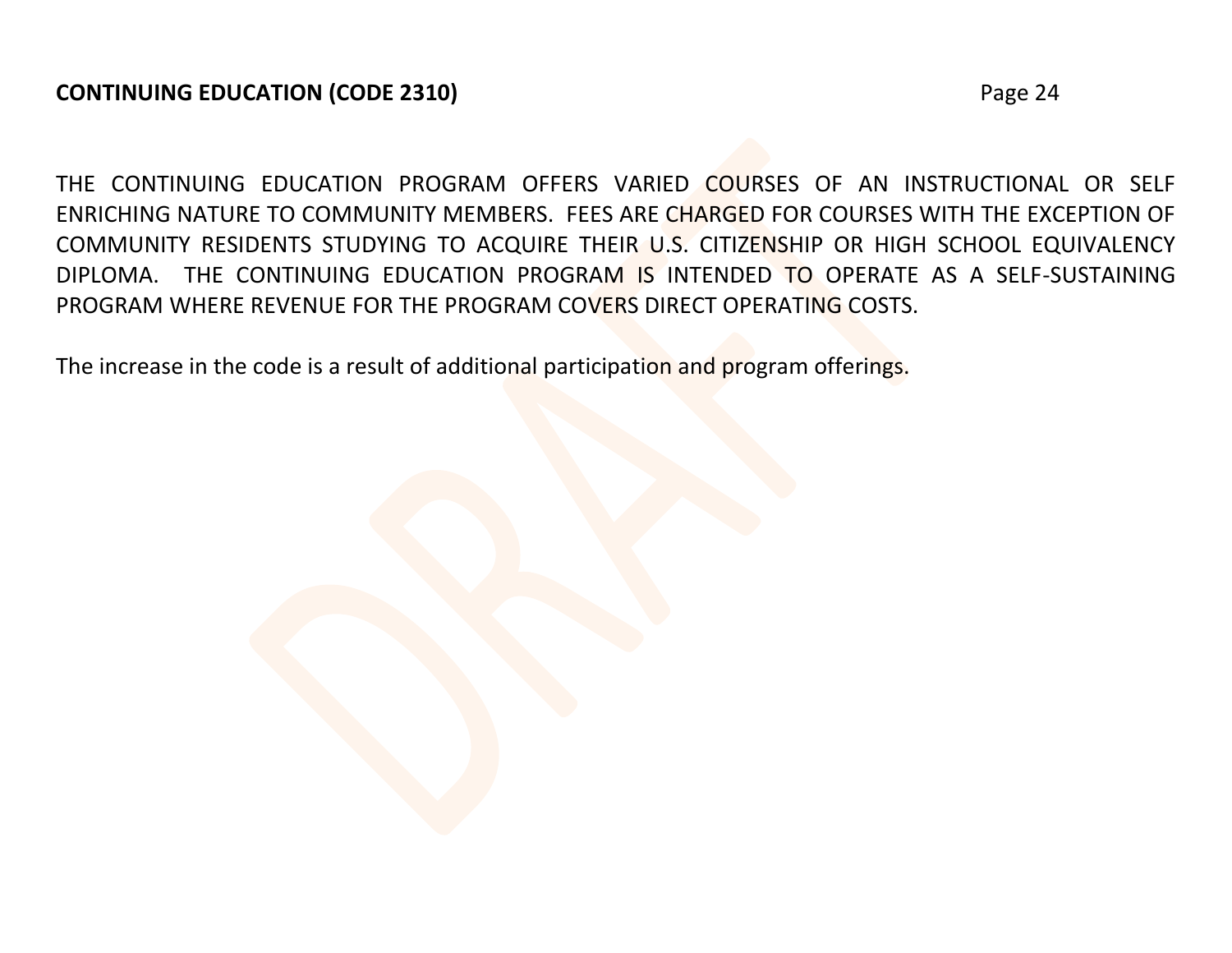**CONTINUING EDUCATION (CODE 2310)**

THE CONTINUING EDUCATION PROGRAM OFFERS VARIED COURSES OF AN INSTRUCTIONAL OR SELF ENRICHING NATURE TO COMMUNITY MEMBERS. FEES ARE CHARGED FOR COURSES WITH THE EXCEPTION OF COMMUNITY RESIDENTS STUDYING TO ACQUIRE THEIR U.S. CITIZENSHIP OR HIGH SCHOOL EQUIVALENCY DIPLOMA. THE CONTINUING EDUCATION PROGRAM IS INTENDED TO OPERATE AS A SELF-SUSTAINING PROGRAM WHERE REVENUE FOR THE PROGRAM COVERS DIRECT OPERATING COSTS.

The increase in the code is a result of additional participation and program offerings.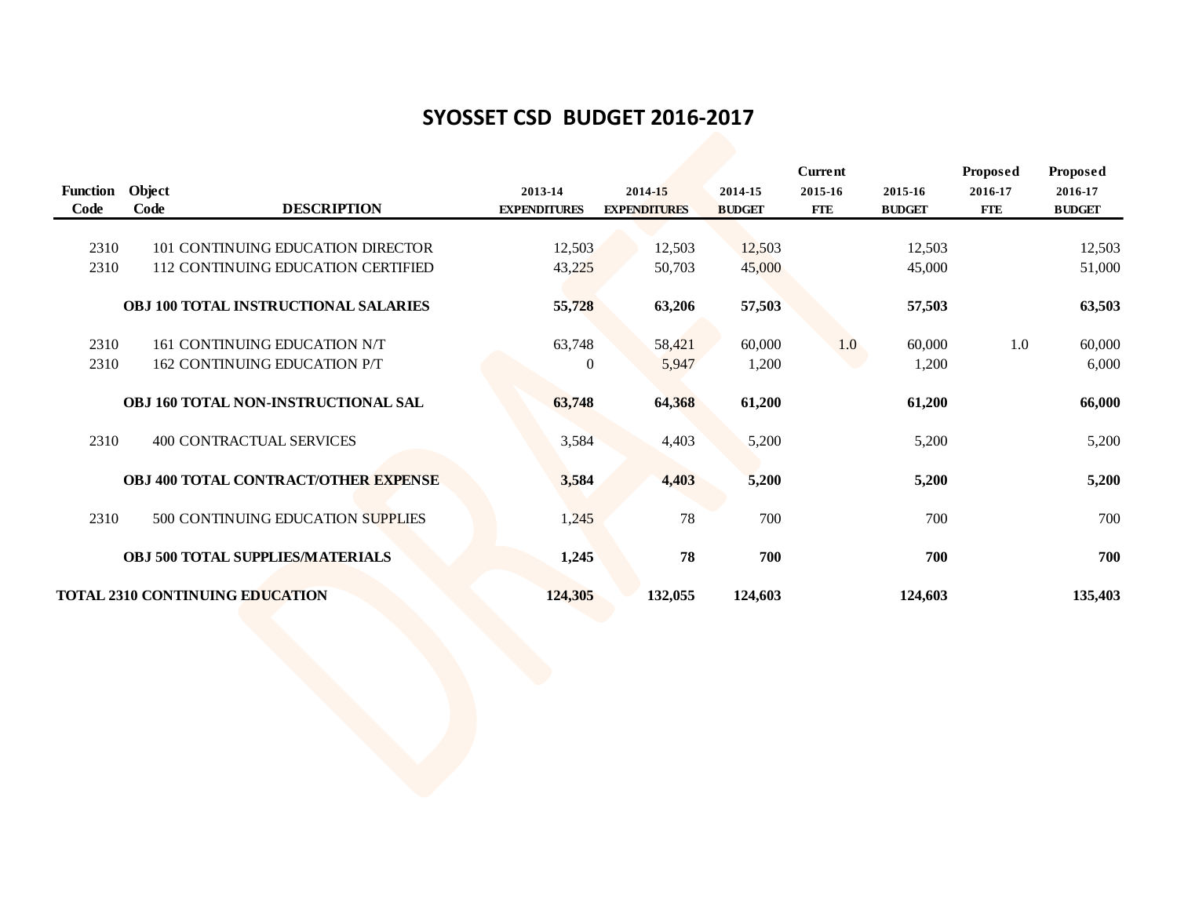# SYOSSET CSD BUDGET 2016-2017

| Function Code | Object Code | DESCRIPTION | 2013-14 EXPENDITURES | 2014-15 EXPENDITURES | 2014-15 BUDGET | Current 2015-16 FTE | 2015-16 BUDGET | Proposed 2016-17 FTE | Proposed 2016-17 BUDGET |
|---|---|---|---|---|---|---|---|---|---|
| 2310 | 101 | CONTINUING EDUCATION DIRECTOR | 12,503 | 12,503 | 12,503 | | 12,503 | | 12,503 |
| 2310 | 112 | CONTINUING EDUCATION CERTIFIED | 43,225 | 50,703 | 45,000 | | 45,000 | | 51,000 |
| | | **OBJ 100 TOTAL INSTRUCTIONAL SALARIES** | **55,728** | **63,206** | **57,503** | | **57,503** | | **63,503** |
| 2310 | 161 | CONTINUING EDUCATION N/T | 63,748 | 58,421 | 60,000 | 1.0 | 60,000 | 1.0 | 60,000 |
| 2310 | 162 | CONTINUING EDUCATION P/T | 0 | 5,947 | 1,200 | | 1,200 | | 6,000 |
| | | **OBJ 160 TOTAL NON-INSTRUCTIONAL SAL** | **63,748** | **64,368** | **61,200** | | **61,200** | | **66,000** |
| 2310 | 400 | CONTRACTUAL SERVICES | 3,584 | 4,403 | 5,200 | | 5,200 | | 5,200 |
| | | **OBJ 400 TOTAL CONTRACT/OTHER EXPENSE** | **3,584** | **4,403** | **5,200** | | **5,200** | | **5,200** |
| 2310 | 500 | CONTINUING EDUCATION SUPPLIES | 1,245 | 78 | 700 | | 700 | | 700 |
| | | **OBJ 500 TOTAL SUPPLIES/MATERIALS** | **1,245** | **78** | **700** | | **700** | | **700** |
| **TOTAL 2310 CONTINUING EDUCATION** | | | **124,305** | **132,055** | **124,603** | | **124,603** | | **135,403** |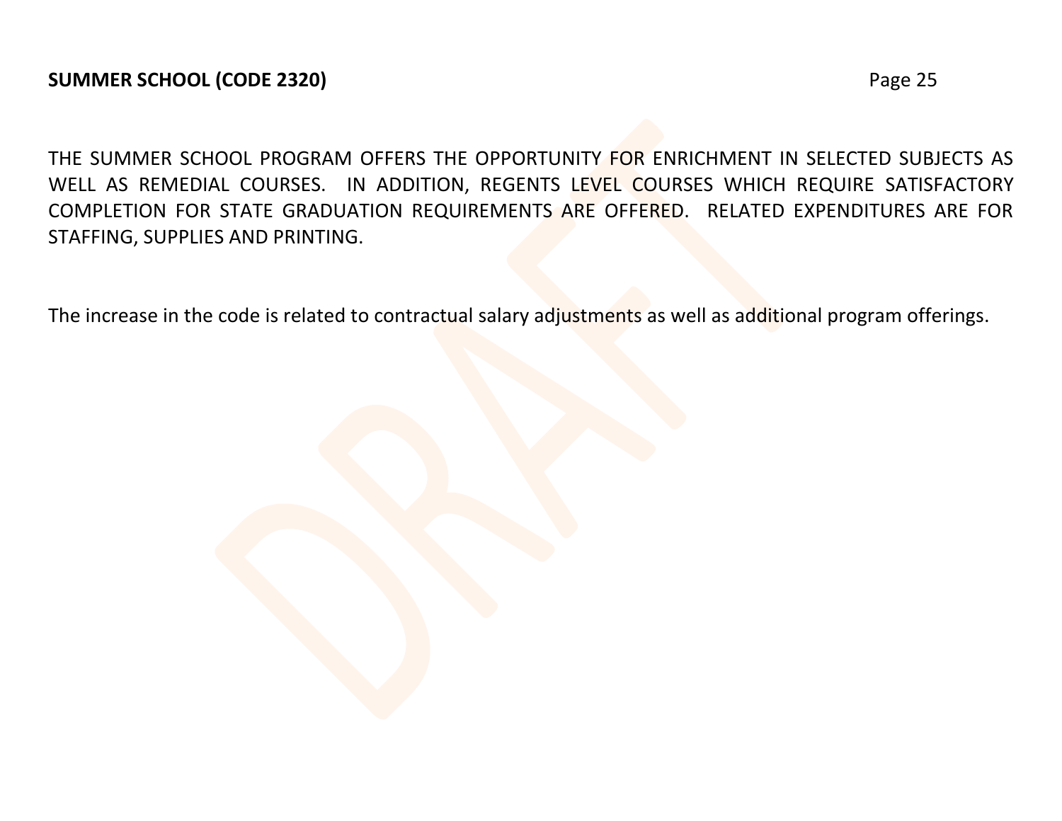**SUMMER SCHOOL (CODE 2320)**

THE SUMMER SCHOOL PROGRAM OFFERS THE OPPORTUNITY FOR ENRICHMENT IN SELECTED SUBJECTS AS WELL AS REMEDIAL COURSES. IN ADDITION, REGENTS LEVEL COURSES WHICH REQUIRE SATISFACTORY COMPLETION FOR STATE GRADUATION REQUIREMENTS ARE OFFERED. RELATED EXPENDITURES ARE FOR STAFFING, SUPPLIES AND PRINTING.

The increase in the code is related to contractual salary adjustments as well as additional program offerings.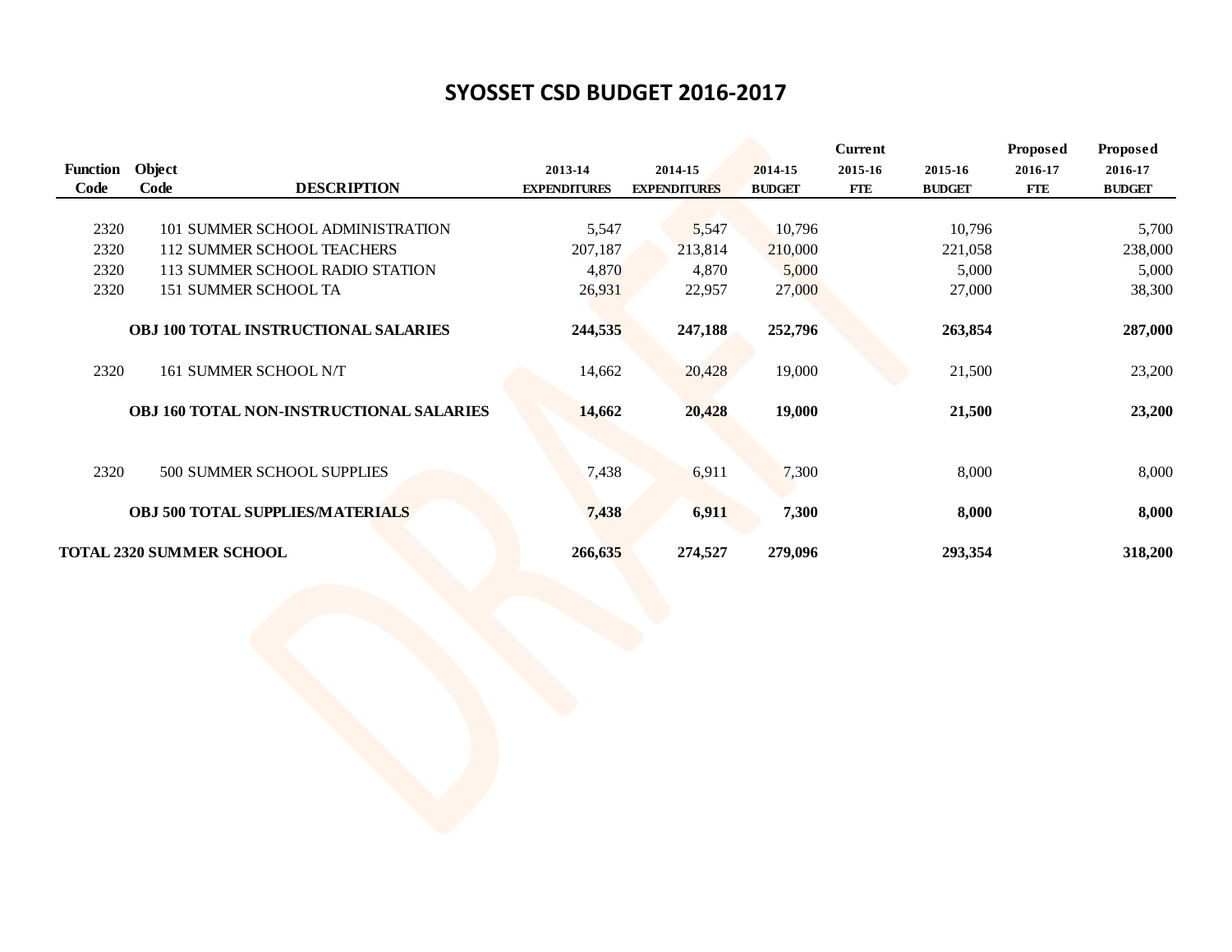# SYOSSET CSD BUDGET 2016-2017

| Function Code | Object Code | DESCRIPTION | 2013-14 EXPENDITURES | 2014-15 EXPENDITURES | 2014-15 BUDGET | Current 2015-16 FTE | 2015-16 BUDGET | Proposed 2016-17 FTE | Proposed 2016-17 BUDGET |
|---|---|---|---|---|---|---|---|---|---|
| 2320 | 101 | SUMMER SCHOOL ADMINISTRATION | 5,547 | 5,547 | 10,796 | | 10,796 | | 5,700 |
| 2320 | 112 | SUMMER SCHOOL TEACHERS | 207,187 | 213,814 | 210,000 | | 221,058 | | 238,000 |
| 2320 | 113 | SUMMER SCHOOL RADIO STATION | 4,870 | 4,870 | 5,000 | | 5,000 | | 5,000 |
| 2320 | 151 | SUMMER SCHOOL TA | 26,931 | 22,957 | 27,000 | | 27,000 | | 38,300 |
| | | **OBJ 100 TOTAL INSTRUCTIONAL SALARIES** | **244,535** | **247,188** | **252,796** | | **263,854** | | **287,000** |
| 2320 | 161 | SUMMER SCHOOL N/T | 14,662 | 20,428 | 19,000 | | 21,500 | | 23,200 |
| | | **OBJ 160 TOTAL NON-INSTRUCTIONAL SALARIES** | **14,662** | **20,428** | **19,000** | | **21,500** | | **23,200** |
| 2320 | 500 | SUMMER SCHOOL SUPPLIES | 7,438 | 6,911 | 7,300 | | 8,000 | | 8,000 |
| | | **OBJ 500 TOTAL SUPPLIES/MATERIALS** | **7,438** | **6,911** | **7,300** | | **8,000** | | **8,000** |
| **TOTAL 2320 SUMMER SCHOOL** | | | **266,635** | **274,527** | **279,096** | | **293,354** | | **318,200** |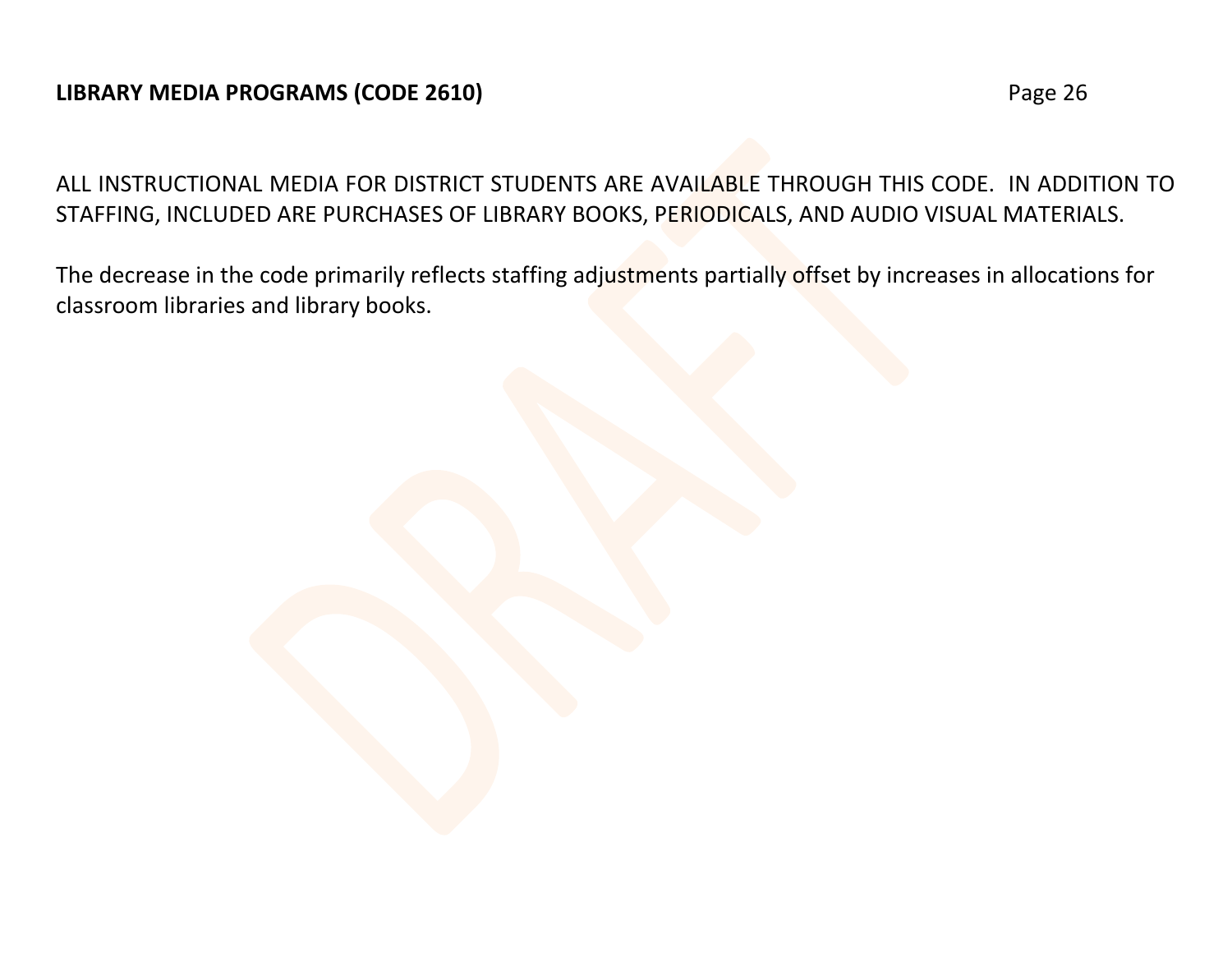**LIBRARY MEDIA PROGRAMS (CODE 2610)**

ALL INSTRUCTIONAL MEDIA FOR DISTRICT STUDENTS ARE AVAILABLE THROUGH THIS CODE. IN ADDITION TO STAFFING, INCLUDED ARE PURCHASES OF LIBRARY BOOKS, PERIODICALS, AND AUDIO VISUAL MATERIALS.

The decrease in the code primarily reflects staffing adjustments partially offset by increases in allocations for classroom libraries and library books.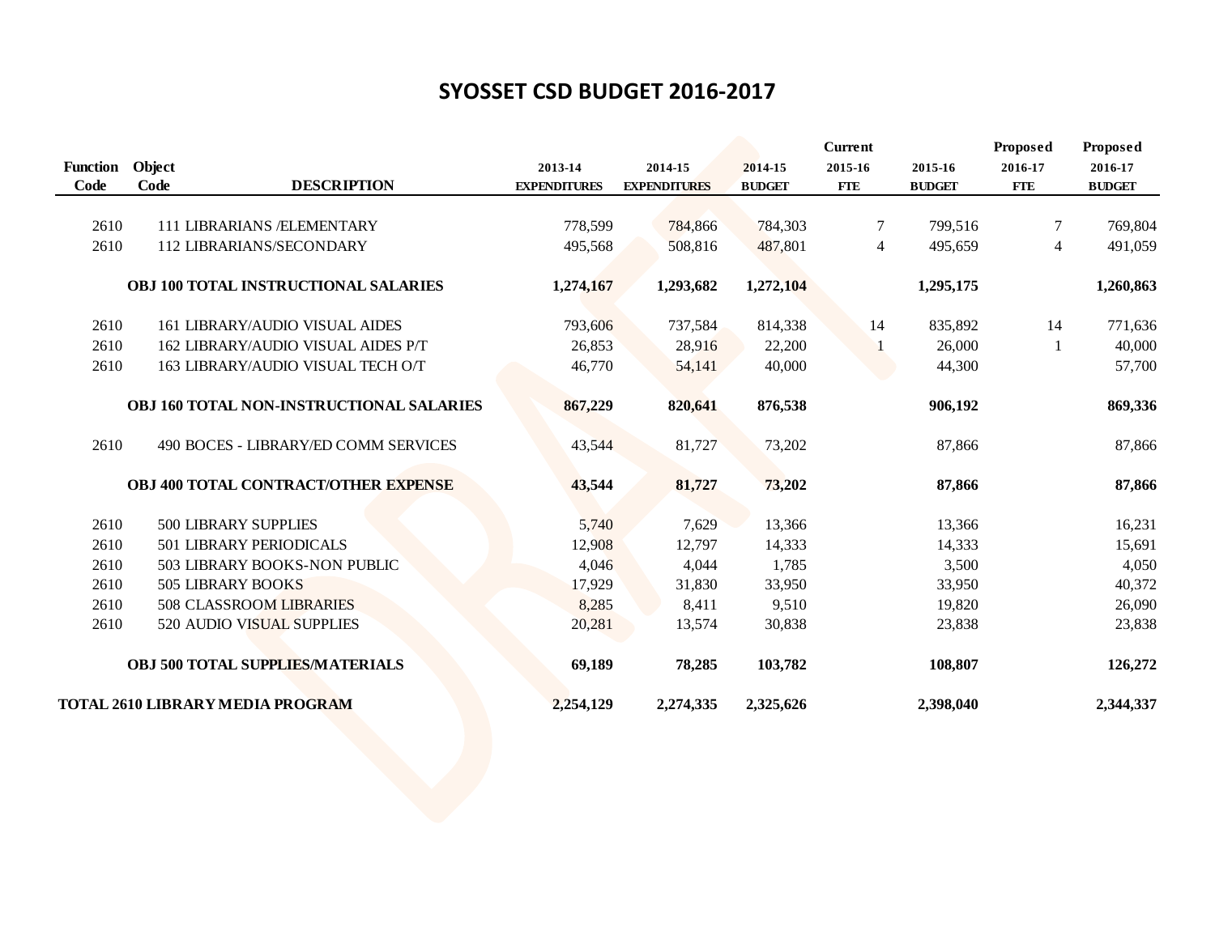# SYOSSET CSD BUDGET 2016-2017

| Function Code | Object Code | DESCRIPTION | 2013-14 EXPENDITURES | 2014-15 EXPENDITURES | 2014-15 BUDGET | Current 2015-16 FTE | 2015-16 BUDGET | Proposed 2016-17 FTE | Proposed 2016-17 BUDGET |
|---|---|---|---|---|---|---|---|---|---|
| 2610 | 111 | LIBRARIANS /ELEMENTARY | 778,599 | 784,866 | 784,303 | 7 | 799,516 | 7 | 769,804 |
| 2610 | 112 | LIBRARIANS/SECONDARY | 495,568 | 508,816 | 487,801 | 4 | 495,659 | 4 | 491,059 |
| | | **OBJ 100 TOTAL INSTRUCTIONAL SALARIES** | **1,274,167** | **1,293,682** | **1,272,104** | | **1,295,175** | | **1,260,863** |
| 2610 | 161 | LIBRARY/AUDIO VISUAL AIDES | 793,606 | 737,584 | 814,338 | 14 | 835,892 | 14 | 771,636 |
| 2610 | 162 | LIBRARY/AUDIO VISUAL AIDES P/T | 26,853 | 28,916 | 22,200 | 1 | 26,000 | 1 | 40,000 |
| 2610 | 163 | LIBRARY/AUDIO VISUAL TECH O/T | 46,770 | 54,141 | 40,000 | | 44,300 | | 57,700 |
| | | **OBJ 160 TOTAL NON-INSTRUCTIONAL SALARIES** | **867,229** | **820,641** | **876,538** | | **906,192** | | **869,336** |
| 2610 | 490 | BOCES - LIBRARY/ED COMM SERVICES | 43,544 | 81,727 | 73,202 | | 87,866 | | 87,866 |
| | | **OBJ 400 TOTAL CONTRACT/OTHER EXPENSE** | **43,544** | **81,727** | **73,202** | | **87,866** | | **87,866** |
| 2610 | 500 | LIBRARY SUPPLIES | 5,740 | 7,629 | 13,366 | | 13,366 | | 16,231 |
| 2610 | 501 | LIBRARY PERIODICALS | 12,908 | 12,797 | 14,333 | | 14,333 | | 15,691 |
| 2610 | 503 | LIBRARY BOOKS-NON PUBLIC | 4,046 | 4,044 | 1,785 | | 3,500 | | 4,050 |
| 2610 | 505 | LIBRARY BOOKS | 17,929 | 31,830 | 33,950 | | 33,950 | | 40,372 |
| 2610 | 508 | CLASSROOM LIBRARIES | 8,285 | 8,411 | 9,510 | | 19,820 | | 26,090 |
| 2610 | 520 | AUDIO VISUAL SUPPLIES | 20,281 | 13,574 | 30,838 | | 23,838 | | 23,838 |
| | | **OBJ 500 TOTAL SUPPLIES/MATERIALS** | **69,189** | **78,285** | **103,782** | | **108,807** | | **126,272** |
| **TOTAL 2610 LIBRARY MEDIA PROGRAM** | | | **2,254,129** | **2,274,335** | **2,325,626** | | **2,398,040** | | **2,344,337** |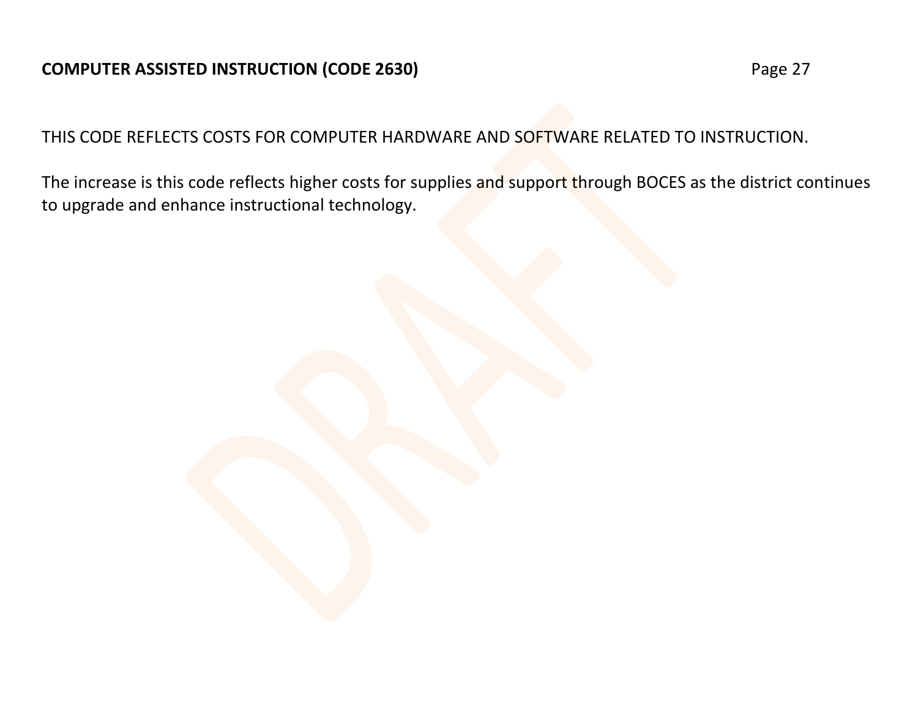## COMPUTER ASSISTED INSTRUCTION (CODE 2630)

THIS CODE REFLECTS COSTS FOR COMPUTER HARDWARE AND SOFTWARE RELATED TO INSTRUCTION.

The increase is this code reflects higher costs for supplies and support through BOCES as the district continues to upgrade and enhance instructional technology.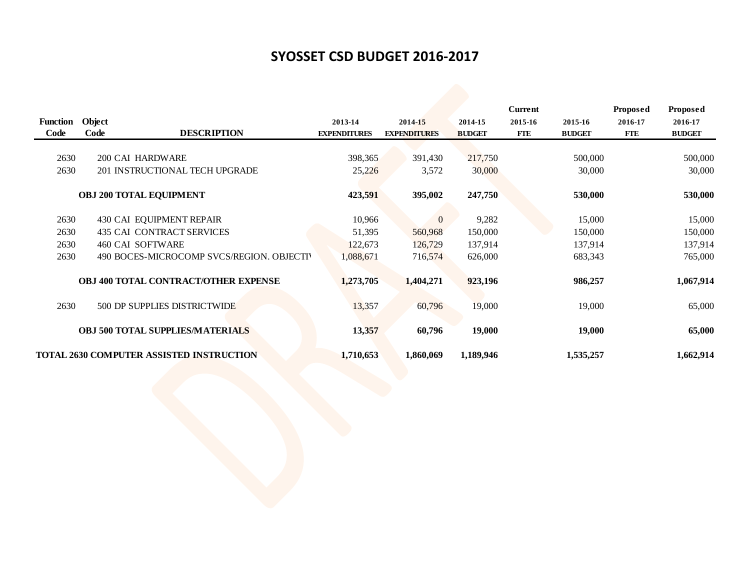# SYOSSET CSD BUDGET 2016-2017

| Function Code | Object Code | DESCRIPTION | 2013-14 EXPENDITURES | 2014-15 EXPENDITURES | 2014-15 BUDGET | Current 2015-16 FTE | 2015-16 BUDGET | Proposed 2016-17 FTE | Proposed 2016-17 BUDGET |
|---|---|---|---|---|---|---|---|---|---|
| 2630 | 200 | CAI HARDWARE | 398,365 | 391,430 | 217,750 | | 500,000 | | 500,000 |
| 2630 | 201 | INSTRUCTIONAL TECH UPGRADE | 25,226 | 3,572 | 30,000 | | 30,000 | | 30,000 |
| | | **OBJ 200 TOTAL EQUIPMENT** | **423,591** | **395,002** | **247,750** | | **530,000** | | **530,000** |
| 2630 | 430 | CAI EQUIPMENT REPAIR | 10,966 | 0 | 9,282 | | 15,000 | | 15,000 |
| 2630 | 435 | CAI CONTRACT SERVICES | 51,395 | 560,968 | 150,000 | | 150,000 | | 150,000 |
| 2630 | 460 | CAI SOFTWARE | 122,673 | 126,729 | 137,914 | | 137,914 | | 137,914 |
| 2630 | 490 | BOCES-MICROCOMP SVCS/REGION. OBJECTIV | 1,088,671 | 716,574 | 626,000 | | 683,343 | | 765,000 |
| | | **OBJ 400 TOTAL CONTRACT/OTHER EXPENSE** | **1,273,705** | **1,404,271** | **923,196** | | **986,257** | | **1,067,914** |
| 2630 | 500 | DP SUPPLIES DISTRICTWIDE | 13,357 | 60,796 | 19,000 | | 19,000 | | 65,000 |
| | | **OBJ 500 TOTAL SUPPLIES/MATERIALS** | **13,357** | **60,796** | **19,000** | | **19,000** | | **65,000** |
| | | **TOTAL 2630 COMPUTER ASSISTED INSTRUCTION** | **1,710,653** | **1,860,069** | **1,189,946** | | **1,535,257** | | **1,662,914** |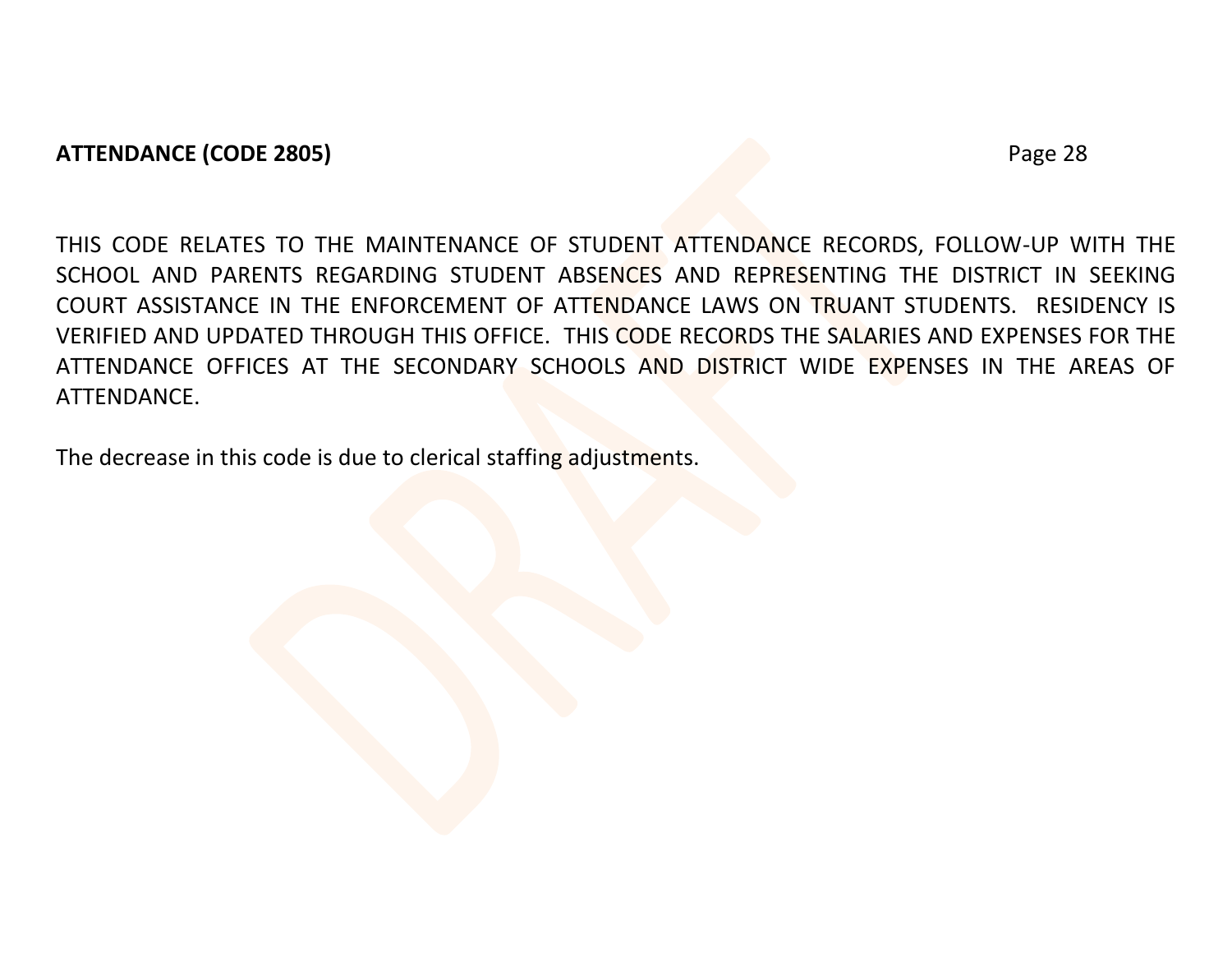**ATTENDANCE (CODE 2805)**

THIS CODE RELATES TO THE MAINTENANCE OF STUDENT ATTENDANCE RECORDS, FOLLOW-UP WITH THE SCHOOL AND PARENTS REGARDING STUDENT ABSENCES AND REPRESENTING THE DISTRICT IN SEEKING COURT ASSISTANCE IN THE ENFORCEMENT OF ATTENDANCE LAWS ON TRUANT STUDENTS. RESIDENCY IS VERIFIED AND UPDATED THROUGH THIS OFFICE. THIS CODE RECORDS THE SALARIES AND EXPENSES FOR THE ATTENDANCE OFFICES AT THE SECONDARY SCHOOLS AND DISTRICT WIDE EXPENSES IN THE AREAS OF ATTENDANCE.

The decrease in this code is due to clerical staffing adjustments.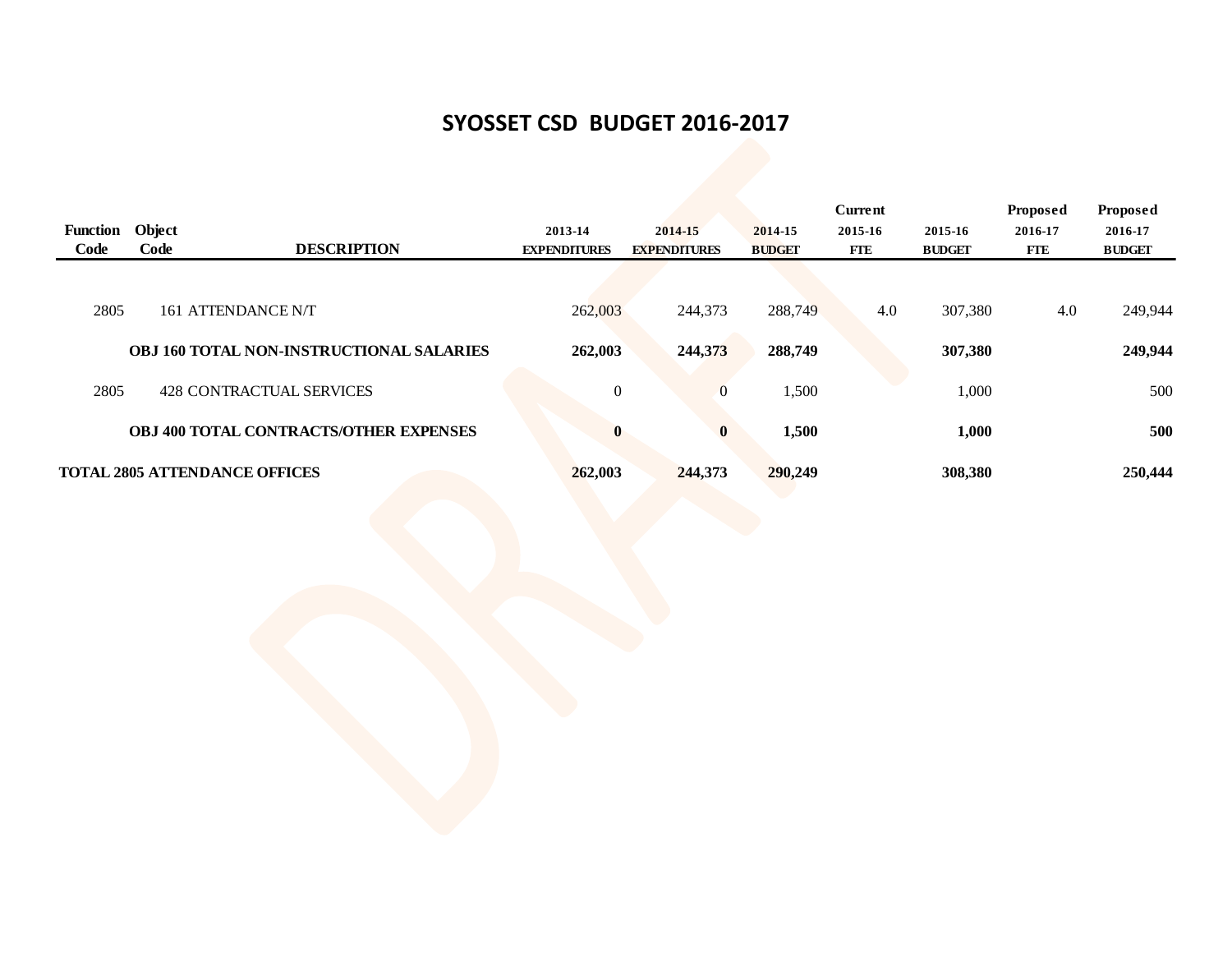# SYOSSET CSD BUDGET 2016-2017

| Function Code | Object Code | DESCRIPTION | 2013-14 EXPENDITURES | 2014-15 EXPENDITURES | 2014-15 BUDGET | Current 2015-16 FTE | 2015-16 BUDGET | Proposed 2016-17 FTE | Proposed 2016-17 BUDGET |
|---|---|---|---|---|---|---|---|---|---|
| 2805 | 161 | ATTENDANCE N/T | 262,003 | 244,373 | 288,749 | 4.0 | 307,380 | 4.0 | 249,944 |
| | | **OBJ 160 TOTAL NON-INSTRUCTIONAL SALARIES** | **262,003** | **244,373** | **288,749** | | **307,380** | | **249,944** |
| 2805 | 428 | CONTRACTUAL SERVICES | 0 | 0 | 1,500 | | 1,000 | | 500 |
| | | **OBJ 400 TOTAL CONTRACTS/OTHER EXPENSES** | **0** | **0** | **1,500** | | **1,000** | | **500** |
| **TOTAL 2805 ATTENDANCE OFFICES** | | | **262,003** | **244,373** | **290,249** | | **308,380** | | **250,444** |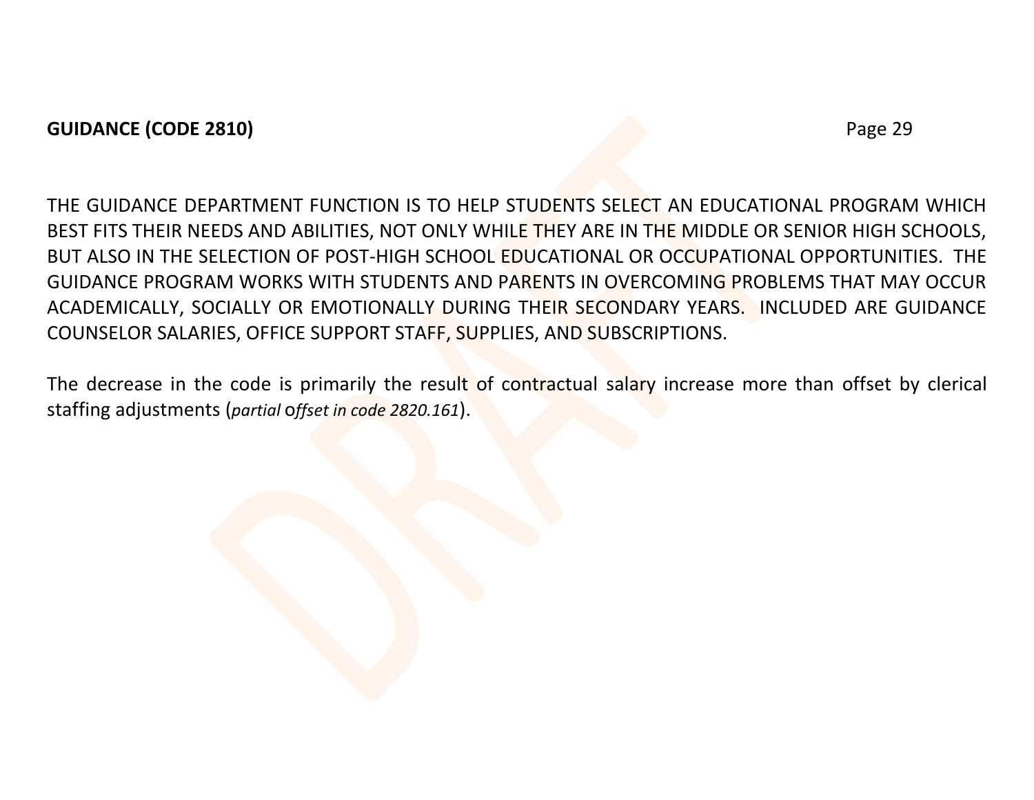**GUIDANCE (CODE 2810)**

THE GUIDANCE DEPARTMENT FUNCTION IS TO HELP STUDENTS SELECT AN EDUCATIONAL PROGRAM WHICH BEST FITS THEIR NEEDS AND ABILITIES, NOT ONLY WHILE THEY ARE IN THE MIDDLE OR SENIOR HIGH SCHOOLS, BUT ALSO IN THE SELECTION OF POST-HIGH SCHOOL EDUCATIONAL OR OCCUPATIONAL OPPORTUNITIES. THE GUIDANCE PROGRAM WORKS WITH STUDENTS AND PARENTS IN OVERCOMING PROBLEMS THAT MAY OCCUR ACADEMICALLY, SOCIALLY OR EMOTIONALLY DURING THEIR SECONDARY YEARS. INCLUDED ARE GUIDANCE COUNSELOR SALARIES, OFFICE SUPPORT STAFF, SUPPLIES, AND SUBSCRIPTIONS.

The decrease in the code is primarily the result of contractual salary increase more than offset by clerical staffing adjustments (*partial offset in code 2820.161*).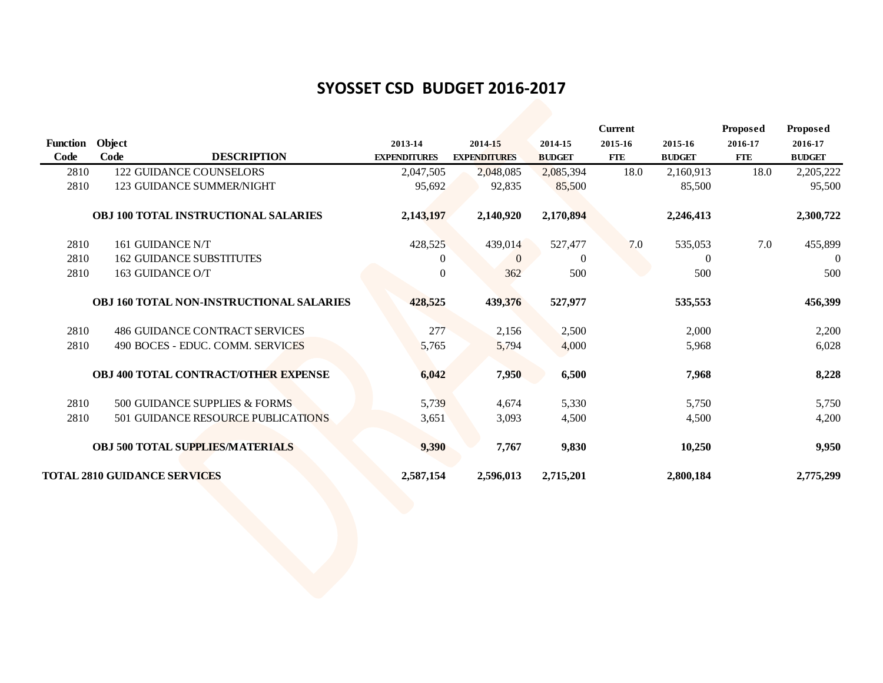# SYOSSET CSD BUDGET 2016-2017

| Function Code | Object Code | DESCRIPTION | 2013-14 EXPENDITURES | 2014-15 EXPENDITURES | 2014-15 BUDGET | Current 2015-16 FTE | 2015-16 BUDGET | Proposed 2016-17 FTE | Proposed 2016-17 BUDGET |
|---|---|---|---|---|---|---|---|---|---|
| 2810 | 122 | GUIDANCE COUNSELORS | 2,047,505 | 2,048,085 | 2,085,394 | 18.0 | 2,160,913 | 18.0 | 2,205,222 |
| 2810 | 123 | GUIDANCE SUMMER/NIGHT | 95,692 | 92,835 | 85,500 | | 85,500 | | 95,500 |
| | | **OBJ 100 TOTAL INSTRUCTIONAL SALARIES** | **2,143,197** | **2,140,920** | **2,170,894** | | **2,246,413** | | **2,300,722** |
| 2810 | 161 | GUIDANCE N/T | 428,525 | 439,014 | 527,477 | 7.0 | 535,053 | 7.0 | 455,899 |
| 2810 | 162 | GUIDANCE SUBSTITUTES | 0 | 0 | 0 | | 0 | | 0 |
| 2810 | 163 | GUIDANCE O/T | 0 | 362 | 500 | | 500 | | 500 |
| | | **OBJ 160 TOTAL NON-INSTRUCTIONAL SALARIES** | **428,525** | **439,376** | **527,977** | | **535,553** | | **456,399** |
| 2810 | 486 | GUIDANCE CONTRACT SERVICES | 277 | 2,156 | 2,500 | | 2,000 | | 2,200 |
| 2810 | 490 | BOCES - EDUC. COMM. SERVICES | 5,765 | 5,794 | 4,000 | | 5,968 | | 6,028 |
| | | **OBJ 400 TOTAL CONTRACT/OTHER EXPENSE** | **6,042** | **7,950** | **6,500** | | **7,968** | | **8,228** |
| 2810 | 500 | GUIDANCE SUPPLIES & FORMS | 5,739 | 4,674 | 5,330 | | 5,750 | | 5,750 |
| 2810 | 501 | GUIDANCE RESOURCE PUBLICATIONS | 3,651 | 3,093 | 4,500 | | 4,500 | | 4,200 |
| | | **OBJ 500 TOTAL SUPPLIES/MATERIALS** | **9,390** | **7,767** | **9,830** | | **10,250** | | **9,950** |
| **TOTAL 2810 GUIDANCE SERVICES** | | | **2,587,154** | **2,596,013** | **2,715,201** | | **2,800,184** | | **2,775,299** |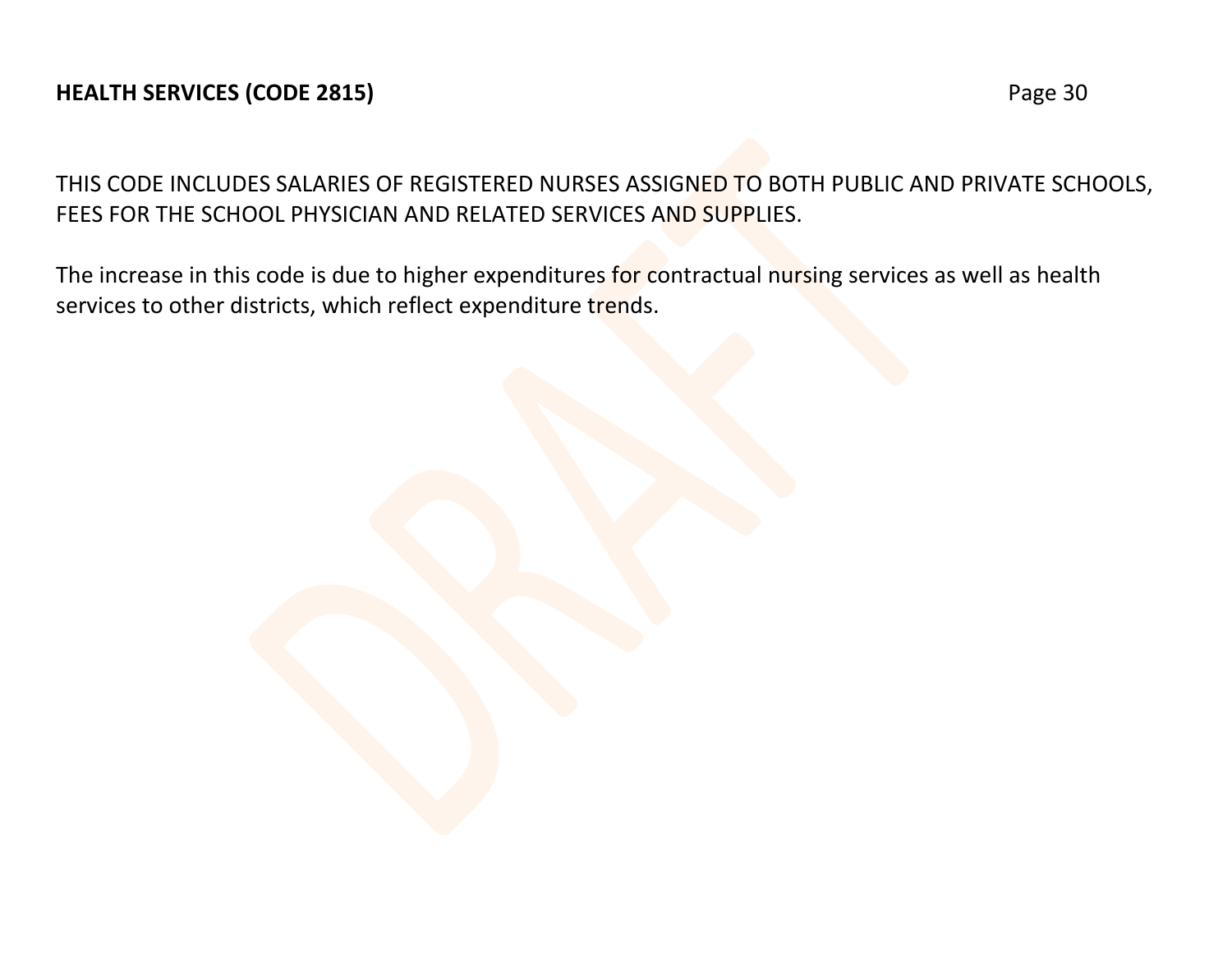## HEALTH SERVICES (CODE 2815)

THIS CODE INCLUDES SALARIES OF REGISTERED NURSES ASSIGNED TO BOTH PUBLIC AND PRIVATE SCHOOLS, FEES FOR THE SCHOOL PHYSICIAN AND RELATED SERVICES AND SUPPLIES.

The increase in this code is due to higher expenditures for contractual nursing services as well as health services to other districts, which reflect expenditure trends.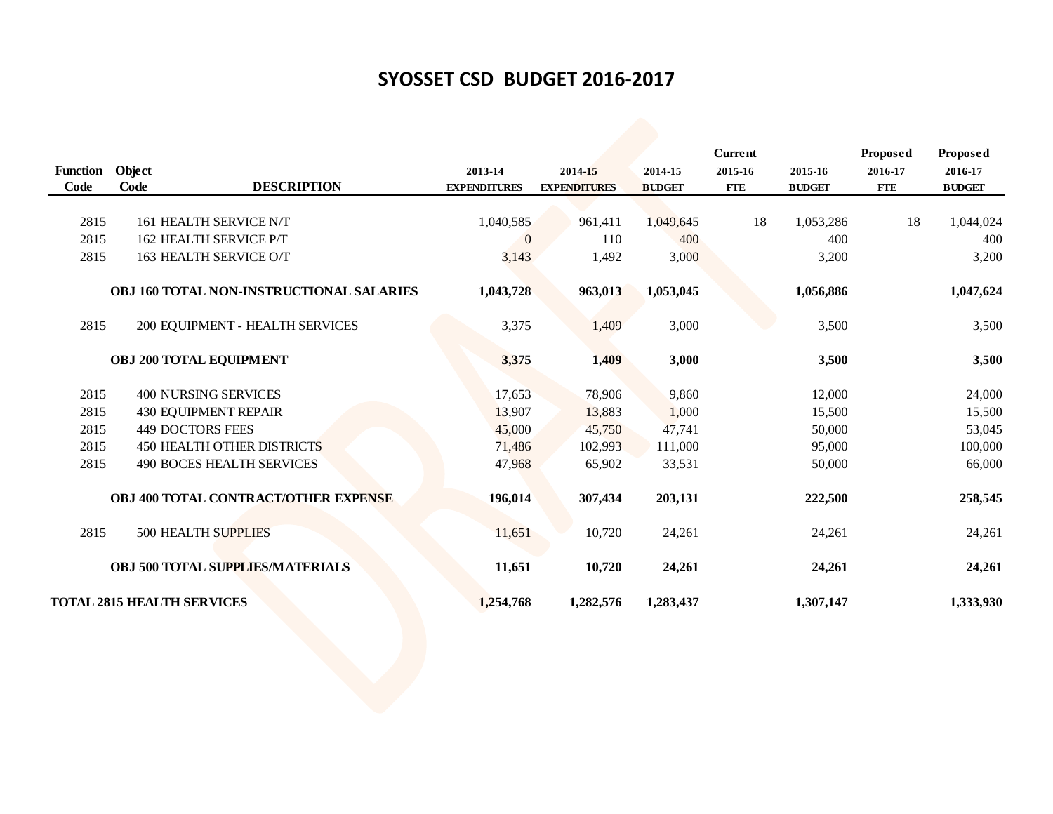# SYOSSET CSD BUDGET 2016-2017

| Function Code | Object Code | DESCRIPTION | 2013-14 EXPENDITURES | 2014-15 EXPENDITURES | 2014-15 BUDGET | Current 2015-16 FTE | 2015-16 BUDGET | Proposed 2016-17 FTE | Proposed 2016-17 BUDGET |
|---|---|---|---|---|---|---|---|---|---|
| 2815 | 161 | HEALTH SERVICE N/T | 1,040,585 | 961,411 | 1,049,645 | 18 | 1,053,286 | 18 | 1,044,024 |
| 2815 | 162 | HEALTH SERVICE P/T | 0 | 110 | 400 | | 400 | | 400 |
| 2815 | 163 | HEALTH SERVICE O/T | 3,143 | 1,492 | 3,000 | | 3,200 | | 3,200 |
| | | **OBJ 160 TOTAL NON-INSTRUCTIONAL SALARIES** | **1,043,728** | **963,013** | **1,053,045** | | **1,056,886** | | **1,047,624** |
| 2815 | 200 | EQUIPMENT - HEALTH SERVICES | 3,375 | 1,409 | 3,000 | | 3,500 | | 3,500 |
| | | **OBJ 200 TOTAL EQUIPMENT** | **3,375** | **1,409** | **3,000** | | **3,500** | | **3,500** |
| 2815 | 400 | NURSING SERVICES | 17,653 | 78,906 | 9,860 | | 12,000 | | 24,000 |
| 2815 | 430 | EQUIPMENT REPAIR | 13,907 | 13,883 | 1,000 | | 15,500 | | 15,500 |
| 2815 | 449 | DOCTORS FEES | 45,000 | 45,750 | 47,741 | | 50,000 | | 53,045 |
| 2815 | 450 | HEALTH OTHER DISTRICTS | 71,486 | 102,993 | 111,000 | | 95,000 | | 100,000 |
| 2815 | 490 | BOCES HEALTH SERVICES | 47,968 | 65,902 | 33,531 | | 50,000 | | 66,000 |
| | | **OBJ 400 TOTAL CONTRACT/OTHER EXPENSE** | **196,014** | **307,434** | **203,131** | | **222,500** | | **258,545** |
| 2815 | 500 | HEALTH SUPPLIES | 11,651 | 10,720 | 24,261 | | 24,261 | | 24,261 |
| | | **OBJ 500 TOTAL SUPPLIES/MATERIALS** | **11,651** | **10,720** | **24,261** | | **24,261** | | **24,261** |
| **TOTAL 2815 HEALTH SERVICES** | | | **1,254,768** | **1,282,576** | **1,283,437** | | **1,307,147** | | **1,333,930** |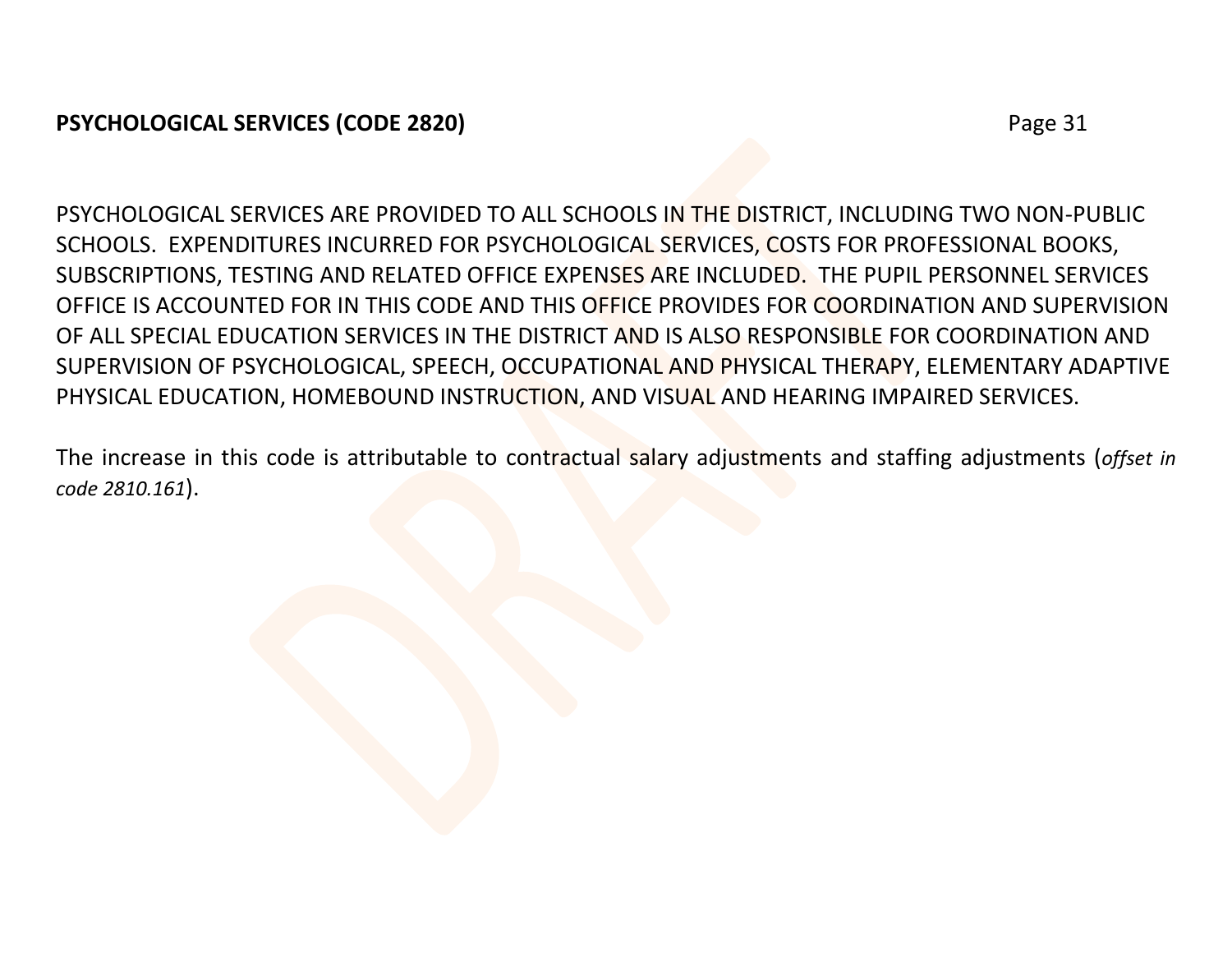**PSYCHOLOGICAL SERVICES (CODE 2820)**

PSYCHOLOGICAL SERVICES ARE PROVIDED TO ALL SCHOOLS IN THE DISTRICT, INCLUDING TWO NON-PUBLIC SCHOOLS. EXPENDITURES INCURRED FOR PSYCHOLOGICAL SERVICES, COSTS FOR PROFESSIONAL BOOKS, SUBSCRIPTIONS, TESTING AND RELATED OFFICE EXPENSES ARE INCLUDED. THE PUPIL PERSONNEL SERVICES OFFICE IS ACCOUNTED FOR IN THIS CODE AND THIS OFFICE PROVIDES FOR COORDINATION AND SUPERVISION OF ALL SPECIAL EDUCATION SERVICES IN THE DISTRICT AND IS ALSO RESPONSIBLE FOR COORDINATION AND SUPERVISION OF PSYCHOLOGICAL, SPEECH, OCCUPATIONAL AND PHYSICAL THERAPY, ELEMENTARY ADAPTIVE PHYSICAL EDUCATION, HOMEBOUND INSTRUCTION, AND VISUAL AND HEARING IMPAIRED SERVICES.

The increase in this code is attributable to contractual salary adjustments and staffing adjustments (*offset in code 2810.161*).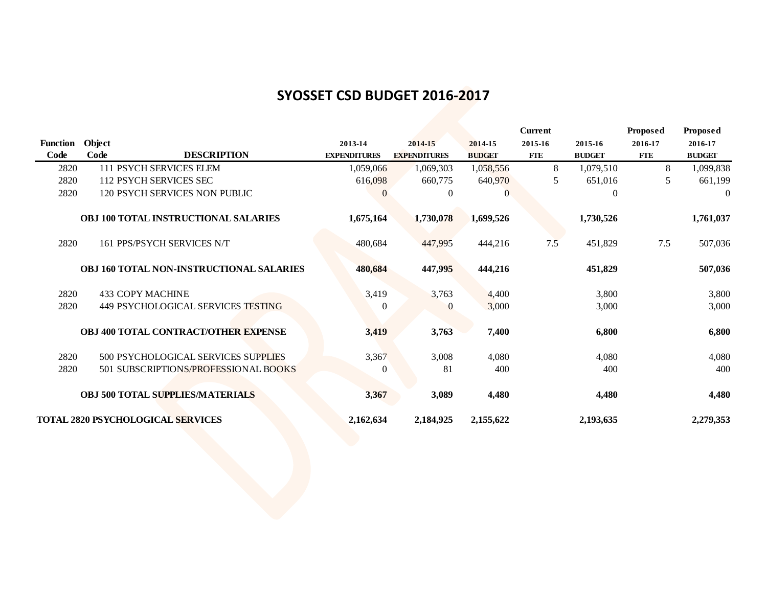# SYOSSET CSD BUDGET 2016-2017

| Function Code | Object Code | DESCRIPTION | 2013-14 EXPENDITURES | 2014-15 EXPENDITURES | 2014-15 BUDGET | Current 2015-16 FTE | 2015-16 BUDGET | Proposed 2016-17 FTE | Proposed 2016-17 BUDGET |
|---|---|---|---|---|---|---|---|---|---|
| 2820 | 111 | PSYCH SERVICES ELEM | 1,059,066 | 1,069,303 | 1,058,556 | 8 | 1,079,510 | 8 | 1,099,838 |
| 2820 | 112 | PSYCH SERVICES SEC | 616,098 | 660,775 | 640,970 | 5 | 651,016 | 5 | 661,199 |
| 2820 | 120 | PSYCH SERVICES NON PUBLIC | 0 | 0 | 0 | | 0 | | 0 |
| | | **OBJ 100 TOTAL INSTRUCTIONAL SALARIES** | **1,675,164** | **1,730,078** | **1,699,526** | | **1,730,526** | | **1,761,037** |
| 2820 | 161 | PPS/PSYCH SERVICES N/T | 480,684 | 447,995 | 444,216 | 7.5 | 451,829 | 7.5 | 507,036 |
| | | **OBJ 160 TOTAL NON-INSTRUCTIONAL SALARIES** | **480,684** | **447,995** | **444,216** | | **451,829** | | **507,036** |
| 2820 | 433 | COPY MACHINE | 3,419 | 3,763 | 4,400 | | 3,800 | | 3,800 |
| 2820 | 449 | PSYCHOLOGICAL SERVICES TESTING | 0 | 0 | 3,000 | | 3,000 | | 3,000 |
| | | **OBJ 400 TOTAL CONTRACT/OTHER EXPENSE** | **3,419** | **3,763** | **7,400** | | **6,800** | | **6,800** |
| 2820 | 500 | PSYCHOLOGICAL SERVICES SUPPLIES | 3,367 | 3,008 | 4,080 | | 4,080 | | 4,080 |
| 2820 | 501 | SUBSCRIPTIONS/PROFESSIONAL BOOKS | 0 | 81 | 400 | | 400 | | 400 |
| | | **OBJ 500 TOTAL SUPPLIES/MATERIALS** | **3,367** | **3,089** | **4,480** | | **4,480** | | **4,480** |
| **TOTAL 2820 PSYCHOLOGICAL SERVICES** | | | **2,162,634** | **2,184,925** | **2,155,622** | | **2,193,635** | | **2,279,353** |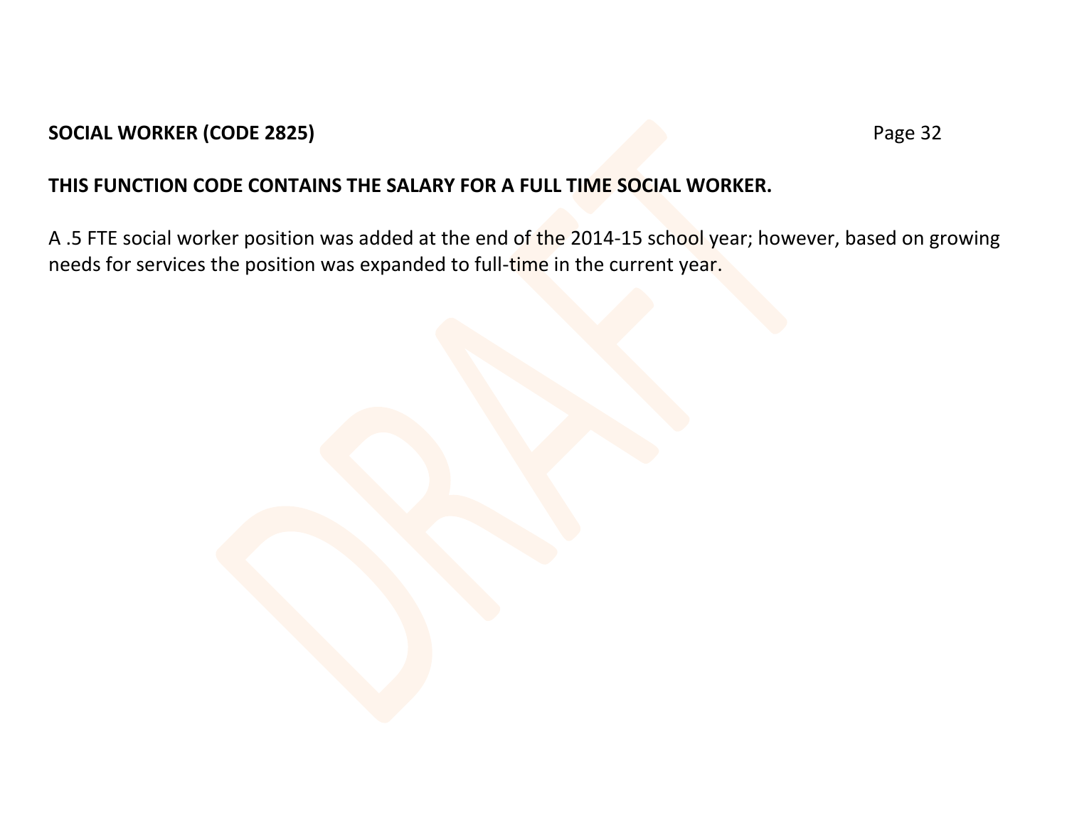**SOCIAL WORKER (CODE 2825)**

**THIS FUNCTION CODE CONTAINS THE SALARY FOR A FULL TIME SOCIAL WORKER.**

A .5 FTE social worker position was added at the end of the 2014-15 school year; however, based on growing needs for services the position was expanded to full-time in the current year.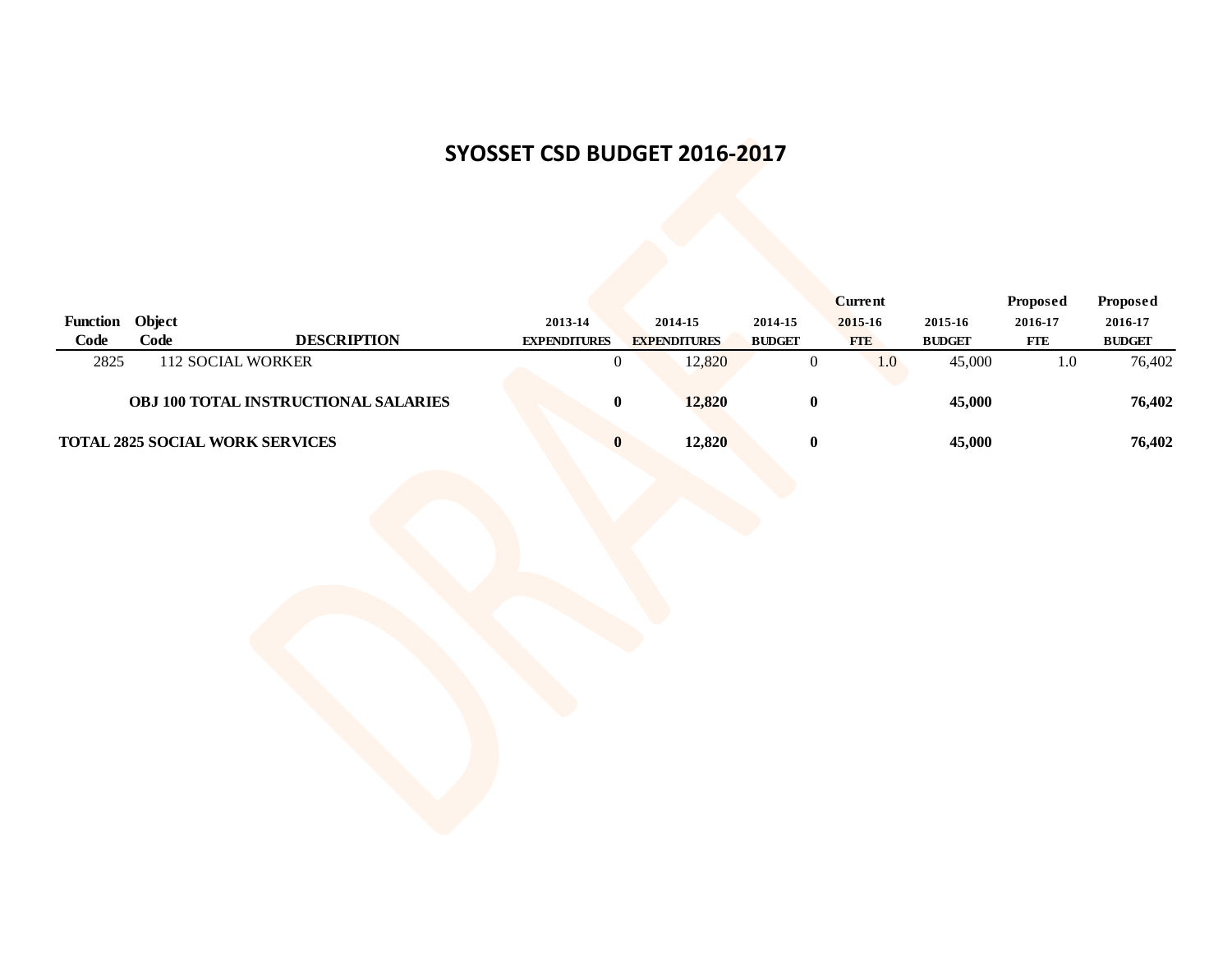# SYOSSET CSD BUDGET 2016-2017

| Function Code | Object Code | DESCRIPTION | 2013-14 EXPENDITURES | 2014-15 EXPENDITURES | 2014-15 BUDGET | Current 2015-16 FTE | 2015-16 BUDGET | Proposed 2016-17 FTE | Proposed 2016-17 BUDGET |
|---|---|---|---|---|---|---|---|---|---|
| 2825 | 112 | SOCIAL WORKER | 0 | 12,820 | 0 | 1.0 | 45,000 | 1.0 | 76,402 |
| | | **OBJ 100 TOTAL INSTRUCTIONAL SALARIES** | **0** | **12,820** | **0** | | **45,000** | | **76,402** |
| **TOTAL 2825 SOCIAL WORK SERVICES** | | | **0** | **12,820** | **0** | | **45,000** | | **76,402** |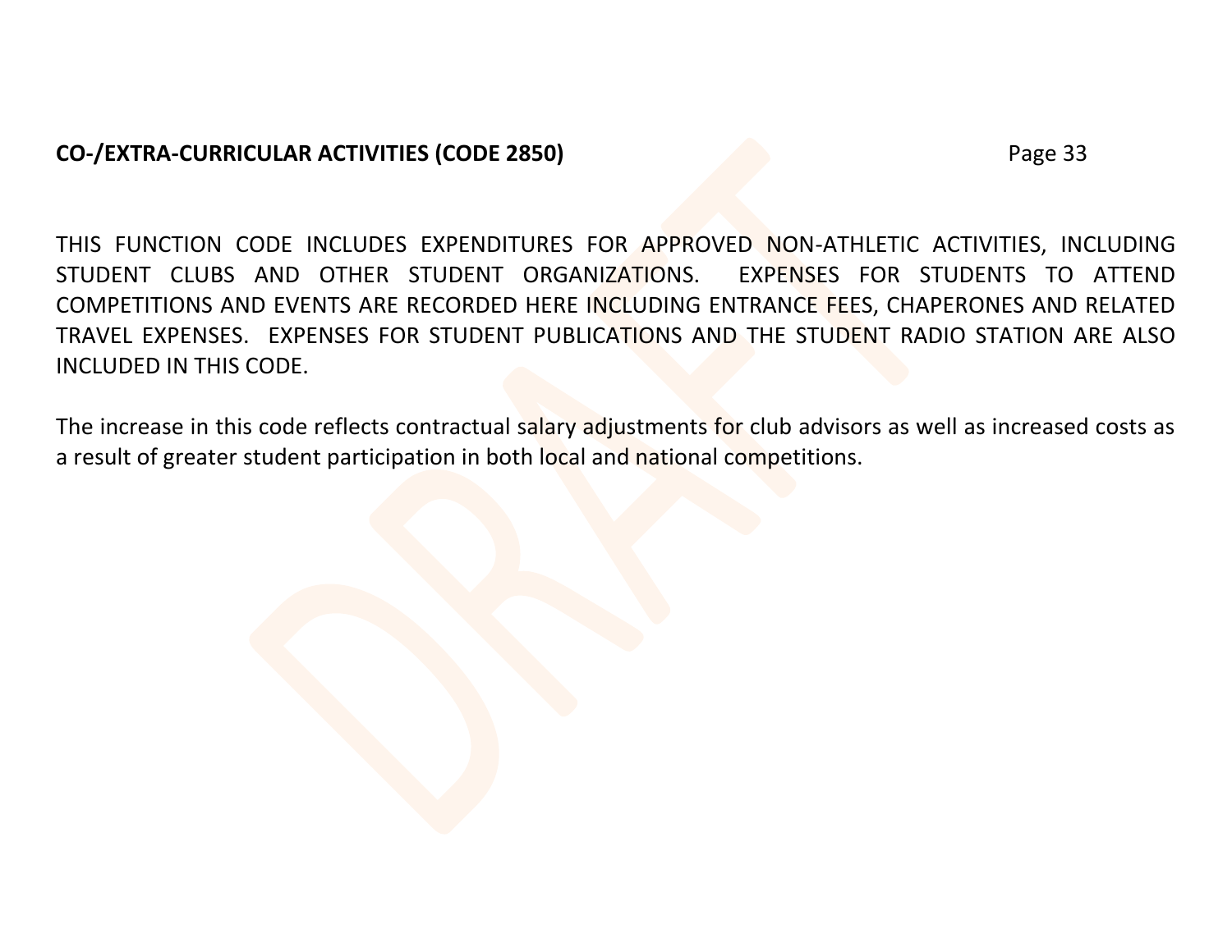**CO-/EXTRA-CURRICULAR ACTIVITIES (CODE 2850)**

THIS FUNCTION CODE INCLUDES EXPENDITURES FOR APPROVED NON-ATHLETIC ACTIVITIES, INCLUDING STUDENT CLUBS AND OTHER STUDENT ORGANIZATIONS. EXPENSES FOR STUDENTS TO ATTEND COMPETITIONS AND EVENTS ARE RECORDED HERE INCLUDING ENTRANCE FEES, CHAPERONES AND RELATED TRAVEL EXPENSES. EXPENSES FOR STUDENT PUBLICATIONS AND THE STUDENT RADIO STATION ARE ALSO INCLUDED IN THIS CODE.

The increase in this code reflects contractual salary adjustments for club advisors as well as increased costs as a result of greater student participation in both local and national competitions.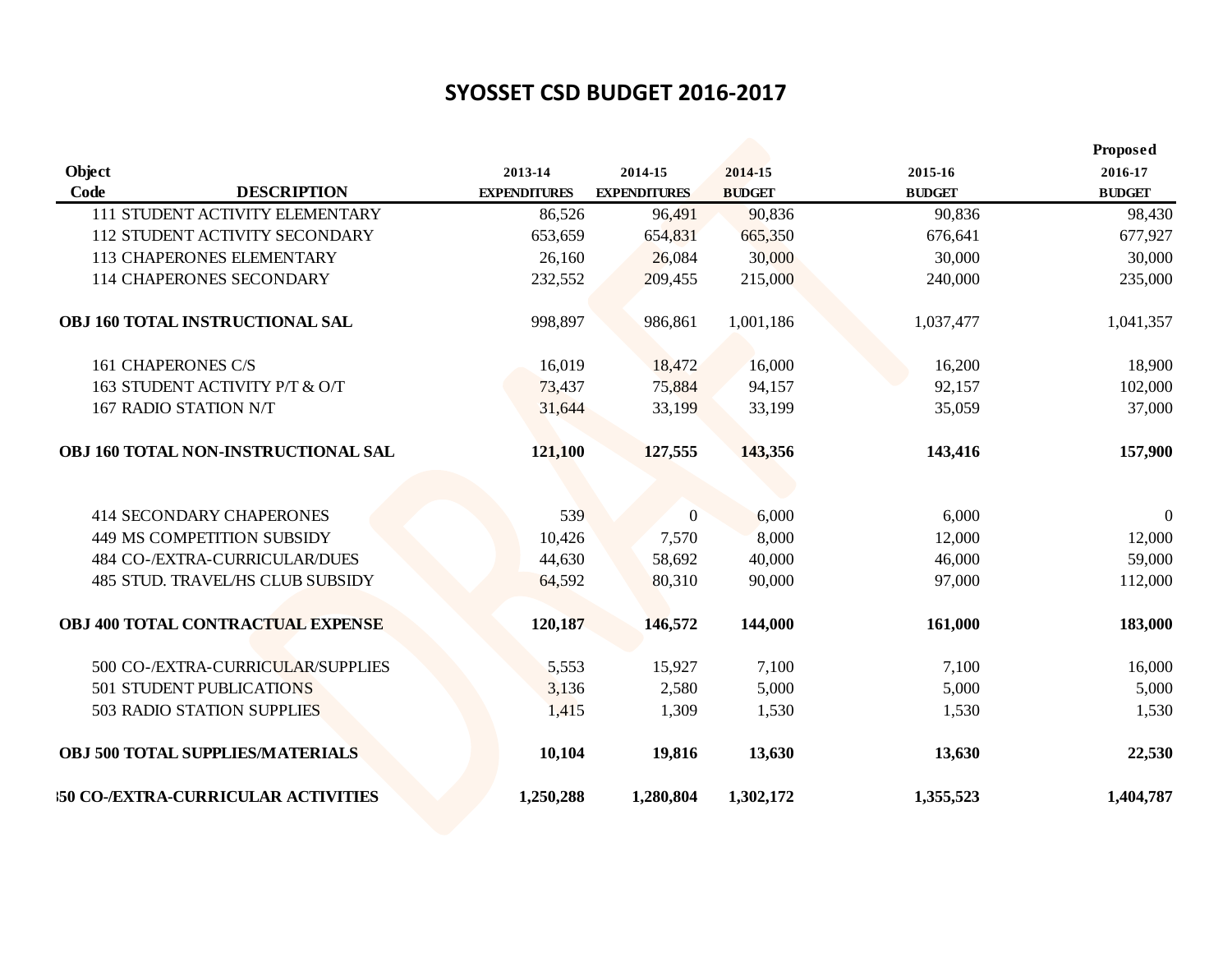# SYOSSET CSD BUDGET 2016-2017

| Object Code | DESCRIPTION | 2013-14 EXPENDITURES | 2014-15 EXPENDITURES | 2014-15 BUDGET | 2015-16 BUDGET | Proposed 2016-17 BUDGET |
|---|---|---|---|---|---|---|
| 111 | STUDENT ACTIVITY ELEMENTARY | 86,526 | 96,491 | 90,836 | 90,836 | 98,430 |
| 112 | STUDENT ACTIVITY SECONDARY | 653,659 | 654,831 | 665,350 | 676,641 | 677,927 |
| 113 | CHAPERONES ELEMENTARY | 26,160 | 26,084 | 30,000 | 30,000 | 30,000 |
| 114 | CHAPERONES SECONDARY | 232,552 | 209,455 | 215,000 | 240,000 | 235,000 |
| **OBJ 160 TOTAL INSTRUCTIONAL SAL** | | 998,897 | 986,861 | 1,001,186 | 1,037,477 | 1,041,357 |
| 161 | CHAPERONES C/S | 16,019 | 18,472 | 16,000 | 16,200 | 18,900 |
| 163 | STUDENT ACTIVITY P/T & O/T | 73,437 | 75,884 | 94,157 | 92,157 | 102,000 |
| 167 | RADIO STATION N/T | 31,644 | 33,199 | 33,199 | 35,059 | 37,000 |
| **OBJ 160 TOTAL NON-INSTRUCTIONAL SAL** | | **121,100** | **127,555** | **143,356** | **143,416** | **157,900** |
| 414 | SECONDARY CHAPERONES | 539 | 0 | 6,000 | 6,000 | 0 |
| 449 | MS COMPETITION SUBSIDY | 10,426 | 7,570 | 8,000 | 12,000 | 12,000 |
| 484 | CO-/EXTRA-CURRICULAR/DUES | 44,630 | 58,692 | 40,000 | 46,000 | 59,000 |
| 485 | STUD. TRAVEL/HS CLUB SUBSIDY | 64,592 | 80,310 | 90,000 | 97,000 | 112,000 |
| **OBJ 400 TOTAL CONTRACTUAL EXPENSE** | | **120,187** | **146,572** | **144,000** | **161,000** | **183,000** |
| 500 | CO-/EXTRA-CURRICULAR/SUPPLIES | 5,553 | 15,927 | 7,100 | 7,100 | 16,000 |
| 501 | STUDENT PUBLICATIONS | 3,136 | 2,580 | 5,000 | 5,000 | 5,000 |
| 503 | RADIO STATION SUPPLIES | 1,415 | 1,309 | 1,530 | 1,530 | 1,530 |
| **OBJ 500 TOTAL SUPPLIES/MATERIALS** | | **10,104** | **19,816** | **13,630** | **13,630** | **22,530** |
| **:50 CO-/EXTRA-CURRICULAR ACTIVITIES** | | **1,250,288** | **1,280,804** | **1,302,172** | **1,355,523** | **1,404,787** |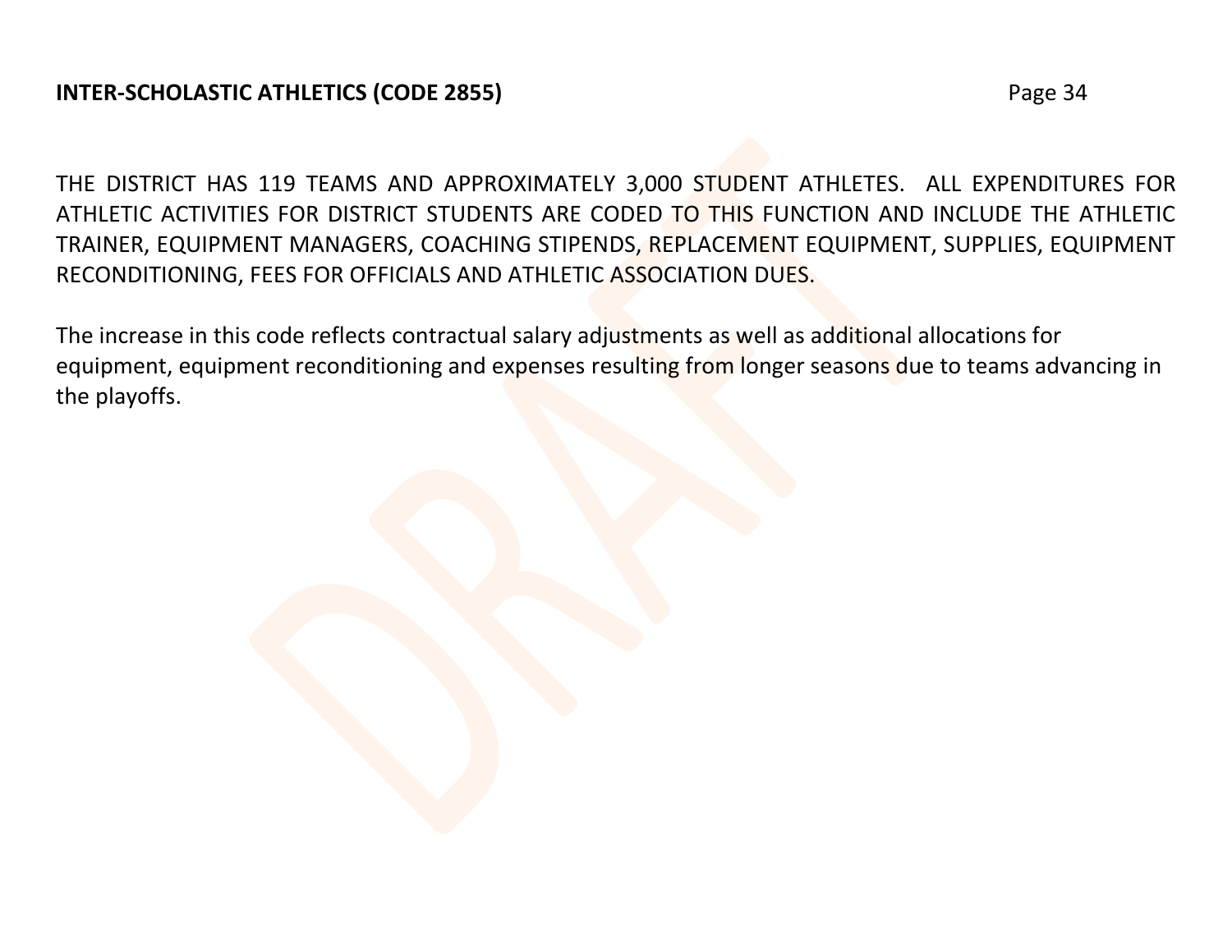**INTER-SCHOLASTIC ATHLETICS (CODE 2855)**

THE DISTRICT HAS 119 TEAMS AND APPROXIMATELY 3,000 STUDENT ATHLETES. ALL EXPENDITURES FOR ATHLETIC ACTIVITIES FOR DISTRICT STUDENTS ARE CODED TO THIS FUNCTION AND INCLUDE THE ATHLETIC TRAINER, EQUIPMENT MANAGERS, COACHING STIPENDS, REPLACEMENT EQUIPMENT, SUPPLIES, EQUIPMENT RECONDITIONING, FEES FOR OFFICIALS AND ATHLETIC ASSOCIATION DUES.

The increase in this code reflects contractual salary adjustments as well as additional allocations for equipment, equipment reconditioning and expenses resulting from longer seasons due to teams advancing in the playoffs.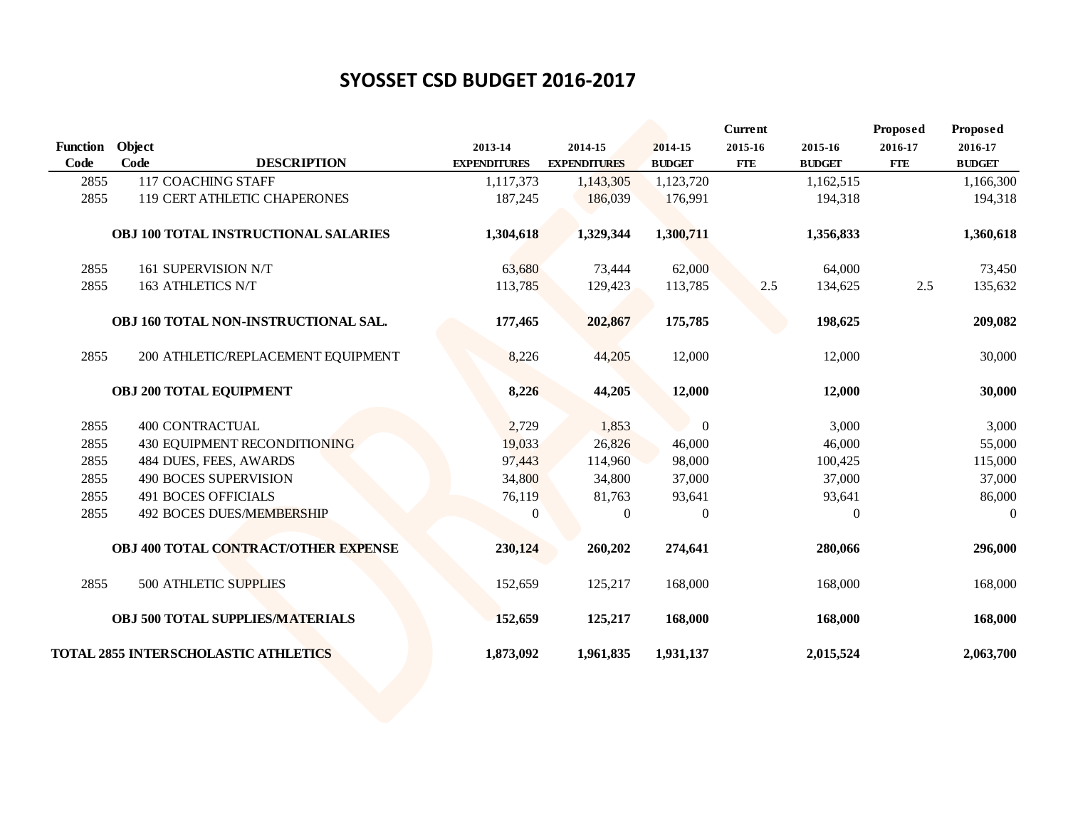# SYOSSET CSD BUDGET 2016-2017

| Function Code | Object Code | DESCRIPTION | 2013-14 EXPENDITURES | 2014-15 EXPENDITURES | 2014-15 BUDGET | Current 2015-16 FTE | 2015-16 BUDGET | Proposed 2016-17 FTE | Proposed 2016-17 BUDGET |
|---|---|---|---|---|---|---|---|---|---|
| 2855 | 117 | COACHING STAFF | 1,117,373 | 1,143,305 | 1,123,720 | | 1,162,515 | | 1,166,300 |
| 2855 | 119 | CERT ATHLETIC CHAPERONES | 187,245 | 186,039 | 176,991 | | 194,318 | | 194,318 |
| | | **OBJ 100 TOTAL INSTRUCTIONAL SALARIES** | **1,304,618** | **1,329,344** | **1,300,711** | | **1,356,833** | | **1,360,618** |
| 2855 | 161 | SUPERVISION N/T | 63,680 | 73,444 | 62,000 | | 64,000 | | 73,450 |
| 2855 | 163 | ATHLETICS N/T | 113,785 | 129,423 | 113,785 | 2.5 | 134,625 | 2.5 | 135,632 |
| | | **OBJ 160 TOTAL NON-INSTRUCTIONAL SAL.** | **177,465** | **202,867** | **175,785** | | **198,625** | | **209,082** |
| 2855 | 200 | ATHLETIC/REPLACEMENT EQUIPMENT | 8,226 | 44,205 | 12,000 | | 12,000 | | 30,000 |
| | | **OBJ 200 TOTAL EQUIPMENT** | **8,226** | **44,205** | **12,000** | | **12,000** | | **30,000** |
| 2855 | 400 | CONTRACTUAL | 2,729 | 1,853 | 0 | | 3,000 | | 3,000 |
| 2855 | 430 | EQUIPMENT RECONDITIONING | 19,033 | 26,826 | 46,000 | | 46,000 | | 55,000 |
| 2855 | 484 | DUES, FEES, AWARDS | 97,443 | 114,960 | 98,000 | | 100,425 | | 115,000 |
| 2855 | 490 | BOCES SUPERVISION | 34,800 | 34,800 | 37,000 | | 37,000 | | 37,000 |
| 2855 | 491 | BOCES OFFICIALS | 76,119 | 81,763 | 93,641 | | 93,641 | | 86,000 |
| 2855 | 492 | BOCES DUES/MEMBERSHIP | 0 | 0 | 0 | | 0 | | 0 |
| | | **OBJ 400 TOTAL CONTRACT/OTHER EXPENSE** | **230,124** | **260,202** | **274,641** | | **280,066** | | **296,000** |
| 2855 | 500 | ATHLETIC SUPPLIES | 152,659 | 125,217 | 168,000 | | 168,000 | | 168,000 |
| | | **OBJ 500 TOTAL SUPPLIES/MATERIALS** | **152,659** | **125,217** | **168,000** | | **168,000** | | **168,000** |
| **TOTAL 2855 INTERSCHOLASTIC ATHLETICS** | | | **1,873,092** | **1,961,835** | **1,931,137** | | **2,015,524** | | **2,063,700** |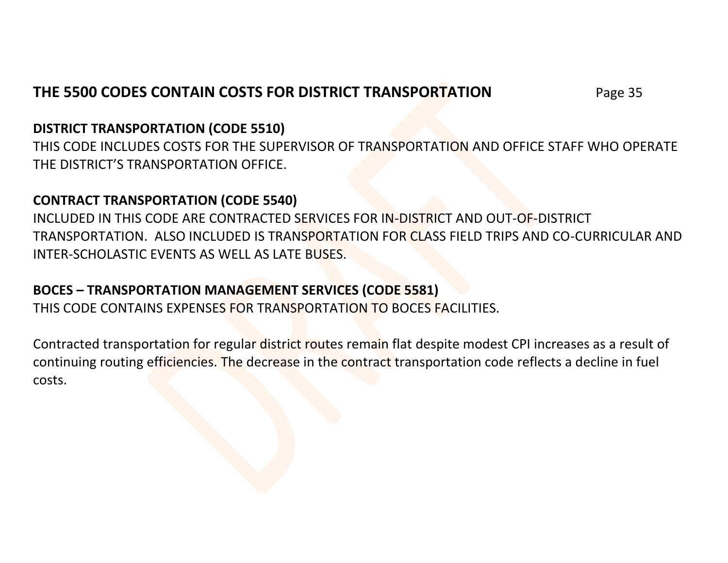## THE 5500 CODES CONTAIN COSTS FOR DISTRICT TRANSPORTATION

**DISTRICT TRANSPORTATION (CODE 5510)**
THIS CODE INCLUDES COSTS FOR THE SUPERVISOR OF TRANSPORTATION AND OFFICE STAFF WHO OPERATE THE DISTRICT'S TRANSPORTATION OFFICE.

**CONTRACT TRANSPORTATION (CODE 5540)**
INCLUDED IN THIS CODE ARE CONTRACTED SERVICES FOR IN-DISTRICT AND OUT-OF-DISTRICT TRANSPORTATION. ALSO INCLUDED IS TRANSPORTATION FOR CLASS FIELD TRIPS AND CO-CURRICULAR AND INTER-SCHOLASTIC EVENTS AS WELL AS LATE BUSES.

**BOCES – TRANSPORTATION MANAGEMENT SERVICES (CODE 5581)**
THIS CODE CONTAINS EXPENSES FOR TRANSPORTATION TO BOCES FACILITIES.

Contracted transportation for regular district routes remain flat despite modest CPI increases as a result of continuing routing efficiencies. The decrease in the contract transportation code reflects a decline in fuel costs.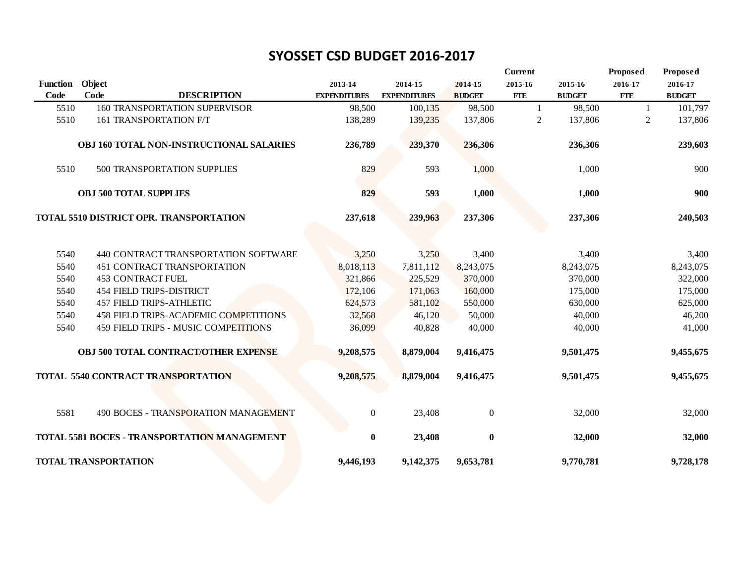# SYOSSET CSD BUDGET 2016-2017

| Function Code | Object Code | DESCRIPTION | 2013-14 EXPENDITURES | 2014-15 EXPENDITURES | 2014-15 BUDGET | Current 2015-16 FTE | 2015-16 BUDGET | Proposed 2016-17 FTE | Proposed 2016-17 BUDGET |
|---|---|---|---|---|---|---|---|---|---|
| 5510 | 160 | TRANSPORTATION SUPERVISOR | 98,500 | 100,135 | 98,500 | 1 | 98,500 | 1 | 101,797 |
| 5510 | 161 | TRANSPORTATION F/T | 138,289 | 139,235 | 137,806 | 2 | 137,806 | 2 | 137,806 |
| | | **OBJ 160 TOTAL NON-INSTRUCTIONAL SALARIES** | **236,789** | **239,370** | **236,306** | | **236,306** | | **239,603** |
| 5510 | 500 | TRANSPORTATION SUPPLIES | 829 | 593 | 1,000 | | 1,000 | | 900 |
| | | **OBJ 500 TOTAL SUPPLIES** | **829** | **593** | **1,000** | | **1,000** | | **900** |
| | | **TOTAL 5510 DISTRICT OPR. TRANSPORTATION** | **237,618** | **239,963** | **237,306** | | **237,306** | | **240,503** |
| 5540 | 440 | CONTRACT TRANSPORTATION SOFTWARE | 3,250 | 3,250 | 3,400 | | 3,400 | | 3,400 |
| 5540 | 451 | CONTRACT TRANSPORTATION | 8,018,113 | 7,811,112 | 8,243,075 | | 8,243,075 | | 8,243,075 |
| 5540 | 453 | CONTRACT FUEL | 321,866 | 225,529 | 370,000 | | 370,000 | | 322,000 |
| 5540 | 454 | FIELD TRIPS-DISTRICT | 172,106 | 171,063 | 160,000 | | 175,000 | | 175,000 |
| 5540 | 457 | FIELD TRIPS-ATHLETIC | 624,573 | 581,102 | 550,000 | | 630,000 | | 625,000 |
| 5540 | 458 | FIELD TRIPS-ACADEMIC COMPETITIONS | 32,568 | 46,120 | 50,000 | | 40,000 | | 46,200 |
| 5540 | 459 | FIELD TRIPS - MUSIC COMPETITIONS | 36,099 | 40,828 | 40,000 | | 40,000 | | 41,000 |
| | | **OBJ 500 TOTAL CONTRACT/OTHER EXPENSE** | **9,208,575** | **8,879,004** | **9,416,475** | | **9,501,475** | | **9,455,675** |
| | | **TOTAL 5540 CONTRACT TRANSPORTATION** | **9,208,575** | **8,879,004** | **9,416,475** | | **9,501,475** | | **9,455,675** |
| 5581 | 490 | BOCES - TRANSPORATION MANAGEMENT | 0 | 23,408 | 0 | | 32,000 | | 32,000 |
| | | **TOTAL 5581 BOCES - TRANSPORTATION MANAGEMENT** | **0** | **23,408** | **0** | | **32,000** | | **32,000** |
| | | **TOTAL TRANSPORTATION** | **9,446,193** | **9,142,375** | **9,653,781** | | **9,770,781** | | **9,728,178** |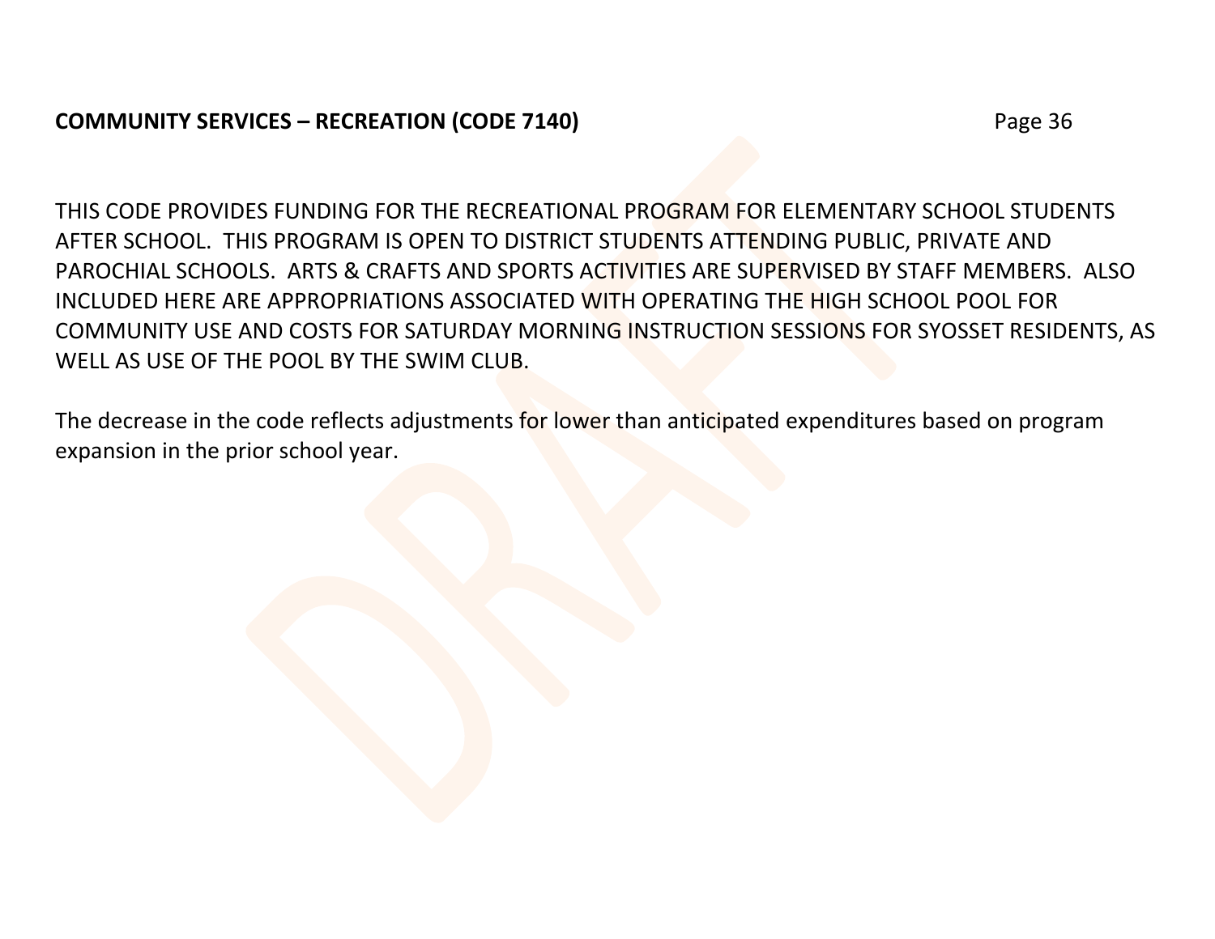**COMMUNITY SERVICES – RECREATION (CODE 7140)**

THIS CODE PROVIDES FUNDING FOR THE RECREATIONAL PROGRAM FOR ELEMENTARY SCHOOL STUDENTS AFTER SCHOOL. THIS PROGRAM IS OPEN TO DISTRICT STUDENTS ATTENDING PUBLIC, PRIVATE AND PAROCHIAL SCHOOLS. ARTS & CRAFTS AND SPORTS ACTIVITIES ARE SUPERVISED BY STAFF MEMBERS. ALSO INCLUDED HERE ARE APPROPRIATIONS ASSOCIATED WITH OPERATING THE HIGH SCHOOL POOL FOR COMMUNITY USE AND COSTS FOR SATURDAY MORNING INSTRUCTION SESSIONS FOR SYOSSET RESIDENTS, AS WELL AS USE OF THE POOL BY THE SWIM CLUB.

The decrease in the code reflects adjustments for lower than anticipated expenditures based on program expansion in the prior school year.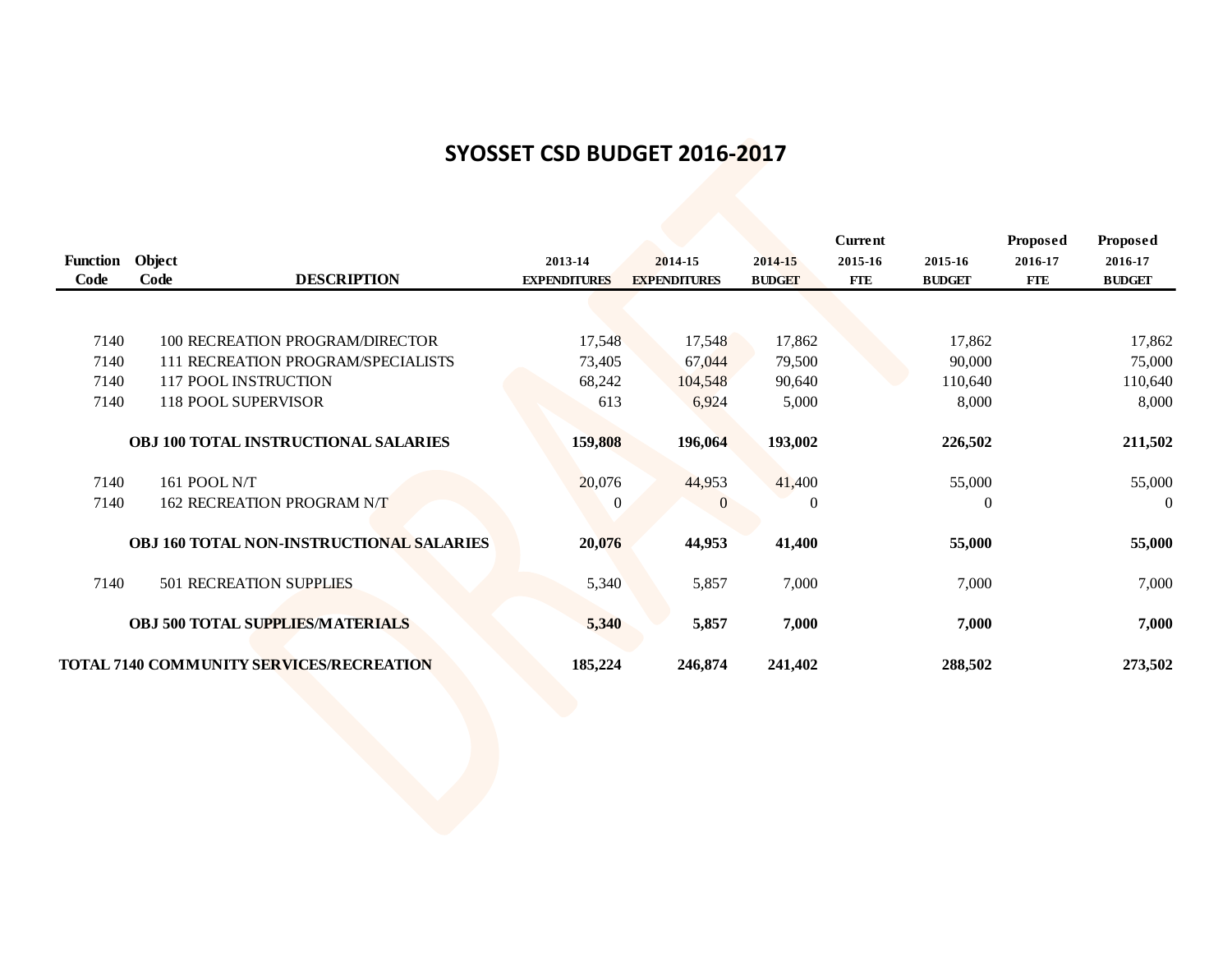## SYOSSET CSD BUDGET 2016-2017

| Function Code | Object Code | DESCRIPTION | 2013-14 EXPENDITURES | 2014-15 EXPENDITURES | 2014-15 BUDGET | Current 2015-16 FTE | 2015-16 BUDGET | Proposed 2016-17 FTE | Proposed 2016-17 BUDGET |
|---|---|---|---|---|---|---|---|---|---|
| 7140 | 100 | RECREATION PROGRAM/DIRECTOR | 17,548 | 17,548 | 17,862 | | 17,862 | | 17,862 |
| 7140 | 111 | RECREATION PROGRAM/SPECIALISTS | 73,405 | 67,044 | 79,500 | | 90,000 | | 75,000 |
| 7140 | 117 | POOL INSTRUCTION | 68,242 | 104,548 | 90,640 | | 110,640 | | 110,640 |
| 7140 | 118 | POOL SUPERVISOR | 613 | 6,924 | 5,000 | | 8,000 | | 8,000 |
| | | **OBJ 100 TOTAL INSTRUCTIONAL SALARIES** | **159,808** | **196,064** | **193,002** | | **226,502** | | **211,502** |
| 7140 | 161 | POOL N/T | 20,076 | 44,953 | 41,400 | | 55,000 | | 55,000 |
| 7140 | 162 | RECREATION PROGRAM N/T | 0 | 0 | 0 | | 0 | | 0 |
| | | **OBJ 160 TOTAL NON-INSTRUCTIONAL SALARIES** | **20,076** | **44,953** | **41,400** | | **55,000** | | **55,000** |
| 7140 | 501 | RECREATION SUPPLIES | 5,340 | 5,857 | 7,000 | | 7,000 | | 7,000 |
| | | **OBJ 500 TOTAL SUPPLIES/MATERIALS** | **5,340** | **5,857** | **7,000** | | **7,000** | | **7,000** |
| **TOTAL 7140 COMMUNITY SERVICES/RECREATION** | | | **185,224** | **246,874** | **241,402** | | **288,502** | | **273,502** |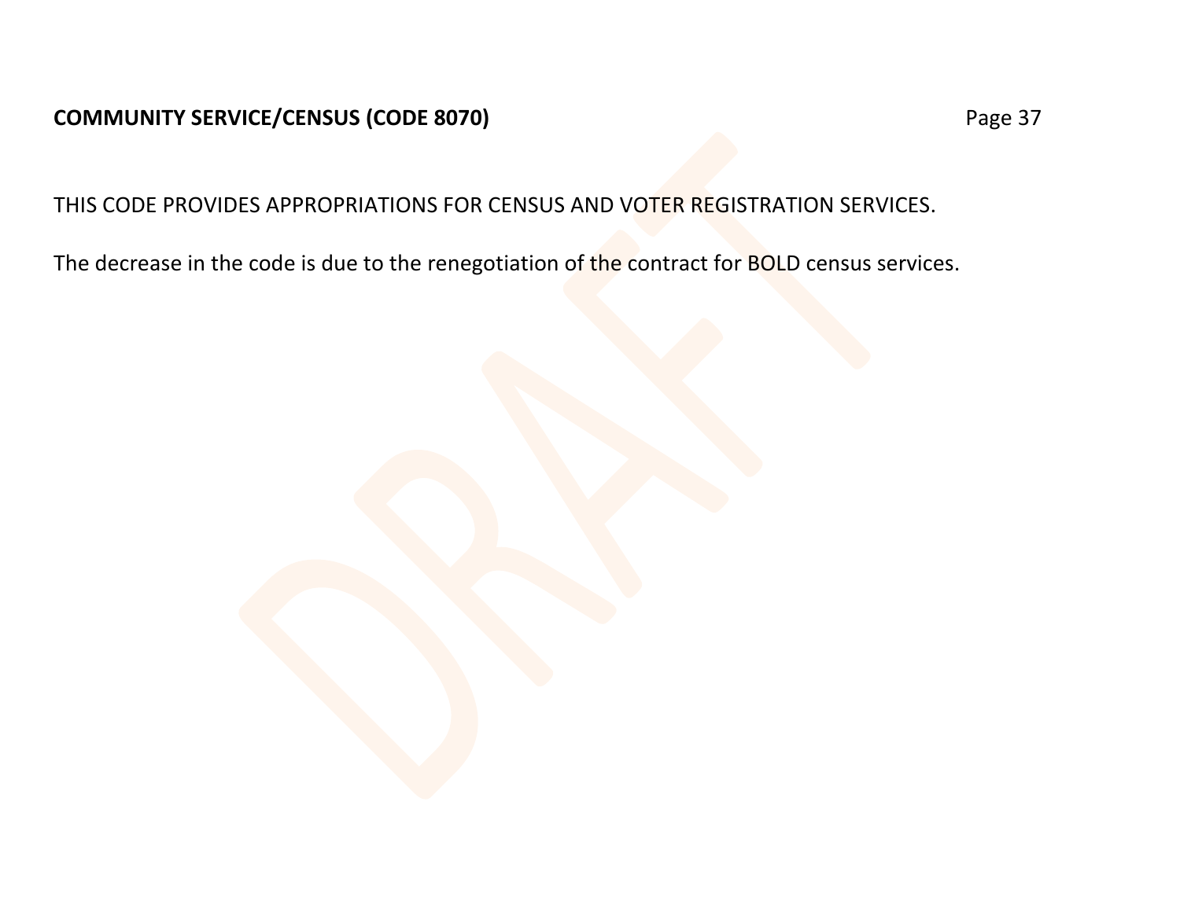**COMMUNITY SERVICE/CENSUS (CODE 8070)**

THIS CODE PROVIDES APPROPRIATIONS FOR CENSUS AND VOTER REGISTRATION SERVICES.

The decrease in the code is due to the renegotiation of the contract for BOLD census services.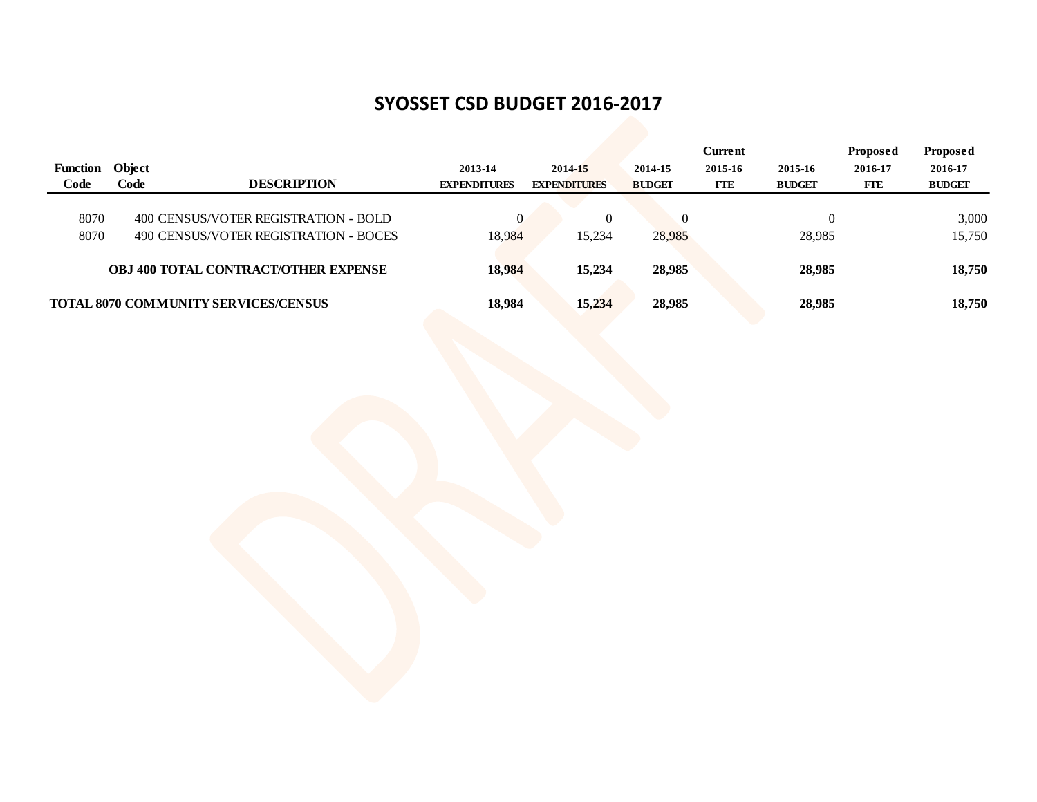# SYOSSET CSD BUDGET 2016-2017

| Function Code | Object Code | DESCRIPTION | 2013-14 EXPENDITURES | 2014-15 EXPENDITURES | 2014-15 BUDGET | Current 2015-16 FTE | 2015-16 BUDGET | Proposed 2016-17 FTE | Proposed 2016-17 BUDGET |
|---|---|---|---|---|---|---|---|---|---|
| 8070 | 400 | CENSUS/VOTER REGISTRATION - BOLD | 0 | 0 | 0 | | 0 | | 3,000 |
| 8070 | 490 | CENSUS/VOTER REGISTRATION - BOCES | 18,984 | 15,234 | 28,985 | | 28,985 | | 15,750 |
| | | **OBJ 400 TOTAL CONTRACT/OTHER EXPENSE** | **18,984** | **15,234** | **28,985** | | **28,985** | | **18,750** |
| **TOTAL 8070 COMMUNITY SERVICES/CENSUS** | | | **18,984** | **15,234** | **28,985** | | **28,985** | | **18,750** |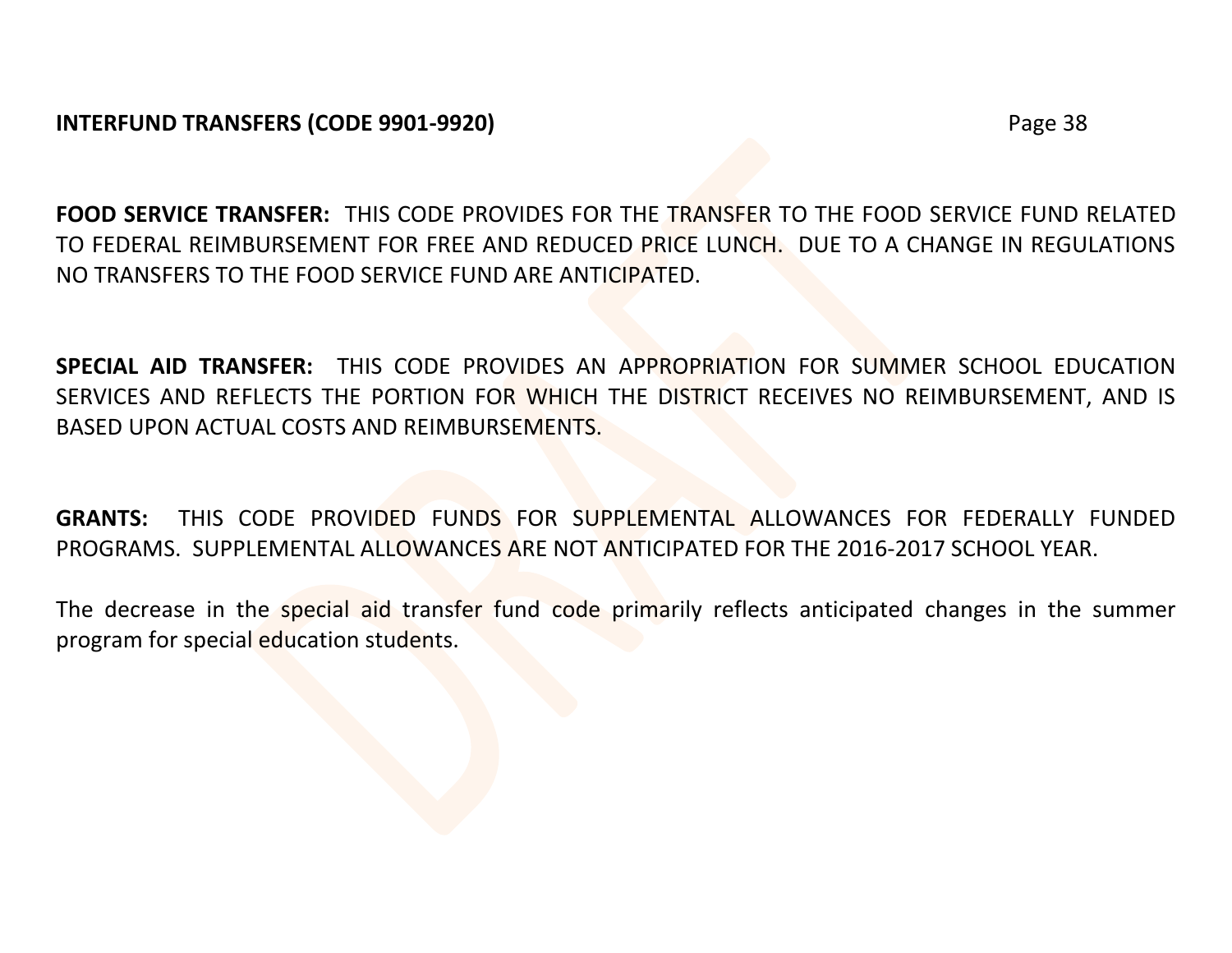## INTERFUND TRANSFERS (CODE 9901-9920)

**FOOD SERVICE TRANSFER:** THIS CODE PROVIDES FOR THE TRANSFER TO THE FOOD SERVICE FUND RELATED TO FEDERAL REIMBURSEMENT FOR FREE AND REDUCED PRICE LUNCH. DUE TO A CHANGE IN REGULATIONS NO TRANSFERS TO THE FOOD SERVICE FUND ARE ANTICIPATED.

**SPECIAL AID TRANSFER:** THIS CODE PROVIDES AN APPROPRIATION FOR SUMMER SCHOOL EDUCATION SERVICES AND REFLECTS THE PORTION FOR WHICH THE DISTRICT RECEIVES NO REIMBURSEMENT, AND IS BASED UPON ACTUAL COSTS AND REIMBURSEMENTS.

**GRANTS:** THIS CODE PROVIDED FUNDS FOR SUPPLEMENTAL ALLOWANCES FOR FEDERALLY FUNDED PROGRAMS. SUPPLEMENTAL ALLOWANCES ARE NOT ANTICIPATED FOR THE 2016-2017 SCHOOL YEAR.

The decrease in the special aid transfer fund code primarily reflects anticipated changes in the summer program for special education students.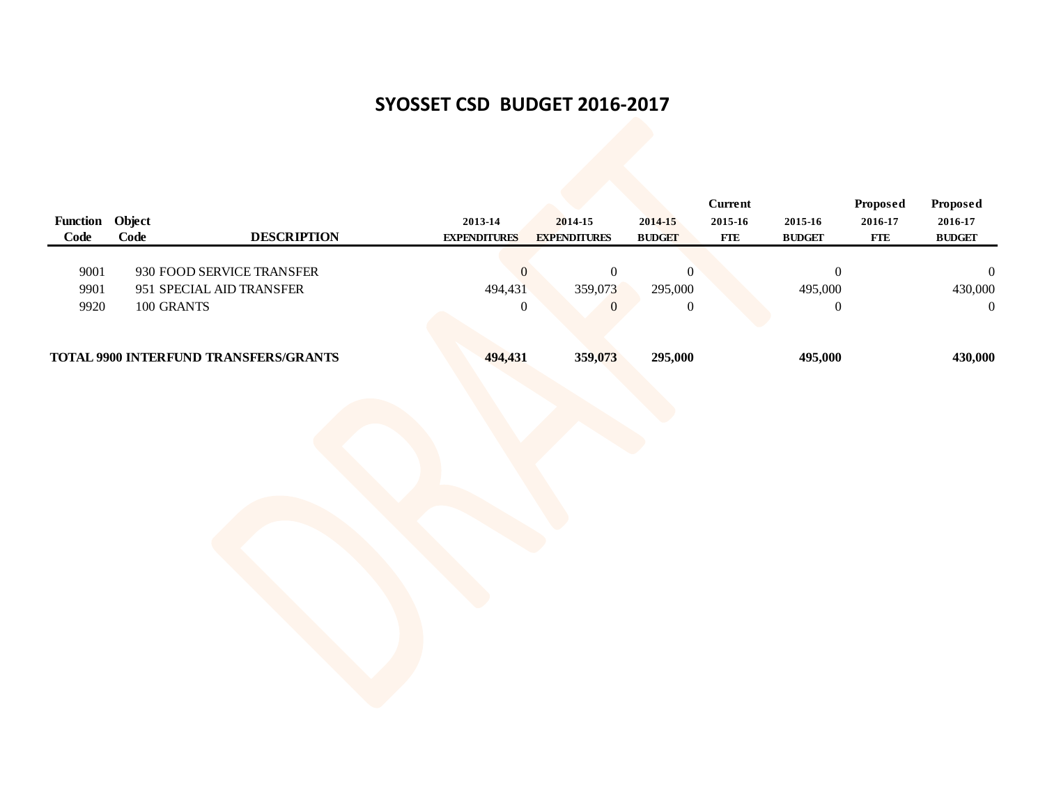# SYOSSET CSD BUDGET 2016-2017

| Function Code | Object Code | DESCRIPTION | 2013-14 EXPENDITURES | 2014-15 EXPENDITURES | 2014-15 BUDGET | Current 2015-16 FTE | 2015-16 BUDGET | Proposed 2016-17 FTE | Proposed 2016-17 BUDGET |
|---|---|---|---|---|---|---|---|---|---|
| 9001 | 930 | FOOD SERVICE TRANSFER | 0 | 0 | 0 | | 0 | | 0 |
| 9901 | 951 | SPECIAL AID TRANSFER | 494,431 | 359,073 | 295,000 | | 495,000 | | 430,000 |
| 9920 | 100 | GRANTS | 0 | 0 | 0 | | 0 | | 0 |
| **TOTAL 9900 INTERFUND TRANSFERS/GRANTS** | | | **494,431** | **359,073** | **295,000** | | **495,000** | | **430,000** |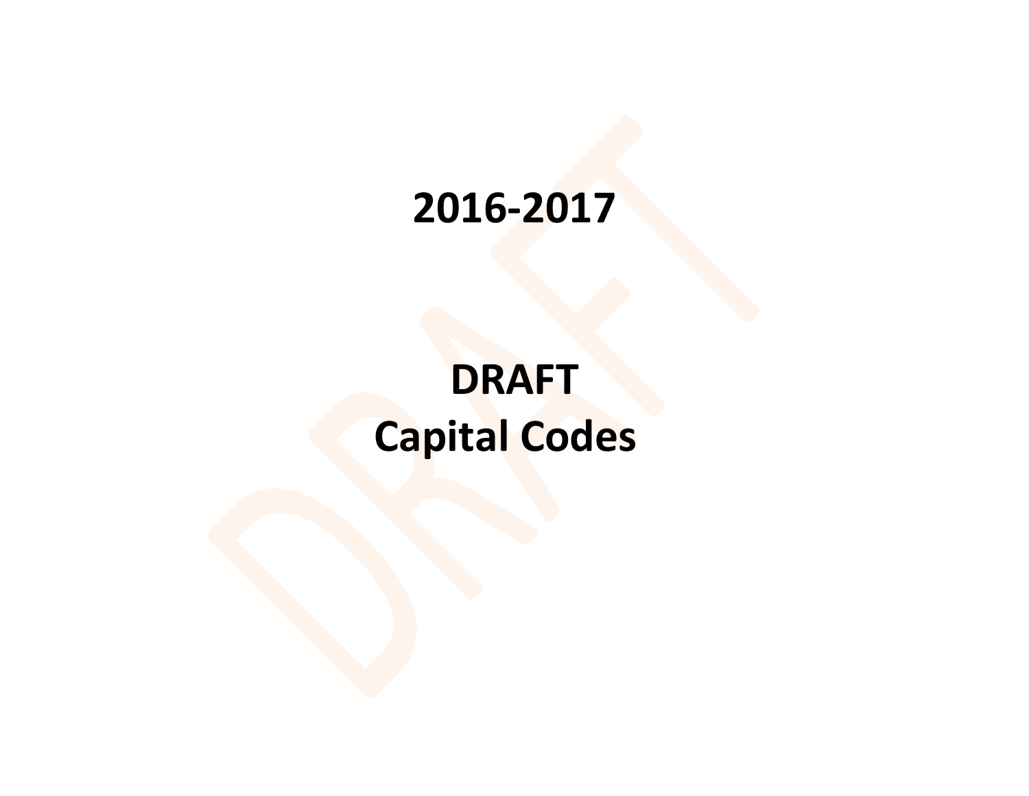# 2016-2017

# DRAFT
# Capital Codes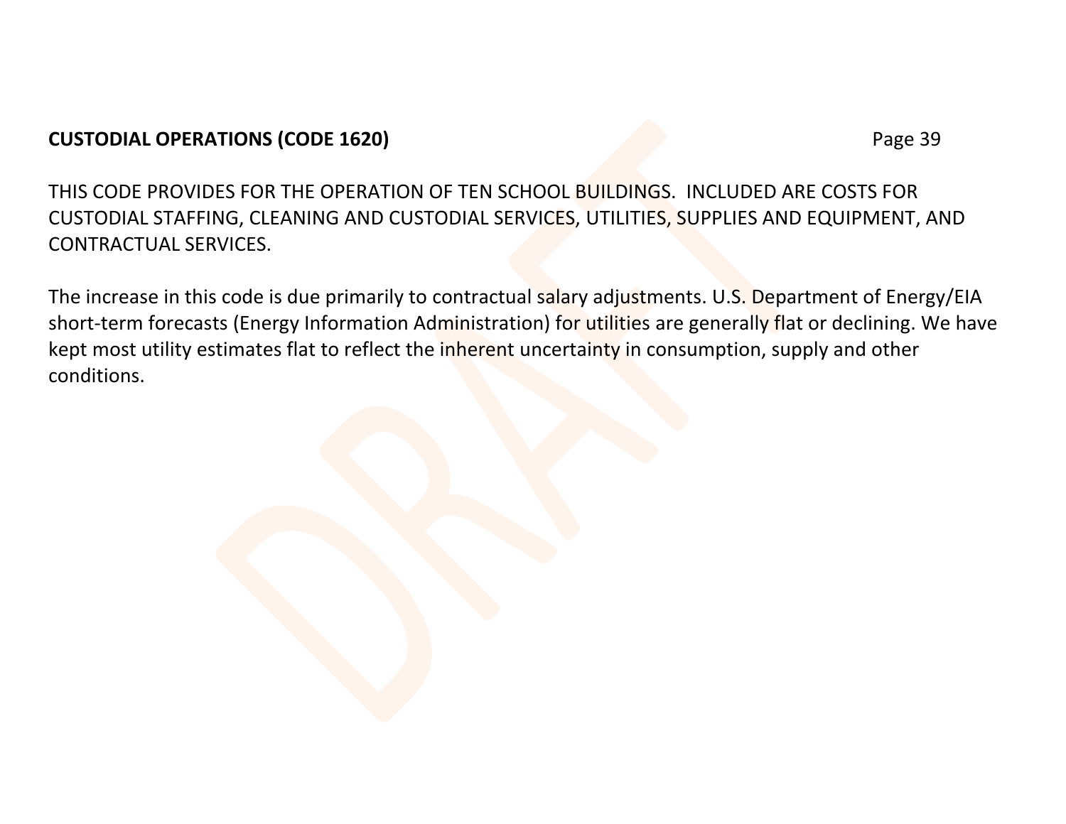**CUSTODIAL OPERATIONS (CODE 1620)**

THIS CODE PROVIDES FOR THE OPERATION OF TEN SCHOOL BUILDINGS.  INCLUDED ARE COSTS FOR CUSTODIAL STAFFING, CLEANING AND CUSTODIAL SERVICES, UTILITIES, SUPPLIES AND EQUIPMENT, AND CONTRACTUAL SERVICES.

The increase in this code is due primarily to contractual salary adjustments. U.S. Department of Energy/EIA short-term forecasts (Energy Information Administration) for utilities are generally flat or declining. We have kept most utility estimates flat to reflect the inherent uncertainty in consumption, supply and other conditions.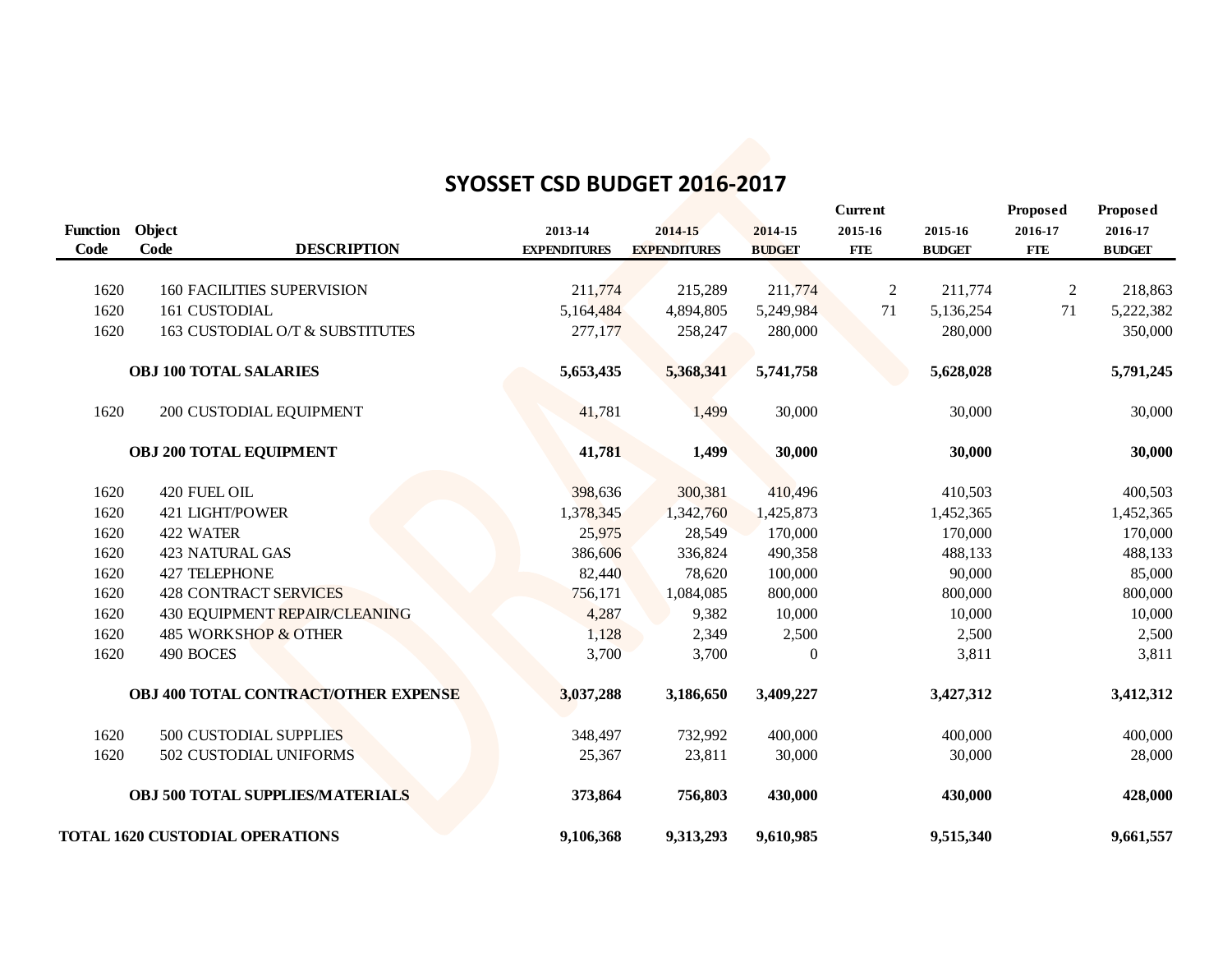# SYOSSET CSD BUDGET 2016-2017

| Function Code | Object Code | DESCRIPTION | 2013-14 EXPENDITURES | 2014-15 EXPENDITURES | 2014-15 BUDGET | Current 2015-16 FTE | 2015-16 BUDGET | Proposed 2016-17 FTE | Proposed 2016-17 BUDGET |
|---|---|---|---|---|---|---|---|---|---|
| 1620 | 160 | FACILITIES SUPERVISION | 211,774 | 215,289 | 211,774 | 2 | 211,774 | 2 | 218,863 |
| 1620 | 161 | CUSTODIAL | 5,164,484 | 4,894,805 | 5,249,984 | 71 | 5,136,254 | 71 | 5,222,382 |
| 1620 | 163 | CUSTODIAL O/T & SUBSTITUTES | 277,177 | 258,247 | 280,000 | | 280,000 | | 350,000 |
| | | **OBJ 100 TOTAL SALARIES** | **5,653,435** | **5,368,341** | **5,741,758** | | **5,628,028** | | **5,791,245** |
| 1620 | 200 | CUSTODIAL EQUIPMENT | 41,781 | 1,499 | 30,000 | | 30,000 | | 30,000 |
| | | **OBJ 200 TOTAL EQUIPMENT** | **41,781** | **1,499** | **30,000** | | **30,000** | | **30,000** |
| 1620 | 420 | FUEL OIL | 398,636 | 300,381 | 410,496 | | 410,503 | | 400,503 |
| 1620 | 421 | LIGHT/POWER | 1,378,345 | 1,342,760 | 1,425,873 | | 1,452,365 | | 1,452,365 |
| 1620 | 422 | WATER | 25,975 | 28,549 | 170,000 | | 170,000 | | 170,000 |
| 1620 | 423 | NATURAL GAS | 386,606 | 336,824 | 490,358 | | 488,133 | | 488,133 |
| 1620 | 427 | TELEPHONE | 82,440 | 78,620 | 100,000 | | 90,000 | | 85,000 |
| 1620 | 428 | CONTRACT SERVICES | 756,171 | 1,084,085 | 800,000 | | 800,000 | | 800,000 |
| 1620 | 430 | EQUIPMENT REPAIR/CLEANING | 4,287 | 9,382 | 10,000 | | 10,000 | | 10,000 |
| 1620 | 485 | WORKSHOP & OTHER | 1,128 | 2,349 | 2,500 | | 2,500 | | 2,500 |
| 1620 | 490 | BOCES | 3,700 | 3,700 | 0 | | 3,811 | | 3,811 |
| | | **OBJ 400 TOTAL CONTRACT/OTHER EXPENSE** | **3,037,288** | **3,186,650** | **3,409,227** | | **3,427,312** | | **3,412,312** |
| 1620 | 500 | CUSTODIAL SUPPLIES | 348,497 | 732,992 | 400,000 | | 400,000 | | 400,000 |
| 1620 | 502 | CUSTODIAL UNIFORMS | 25,367 | 23,811 | 30,000 | | 30,000 | | 28,000 |
| | | **OBJ 500 TOTAL SUPPLIES/MATERIALS** | **373,864** | **756,803** | **430,000** | | **430,000** | | **428,000** |
| | | **TOTAL 1620 CUSTODIAL OPERATIONS** | **9,106,368** | **9,313,293** | **9,610,985** | | **9,515,340** | | **9,661,557** |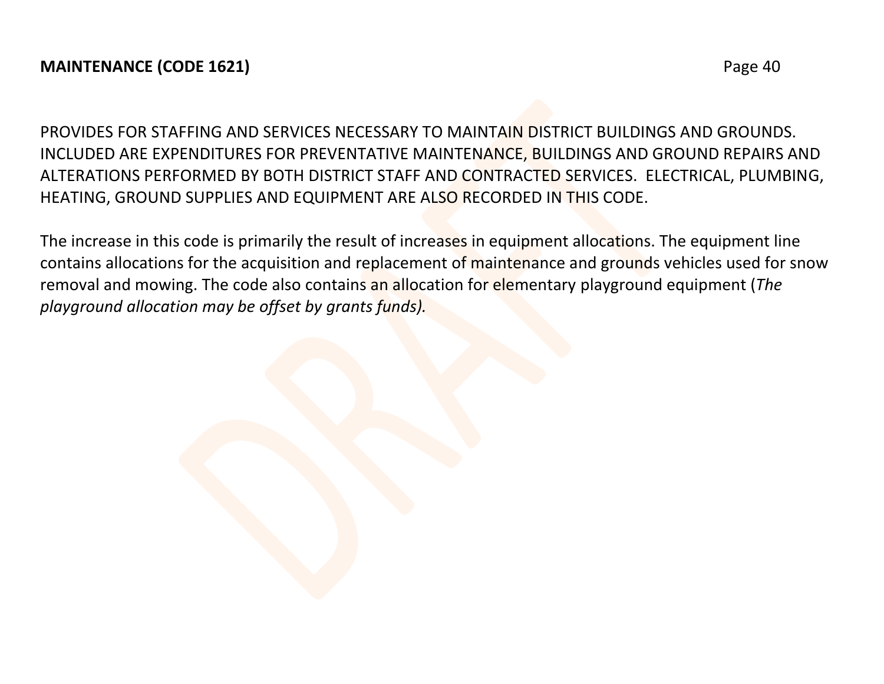**MAINTENANCE (CODE 1621)**

PROVIDES FOR STAFFING AND SERVICES NECESSARY TO MAINTAIN DISTRICT BUILDINGS AND GROUNDS. INCLUDED ARE EXPENDITURES FOR PREVENTATIVE MAINTENANCE, BUILDINGS AND GROUND REPAIRS AND ALTERATIONS PERFORMED BY BOTH DISTRICT STAFF AND CONTRACTED SERVICES. ELECTRICAL, PLUMBING, HEATING, GROUND SUPPLIES AND EQUIPMENT ARE ALSO RECORDED IN THIS CODE.

The increase in this code is primarily the result of increases in equipment allocations. The equipment line contains allocations for the acquisition and replacement of maintenance and grounds vehicles used for snow removal and mowing. The code also contains an allocation for elementary playground equipment (*The playground allocation may be offset by grants funds).*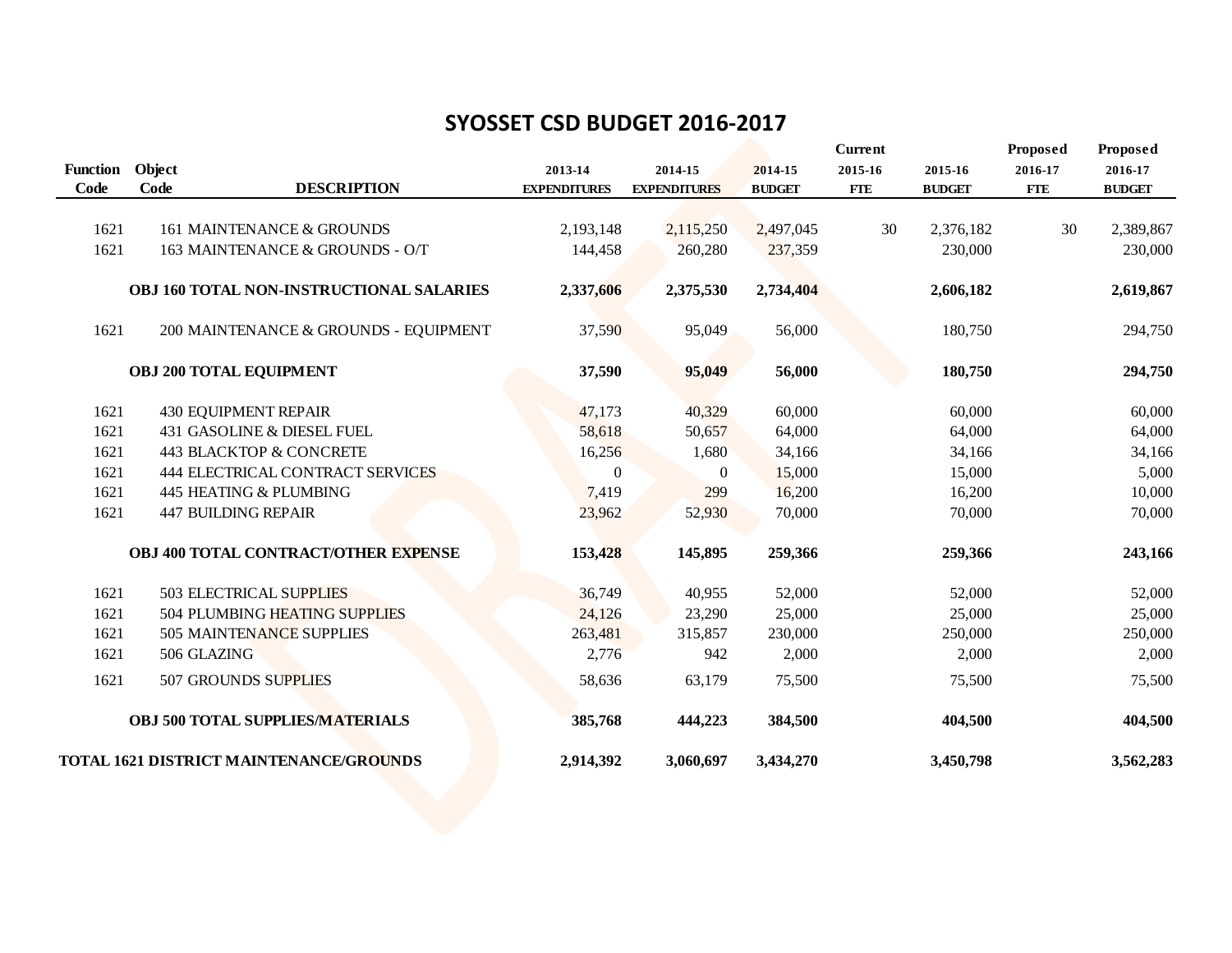# SYOSSET CSD BUDGET 2016-2017

| Function Code | Object Code | DESCRIPTION | 2013-14 EXPENDITURES | 2014-15 EXPENDITURES | 2014-15 BUDGET | Current 2015-16 FTE | 2015-16 BUDGET | Proposed 2016-17 FTE | Proposed 2016-17 BUDGET |
|---|---|---|---|---|---|---|---|---|---|
| 1621 | 161 | MAINTENANCE & GROUNDS | 2,193,148 | 2,115,250 | 2,497,045 | 30 | 2,376,182 | 30 | 2,389,867 |
| 1621 | 163 | MAINTENANCE & GROUNDS - O/T | 144,458 | 260,280 | 237,359 | | 230,000 | | 230,000 |
| | | **OBJ 160 TOTAL NON-INSTRUCTIONAL SALARIES** | **2,337,606** | **2,375,530** | **2,734,404** | | **2,606,182** | | **2,619,867** |
| 1621 | 200 | MAINTENANCE & GROUNDS - EQUIPMENT | 37,590 | 95,049 | 56,000 | | 180,750 | | 294,750 |
| | | **OBJ 200 TOTAL EQUIPMENT** | **37,590** | **95,049** | **56,000** | | **180,750** | | **294,750** |
| 1621 | 430 | EQUIPMENT REPAIR | 47,173 | 40,329 | 60,000 | | 60,000 | | 60,000 |
| 1621 | 431 | GASOLINE & DIESEL FUEL | 58,618 | 50,657 | 64,000 | | 64,000 | | 64,000 |
| 1621 | 443 | BLACKTOP & CONCRETE | 16,256 | 1,680 | 34,166 | | 34,166 | | 34,166 |
| 1621 | 444 | ELECTRICAL CONTRACT SERVICES | 0 | 0 | 15,000 | | 15,000 | | 5,000 |
| 1621 | 445 | HEATING & PLUMBING | 7,419 | 299 | 16,200 | | 16,200 | | 10,000 |
| 1621 | 447 | BUILDING REPAIR | 23,962 | 52,930 | 70,000 | | 70,000 | | 70,000 |
| | | **OBJ 400 TOTAL CONTRACT/OTHER EXPENSE** | **153,428** | **145,895** | **259,366** | | **259,366** | | **243,166** |
| 1621 | 503 | ELECTRICAL SUPPLIES | 36,749 | 40,955 | 52,000 | | 52,000 | | 52,000 |
| 1621 | 504 | PLUMBING HEATING SUPPLIES | 24,126 | 23,290 | 25,000 | | 25,000 | | 25,000 |
| 1621 | 505 | MAINTENANCE SUPPLIES | 263,481 | 315,857 | 230,000 | | 250,000 | | 250,000 |
| 1621 | 506 | GLAZING | 2,776 | 942 | 2,000 | | 2,000 | | 2,000 |
| 1621 | 507 | GROUNDS SUPPLIES | 58,636 | 63,179 | 75,500 | | 75,500 | | 75,500 |
| | | **OBJ 500 TOTAL SUPPLIES/MATERIALS** | **385,768** | **444,223** | **384,500** | | **404,500** | | **404,500** |
| | | **TOTAL 1621 DISTRICT MAINTENANCE/GROUNDS** | **2,914,392** | **3,060,697** | **3,434,270** | | **3,450,798** | | **3,562,283** |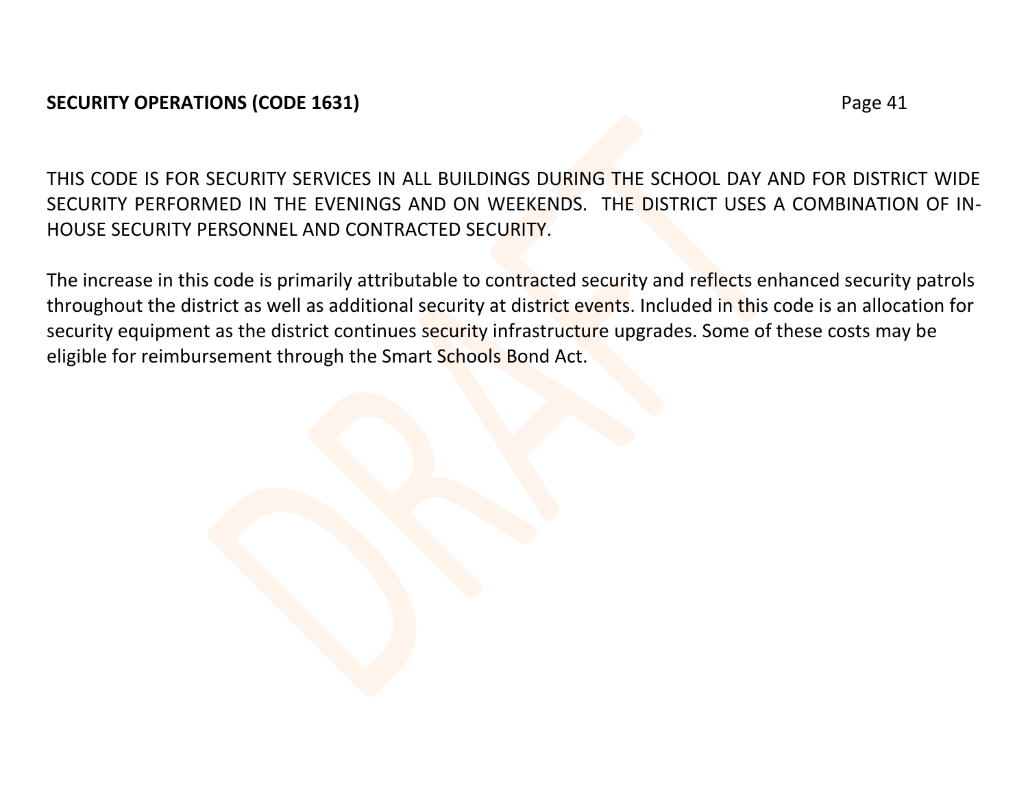## SECURITY OPERATIONS (CODE 1631)

THIS CODE IS FOR SECURITY SERVICES IN ALL BUILDINGS DURING THE SCHOOL DAY AND FOR DISTRICT WIDE SECURITY PERFORMED IN THE EVENINGS AND ON WEEKENDS. THE DISTRICT USES A COMBINATION OF IN-HOUSE SECURITY PERSONNEL AND CONTRACTED SECURITY.

The increase in this code is primarily attributable to contracted security and reflects enhanced security patrols throughout the district as well as additional security at district events. Included in this code is an allocation for security equipment as the district continues security infrastructure upgrades. Some of these costs may be eligible for reimbursement through the Smart Schools Bond Act.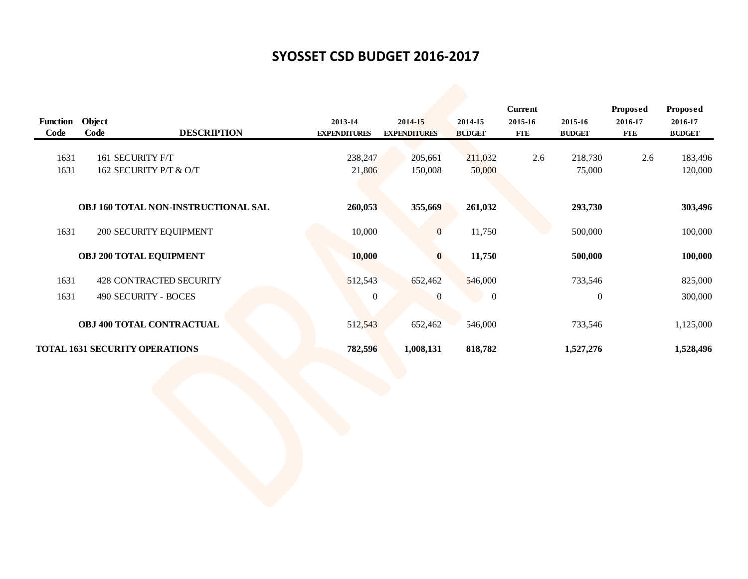# SYOSSET CSD BUDGET 2016-2017

| Function Code | Object Code | DESCRIPTION | 2013-14 EXPENDITURES | 2014-15 EXPENDITURES | 2014-15 BUDGET | Current 2015-16 FTE | 2015-16 BUDGET | Proposed 2016-17 FTE | Proposed 2016-17 BUDGET |
|---|---|---|---|---|---|---|---|---|---|
| 1631 | 161 | SECURITY F/T | 238,247 | 205,661 | 211,032 | 2.6 | 218,730 | 2.6 | 183,496 |
| 1631 | 162 | SECURITY P/T & O/T | 21,806 | 150,008 | 50,000 | | 75,000 | | 120,000 |
| | | **OBJ 160 TOTAL NON-INSTRUCTIONAL SAL** | **260,053** | **355,669** | **261,032** | | **293,730** | | **303,496** |
| 1631 | 200 | SECURITY EQUIPMENT | 10,000 | 0 | 11,750 | | 500,000 | | 100,000 |
| | | **OBJ 200 TOTAL EQUIPMENT** | **10,000** | **0** | **11,750** | | **500,000** | | **100,000** |
| 1631 | 428 | CONTRACTED SECURITY | 512,543 | 652,462 | 546,000 | | 733,546 | | 825,000 |
| 1631 | 490 | SECURITY - BOCES | 0 | 0 | 0 | | 0 | | 300,000 |
| | | **OBJ 400 TOTAL CONTRACTUAL** | 512,543 | 652,462 | 546,000 | | 733,546 | | 1,125,000 |
| **TOTAL 1631 SECURITY OPERATIONS** | | | **782,596** | **1,008,131** | **818,782** | | **1,527,276** | | **1,528,496** |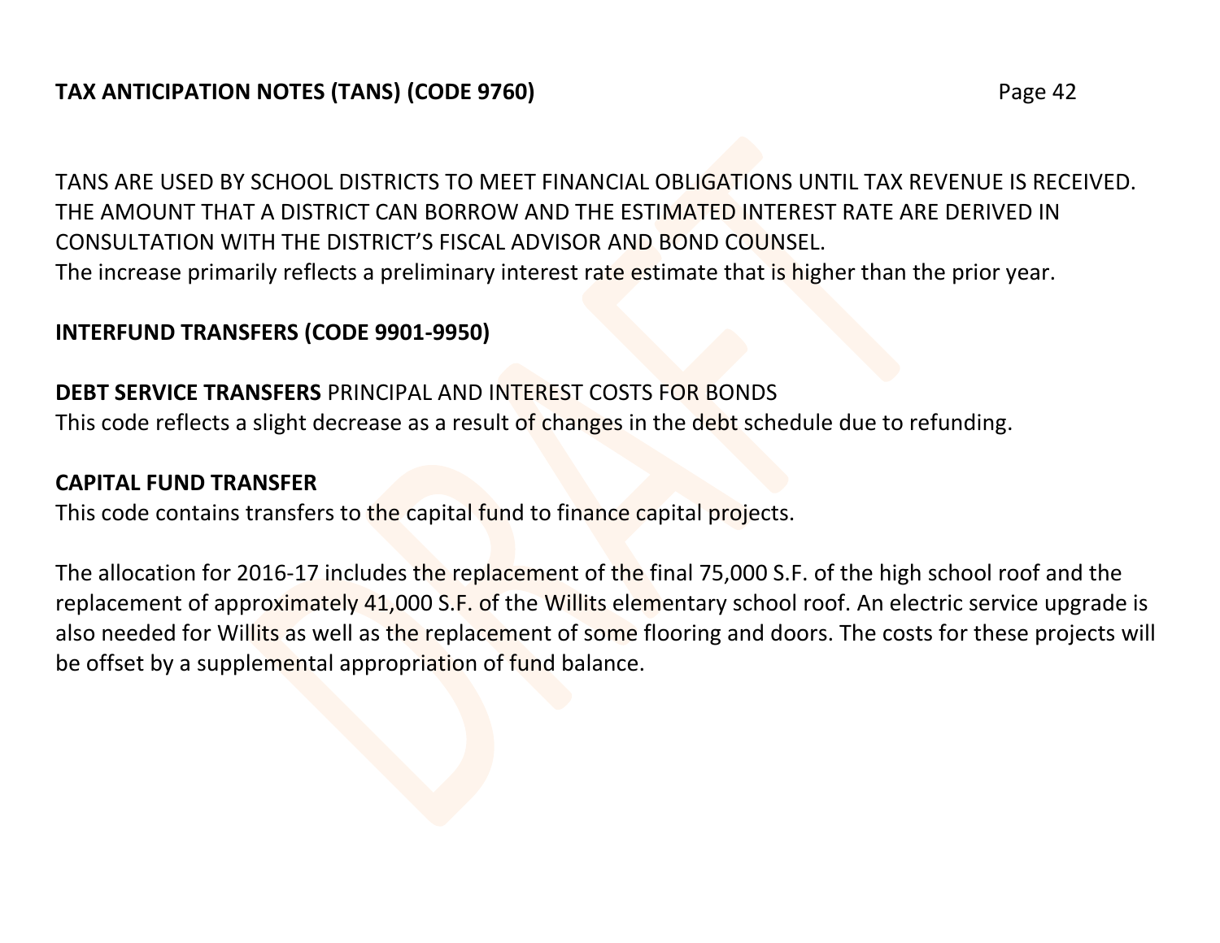## TAX ANTICIPATION NOTES (TANS) (CODE 9760)

TANS ARE USED BY SCHOOL DISTRICTS TO MEET FINANCIAL OBLIGATIONS UNTIL TAX REVENUE IS RECEIVED. THE AMOUNT THAT A DISTRICT CAN BORROW AND THE ESTIMATED INTEREST RATE ARE DERIVED IN CONSULTATION WITH THE DISTRICT'S FISCAL ADVISOR AND BOND COUNSEL.
The increase primarily reflects a preliminary interest rate estimate that is higher than the prior year.

## INTERFUND TRANSFERS (CODE 9901-9950)

**DEBT SERVICE TRANSFERS** PRINCIPAL AND INTEREST COSTS FOR BONDS
This code reflects a slight decrease as a result of changes in the debt schedule due to refunding.

**CAPITAL FUND TRANSFER**
This code contains transfers to the capital fund to finance capital projects.

The allocation for 2016-17 includes the replacement of the final 75,000 S.F. of the high school roof and the replacement of approximately 41,000 S.F. of the Willits elementary school roof. An electric service upgrade is also needed for Willits as well as the replacement of some flooring and doors. The costs for these projects will be offset by a supplemental appropriation of fund balance.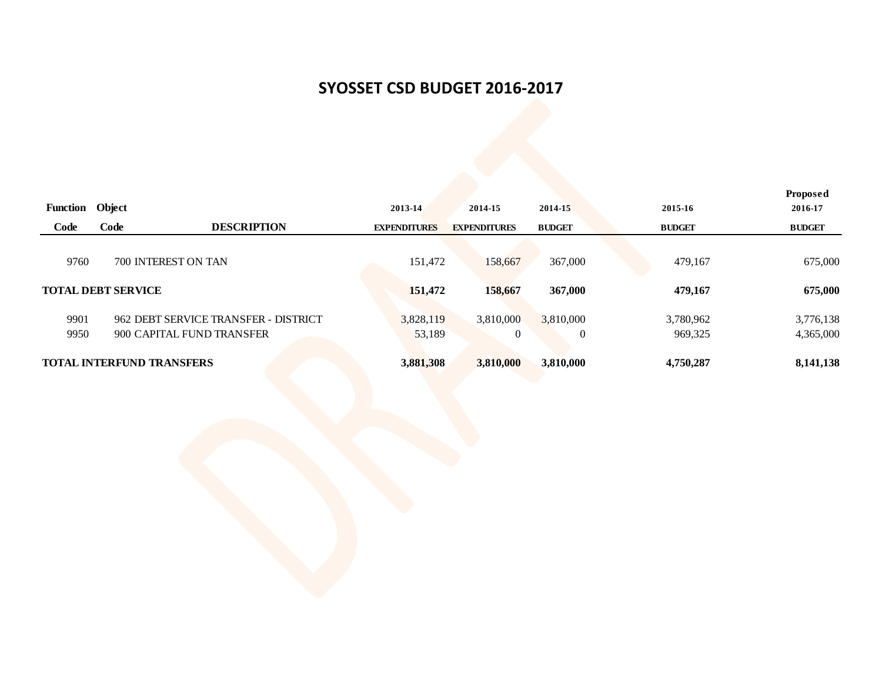# SYOSSET CSD BUDGET 2016-2017

| Function Code | Object Code | DESCRIPTION | 2013-14 EXPENDITURES | 2014-15 EXPENDITURES | 2014-15 BUDGET | 2015-16 BUDGET | Proposed 2016-17 BUDGET |
|---|---|---|---|---|---|---|---|
| 9760 | 700 | INTEREST ON TAN | 151,472 | 158,667 | 367,000 | 479,167 | 675,000 |
| **TOTAL DEBT SERVICE** | | | **151,472** | **158,667** | **367,000** | **479,167** | **675,000** |
| 9901 | 962 | DEBT SERVICE TRANSFER - DISTRICT | 3,828,119 | 3,810,000 | 3,810,000 | 3,780,962 | 3,776,138 |
| 9950 | 900 | CAPITAL FUND TRANSFER | 53,189 | 0 | 0 | 969,325 | 4,365,000 |
| **TOTAL INTERFUND TRANSFERS** | | | **3,881,308** | **3,810,000** | **3,810,000** | **4,750,287** | **8,141,138** |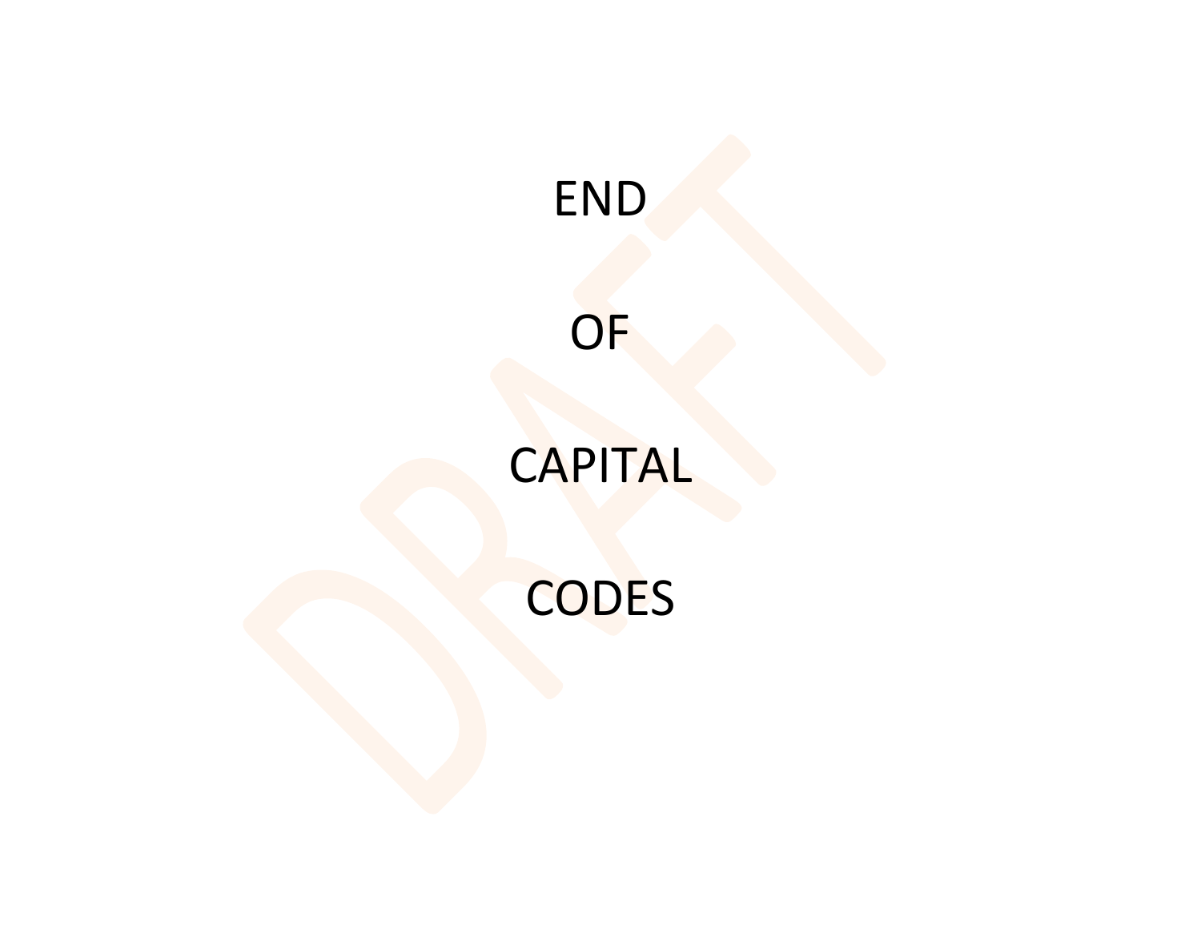END

OF

CAPITAL

CODES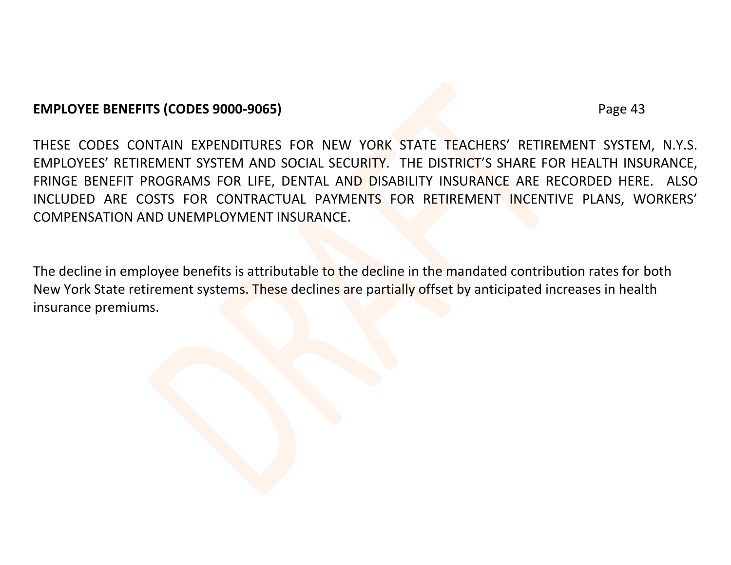**EMPLOYEE BENEFITS (CODES 9000-9065)**

THESE CODES CONTAIN EXPENDITURES FOR NEW YORK STATE TEACHERS' RETIREMENT SYSTEM, N.Y.S. EMPLOYEES' RETIREMENT SYSTEM AND SOCIAL SECURITY. THE DISTRICT'S SHARE FOR HEALTH INSURANCE, FRINGE BENEFIT PROGRAMS FOR LIFE, DENTAL AND DISABILITY INSURANCE ARE RECORDED HERE. ALSO INCLUDED ARE COSTS FOR CONTRACTUAL PAYMENTS FOR RETIREMENT INCENTIVE PLANS, WORKERS' COMPENSATION AND UNEMPLOYMENT INSURANCE.

The decline in employee benefits is attributable to the decline in the mandated contribution rates for both New York State retirement systems. These declines are partially offset by anticipated increases in health insurance premiums.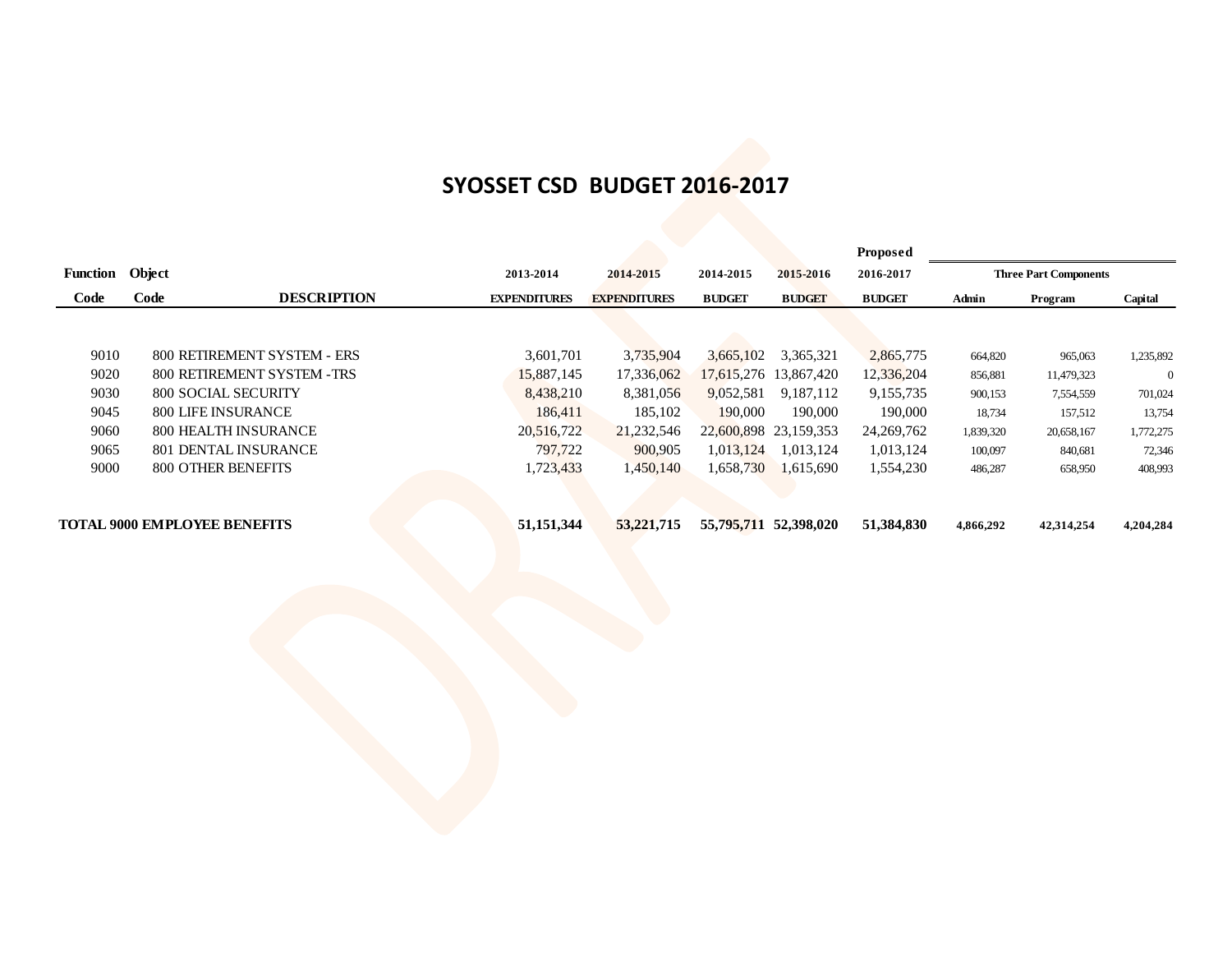# SYOSSET CSD BUDGET 2016-2017

| Function Code | Object Code | DESCRIPTION | 2013-2014 EXPENDITURES | 2014-2015 EXPENDITURES | 2014-2015 BUDGET | 2015-2016 BUDGET | Proposed 2016-2017 BUDGET | Three Part Components Admin | Program | Capital |
|---|---|---|---|---|---|---|---|---|---|---|
| 9010 | 800 | RETIREMENT SYSTEM - ERS | 3,601,701 | 3,735,904 | 3,665,102 | 3,365,321 | 2,865,775 | 664,820 | 965,063 | 1,235,892 |
| 9020 | 800 | RETIREMENT SYSTEM -TRS | 15,887,145 | 17,336,062 | 17,615,276 | 13,867,420 | 12,336,204 | 856,881 | 11,479,323 | 0 |
| 9030 | 800 | SOCIAL SECURITY | 8,438,210 | 8,381,056 | 9,052,581 | 9,187,112 | 9,155,735 | 900,153 | 7,554,559 | 701,024 |
| 9045 | 800 | LIFE INSURANCE | 186,411 | 185,102 | 190,000 | 190,000 | 190,000 | 18,734 | 157,512 | 13,754 |
| 9060 | 800 | HEALTH INSURANCE | 20,516,722 | 21,232,546 | 22,600,898 | 23,159,353 | 24,269,762 | 1,839,320 | 20,658,167 | 1,772,275 |
| 9065 | 801 | DENTAL INSURANCE | 797,722 | 900,905 | 1,013,124 | 1,013,124 | 1,013,124 | 100,097 | 840,681 | 72,346 |
| 9000 | 800 | OTHER BENEFITS | 1,723,433 | 1,450,140 | 1,658,730 | 1,615,690 | 1,554,230 | 486,287 | 658,950 | 408,993 |
| **TOTAL 9000 EMPLOYEE BENEFITS** | | | **51,151,344** | **53,221,715** | **55,795,711** | **52,398,020** | **51,384,830** | **4,866,292** | **42,314,254** | **4,204,284** |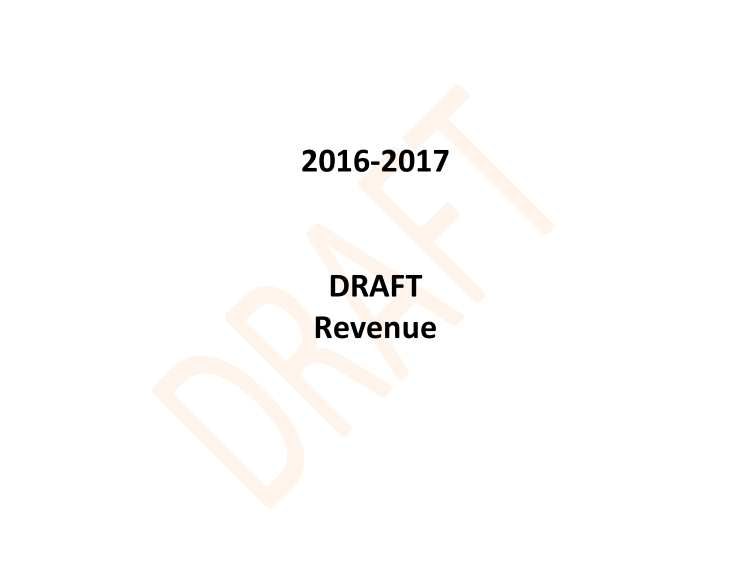# 2016-2017

# DRAFT
# Revenue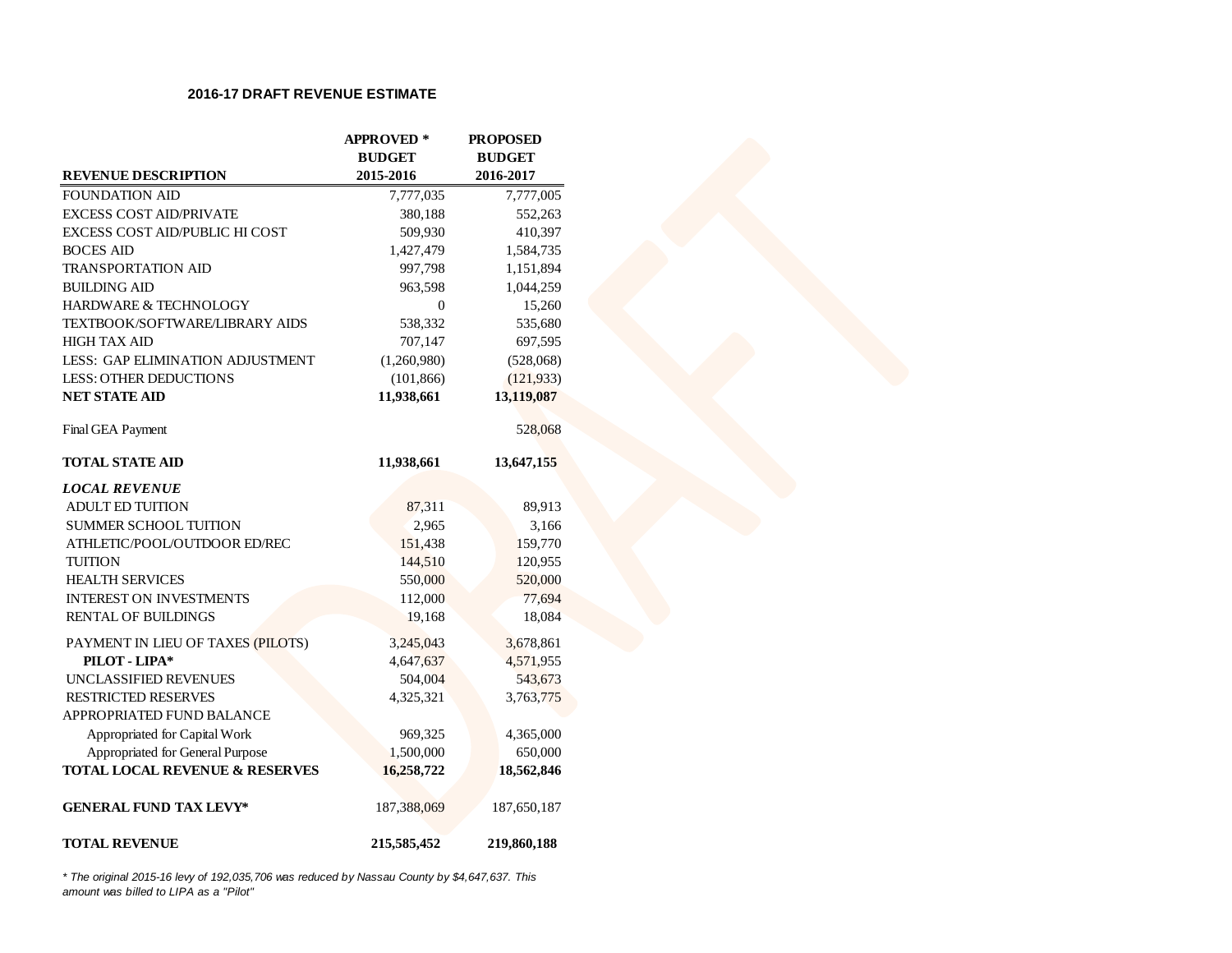## 2016-17 DRAFT REVENUE ESTIMATE

| REVENUE DESCRIPTION | APPROVED * BUDGET 2015-2016 | PROPOSED BUDGET 2016-2017 |
|---|---|---|
| FOUNDATION AID | 7,777,035 | 7,777,005 |
| EXCESS COST AID/PRIVATE | 380,188 | 552,263 |
| EXCESS COST AID/PUBLIC HI COST | 509,930 | 410,397 |
| BOCES AID | 1,427,479 | 1,584,735 |
| TRANSPORTATION AID | 997,798 | 1,151,894 |
| BUILDING AID | 963,598 | 1,044,259 |
| HARDWARE & TECHNOLOGY | 0 | 15,260 |
| TEXTBOOK/SOFTWARE/LIBRARY AIDS | 538,332 | 535,680 |
| HIGH TAX AID | 707,147 | 697,595 |
| LESS: GAP ELIMINATION ADJUSTMENT | (1,260,980) | (528,068) |
| LESS: OTHER DEDUCTIONS | (101,866) | (121,933) |
| **NET STATE AID** | **11,938,661** | **13,119,087** |
| Final GEA Payment | | 528,068 |
| **TOTAL STATE AID** | **11,938,661** | **13,647,155** |
| ***LOCAL REVENUE*** | | |
| ADULT ED TUITION | 87,311 | 89,913 |
| SUMMER SCHOOL TUITION | 2,965 | 3,166 |
| ATHLETIC/POOL/OUTDOOR ED/REC | 151,438 | 159,770 |
| TUITION | 144,510 | 120,955 |
| HEALTH SERVICES | 550,000 | 520,000 |
| INTEREST ON INVESTMENTS | 112,000 | 77,694 |
| RENTAL OF BUILDINGS | 19,168 | 18,084 |
| PAYMENT IN LIEU OF TAXES (PILOTS) | 3,245,043 | 3,678,861 |
| **PILOT - LIPA*** | 4,647,637 | 4,571,955 |
| UNCLASSIFIED REVENUES | 504,004 | 543,673 |
| RESTRICTED RESERVES | 4,325,321 | 3,763,775 |
| APPROPRIATED FUND BALANCE | | |
| Appropriated for Capital Work | 969,325 | 4,365,000 |
| Appropriated for General Purpose | 1,500,000 | 650,000 |
| **TOTAL LOCAL REVENUE & RESERVES** | **16,258,722** | **18,562,846** |
| **GENERAL FUND TAX LEVY*** | 187,388,069 | 187,650,187 |
| **TOTAL REVENUE** | **215,585,452** | **219,860,188** |

*\* The original 2015-16 levy of 192,035,706 was reduced by Nassau County by $4,647,637. This amount was billed to LIPA as a "Pilot"*